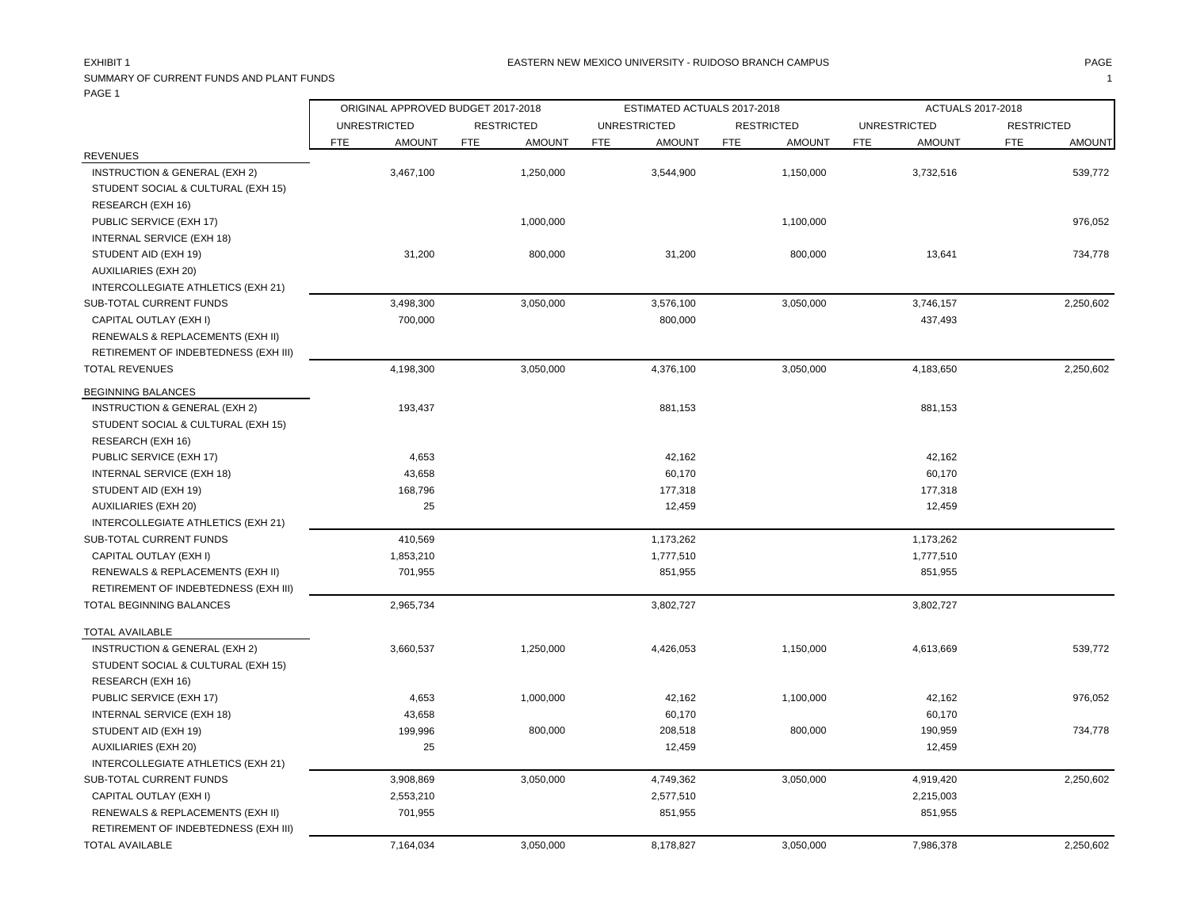EXHIBIT 1

EASTERN NEW MEXICO UNIVERSITY - RUIDOSO BRANCH CAMPUS

SUMMARY OF CURRENT FUNDS AND PLANT FUNDS

PAGE 1

| | ORIGINAL APPROVED BUDGET 2017-2018 | | | | ESTIMATED ACTUALS 2017-2018 | | | | ACTUALS 2017-2018 | | | |
|---|---|---|---|---|---|---|---|---|---|---|---|---|
| | UNRESTRICTED | | RESTRICTED | | UNRESTRICTED | | RESTRICTED | | UNRESTRICTED | | RESTRICTED | |
| | FTE | AMOUNT | FTE | AMOUNT | FTE | AMOUNT | FTE | AMOUNT | FTE | AMOUNT | FTE | AMOUNT |
| REVENUES | | | | | | | | | | | | |
| INSTRUCTION & GENERAL (EXH 2) | | 3,467,100 | | 1,250,000 | | 3,544,900 | | 1,150,000 | | 3,732,516 | | 539,772 |
| STUDENT SOCIAL & CULTURAL (EXH 15) | | | | | | | | | | | | |
| RESEARCH (EXH 16) | | | | | | | | | | | | |
| PUBLIC SERVICE (EXH 17) | | | | 1,000,000 | | | | 1,100,000 | | | | 976,052 |
| INTERNAL SERVICE (EXH 18) | | | | | | | | | | | | |
| STUDENT AID (EXH 19) | | 31,200 | | 800,000 | | 31,200 | | 800,000 | | 13,641 | | 734,778 |
| AUXILIARIES (EXH 20) | | | | | | | | | | | | |
| INTERCOLLEGIATE ATHLETICS (EXH 21) | | | | | | | | | | | | |
| SUB-TOTAL CURRENT FUNDS | | 3,498,300 | | 3,050,000 | | 3,576,100 | | 3,050,000 | | 3,746,157 | | 2,250,602 |
| CAPITAL OUTLAY (EXH I) | | 700,000 | | | | 800,000 | | | | 437,493 | | |
| RENEWALS & REPLACEMENTS (EXH II) | | | | | | | | | | | | |
| RETIREMENT OF INDEBTEDNESS (EXH III) | | | | | | | | | | | | |
| TOTAL REVENUES | | 4,198,300 | | 3,050,000 | | 4,376,100 | | 3,050,000 | | 4,183,650 | | 2,250,602 |
| BEGINNING BALANCES | | | | | | | | | | | | |
| INSTRUCTION & GENERAL (EXH 2) | | 193,437 | | | | 881,153 | | | | 881,153 | | |
| STUDENT SOCIAL & CULTURAL (EXH 15) | | | | | | | | | | | | |
| RESEARCH (EXH 16) | | | | | | | | | | | | |
| PUBLIC SERVICE (EXH 17) | | 4,653 | | | | 42,162 | | | | 42,162 | | |
| INTERNAL SERVICE (EXH 18) | | 43,658 | | | | 60,170 | | | | 60,170 | | |
| STUDENT AID (EXH 19) | | 168,796 | | | | 177,318 | | | | 177,318 | | |
| AUXILIARIES (EXH 20) | | 25 | | | | 12,459 | | | | 12,459 | | |
| INTERCOLLEGIATE ATHLETICS (EXH 21) | | | | | | | | | | | | |
| SUB-TOTAL CURRENT FUNDS | | 410,569 | | | | 1,173,262 | | | | 1,173,262 | | |
| CAPITAL OUTLAY (EXH I) | | 1,853,210 | | | | 1,777,510 | | | | 1,777,510 | | |
| RENEWALS & REPLACEMENTS (EXH II) | | 701,955 | | | | 851,955 | | | | 851,955 | | |
| RETIREMENT OF INDEBTEDNESS (EXH III) | | | | | | | | | | | | |
| TOTAL BEGINNING BALANCES | | 2,965,734 | | | | 3,802,727 | | | | 3,802,727 | | |
| TOTAL AVAILABLE | | | | | | | | | | | | |
| INSTRUCTION & GENERAL (EXH 2) | | 3,660,537 | | 1,250,000 | | 4,426,053 | | 1,150,000 | | 4,613,669 | | 539,772 |
| STUDENT SOCIAL & CULTURAL (EXH 15) | | | | | | | | | | | | |
| RESEARCH (EXH 16) | | | | | | | | | | | | |
| PUBLIC SERVICE (EXH 17) | | 4,653 | | 1,000,000 | | 42,162 | | 1,100,000 | | 42,162 | | 976,052 |
| INTERNAL SERVICE (EXH 18) | | 43,658 | | | | 60,170 | | | | 60,170 | | |
| STUDENT AID (EXH 19) | | 199,996 | | 800,000 | | 208,518 | | 800,000 | | 190,959 | | 734,778 |
| AUXILIARIES (EXH 20) | | 25 | | | | 12,459 | | | | 12,459 | | |
| INTERCOLLEGIATE ATHLETICS (EXH 21) | | | | | | | | | | | | |
| SUB-TOTAL CURRENT FUNDS | | 3,908,869 | | 3,050,000 | | 4,749,362 | | 3,050,000 | | 4,919,420 | | 2,250,602 |
| CAPITAL OUTLAY (EXH I) | | 2,553,210 | | | | 2,577,510 | | | | 2,215,003 | | |
| RENEWALS & REPLACEMENTS (EXH II) | | 701,955 | | | | 851,955 | | | | 851,955 | | |
| RETIREMENT OF INDEBTEDNESS (EXH III) | | | | | | | | | | | | |
| TOTAL AVAILABLE | | 7,164,034 | | 3,050,000 | | 8,178,827 | | 3,050,000 | | 7,986,378 | | 2,250,602 |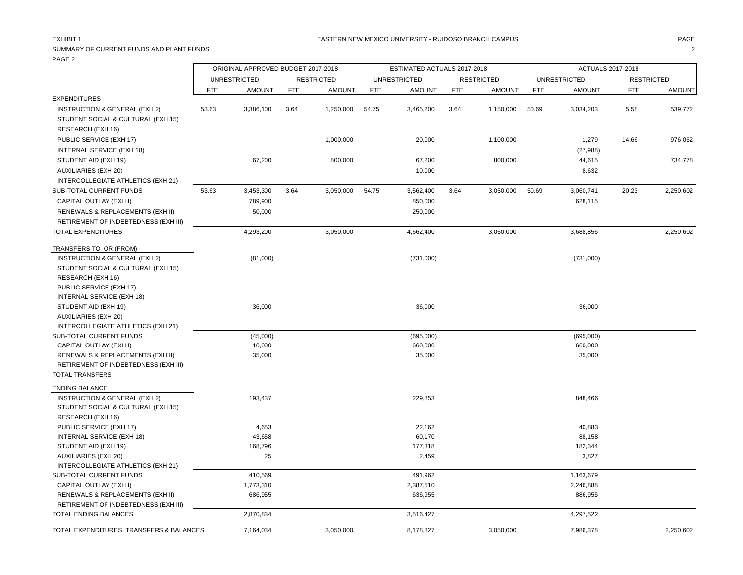EXHIBIT 1

EASTERN NEW MEXICO UNIVERSITY - RUIDOSO BRANCH CAMPUS

SUMMARY OF CURRENT FUNDS AND PLANT FUNDS

PAGE 2

| | ORIGINAL APPROVED BUDGET 2017-2018 | | | | ESTIMATED ACTUALS 2017-2018 | | | | ACTUALS 2017-2018 | | | |
|---|---|---|---|---|---|---|---|---|---|---|---|---|
| | UNRESTRICTED | | RESTRICTED | | UNRESTRICTED | | RESTRICTED | | UNRESTRICTED | | RESTRICTED | |
| | FTE | AMOUNT | FTE | AMOUNT | FTE | AMOUNT | FTE | AMOUNT | FTE | AMOUNT | FTE | AMOUNT |
| EXPENDITURES | | | | | | | | | | | | |
| INSTRUCTION & GENERAL (EXH 2) | 53.63 | 3,386,100 | 3.64 | 1,250,000 | 54.75 | 3,465,200 | 3.64 | 1,150,000 | 50.69 | 3,034,203 | 5.58 | 539,772 |
| STUDENT SOCIAL & CULTURAL (EXH 15) | | | | | | | | | | | | |
| RESEARCH (EXH 16) | | | | | | | | | | | | |
| PUBLIC SERVICE (EXH 17) | | | | 1,000,000 | | 20,000 | | 1,100,000 | | 1,279 | 14.66 | 976,052 |
| INTERNAL SERVICE (EXH 18) | | | | | | | | | | (27,988) | | |
| STUDENT AID (EXH 19) | | 67,200 | | 800,000 | | 67,200 | | 800,000 | | 44,615 | | 734,778 |
| AUXILIARIES (EXH 20) | | | | | | 10,000 | | | | 8,632 | | |
| INTERCOLLEGIATE ATHLETICS (EXH 21) | | | | | | | | | | | | |
| SUB-TOTAL CURRENT FUNDS | 53.63 | 3,453,300 | 3.64 | 3,050,000 | 54.75 | 3,562,400 | 3.64 | 3,050,000 | 50.69 | 3,060,741 | 20.23 | 2,250,602 |
| CAPITAL OUTLAY (EXH I) | | 789,900 | | | | 850,000 | | | | 628,115 | | |
| RENEWALS & REPLACEMENTS (EXH II) | | 50,000 | | | | 250,000 | | | | | | |
| RETIREMENT OF INDEBTEDNESS (EXH III) | | | | | | | | | | | | |
| TOTAL EXPENDITURES | | 4,293,200 | | 3,050,000 | | 4,662,400 | | 3,050,000 | | 3,688,856 | | 2,250,602 |
| TRANSFERS TO OR (FROM) | | | | | | | | | | | | |
| INSTRUCTION & GENERAL (EXH 2) | | (81,000) | | | | (731,000) | | | | (731,000) | | |
| STUDENT SOCIAL & CULTURAL (EXH 15) | | | | | | | | | | | | |
| RESEARCH (EXH 16) | | | | | | | | | | | | |
| PUBLIC SERVICE (EXH 17) | | | | | | | | | | | | |
| INTERNAL SERVICE (EXH 18) | | | | | | | | | | | | |
| STUDENT AID (EXH 19) | | 36,000 | | | | 36,000 | | | | 36,000 | | |
| AUXILIARIES (EXH 20) | | | | | | | | | | | | |
| INTERCOLLEGIATE ATHLETICS (EXH 21) | | | | | | | | | | | | |
| SUB-TOTAL CURRENT FUNDS | | (45,000) | | | | (695,000) | | | | (695,000) | | |
| CAPITAL OUTLAY (EXH I) | | 10,000 | | | | 660,000 | | | | 660,000 | | |
| RENEWALS & REPLACEMENTS (EXH II) | | 35,000 | | | | 35,000 | | | | 35,000 | | |
| RETIREMENT OF INDEBTEDNESS (EXH III) | | | | | | | | | | | | |
| TOTAL TRANSFERS | | | | | | | | | | | | |
| ENDING BALANCE | | | | | | | | | | | | |
| INSTRUCTION & GENERAL (EXH 2) | | 193,437 | | | | 229,853 | | | | 848,466 | | |
| STUDENT SOCIAL & CULTURAL (EXH 15) | | | | | | | | | | | | |
| RESEARCH (EXH 16) | | | | | | | | | | | | |
| PUBLIC SERVICE (EXH 17) | | 4,653 | | | | 22,162 | | | | 40,883 | | |
| INTERNAL SERVICE (EXH 18) | | 43,658 | | | | 60,170 | | | | 88,158 | | |
| STUDENT AID (EXH 19) | | 168,796 | | | | 177,318 | | | | 182,344 | | |
| AUXILIARIES (EXH 20) | | 25 | | | | 2,459 | | | | 3,827 | | |
| INTERCOLLEGIATE ATHLETICS (EXH 21) | | | | | | | | | | | | |
| SUB-TOTAL CURRENT FUNDS | | 410,569 | | | | 491,962 | | | | 1,163,679 | | |
| CAPITAL OUTLAY (EXH I) | | 1,773,310 | | | | 2,387,510 | | | | 2,246,888 | | |
| RENEWALS & REPLACEMENTS (EXH II) | | 686,955 | | | | 636,955 | | | | 886,955 | | |
| RETIREMENT OF INDEBTEDNESS (EXH III) | | | | | | | | | | | | |
| TOTAL ENDING BALANCES | | 2,870,834 | | | | 3,516,427 | | | | 4,297,522 | | |
| TOTAL EXPENDITURES, TRANSFERS & BALANCES | | 7,164,034 | | 3,050,000 | | 8,178,827 | | 3,050,000 | | 7,986,378 | | 2,250,602 |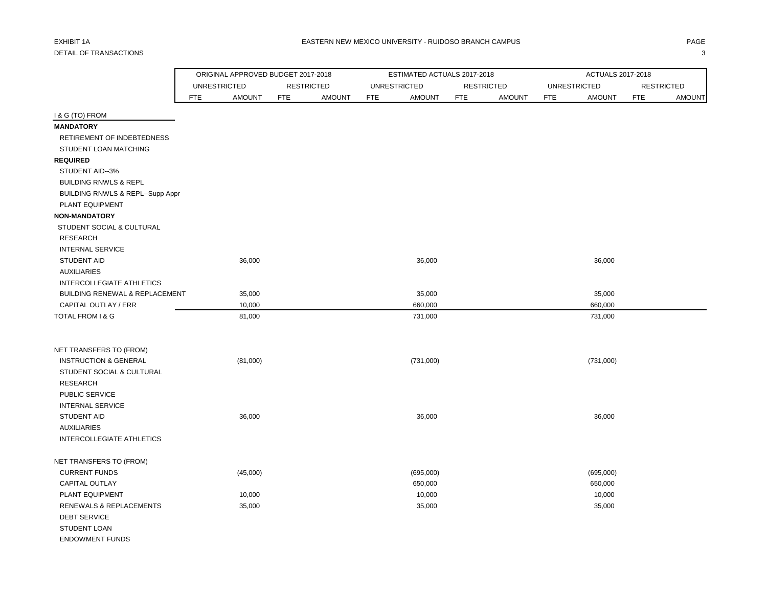EXHIBIT 1A

DETAIL OF TRANSACTIONS

EASTERN NEW MEXICO UNIVERSITY - RUIDOSO BRANCH CAMPUS

| | ORIGINAL APPROVED BUDGET 2017-2018 | | | | ESTIMATED ACTUALS 2017-2018 | | | | ACTUALS 2017-2018 | | | |
|---|---|---|---|---|---|---|---|---|---|---|---|---|
| | UNRESTRICTED | | RESTRICTED | | UNRESTRICTED | | RESTRICTED | | UNRESTRICTED | | RESTRICTED | |
| | FTE | AMOUNT | FTE | AMOUNT | FTE | AMOUNT | FTE | AMOUNT | FTE | AMOUNT | FTE | AMOUNT |
| I & G (TO) FROM | | | | | | | | | | | | |
| **MANDATORY** | | | | | | | | | | | | |
| RETIREMENT OF INDEBTEDNESS | | | | | | | | | | | | |
| STUDENT LOAN MATCHING | | | | | | | | | | | | |
| **REQUIRED** | | | | | | | | | | | | |
| STUDENT AID--3% | | | | | | | | | | | | |
| BUILDING RNWLS & REPL | | | | | | | | | | | | |
| BUILDING RNWLS & REPL--Supp Appr | | | | | | | | | | | | |
| PLANT EQUIPMENT | | | | | | | | | | | | |
| **NON-MANDATORY** | | | | | | | | | | | | |
| STUDENT SOCIAL & CULTURAL | | | | | | | | | | | | |
| RESEARCH | | | | | | | | | | | | |
| INTERNAL SERVICE | | | | | | | | | | | | |
| STUDENT AID | | 36,000 | | | | 36,000 | | | | 36,000 | | |
| AUXILIARIES | | | | | | | | | | | | |
| INTERCOLLEGIATE ATHLETICS | | | | | | | | | | | | |
| BUILDING RENEWAL & REPLACEMENT | | 35,000 | | | | 35,000 | | | | 35,000 | | |
| CAPITAL OUTLAY / ERR | | 10,000 | | | | 660,000 | | | | 660,000 | | |
| TOTAL FROM I & G | | 81,000 | | | | 731,000 | | | | 731,000 | | |
| | | | | | | | | | | | | |
| NET TRANSFERS TO (FROM) | | | | | | | | | | | | |
| INSTRUCTION & GENERAL | | (81,000) | | | | (731,000) | | | | (731,000) | | |
| STUDENT SOCIAL & CULTURAL | | | | | | | | | | | | |
| RESEARCH | | | | | | | | | | | | |
| PUBLIC SERVICE | | | | | | | | | | | | |
| INTERNAL SERVICE | | | | | | | | | | | | |
| STUDENT AID | | 36,000 | | | | 36,000 | | | | 36,000 | | |
| AUXILIARIES | | | | | | | | | | | | |
| INTERCOLLEGIATE ATHLETICS | | | | | | | | | | | | |
| | | | | | | | | | | | | |
| NET TRANSFERS TO (FROM) | | | | | | | | | | | | |
| CURRENT FUNDS | | (45,000) | | | | (695,000) | | | | (695,000) | | |
| CAPITAL OUTLAY | | | | | | 650,000 | | | | 650,000 | | |
| PLANT EQUIPMENT | | 10,000 | | | | 10,000 | | | | 10,000 | | |
| RENEWALS & REPLACEMENTS | | 35,000 | | | | 35,000 | | | | 35,000 | | |
| DEBT SERVICE | | | | | | | | | | | | |
| STUDENT LOAN | | | | | | | | | | | | |
| ENDOWMENT FUNDS | | | | | | | | | | | | |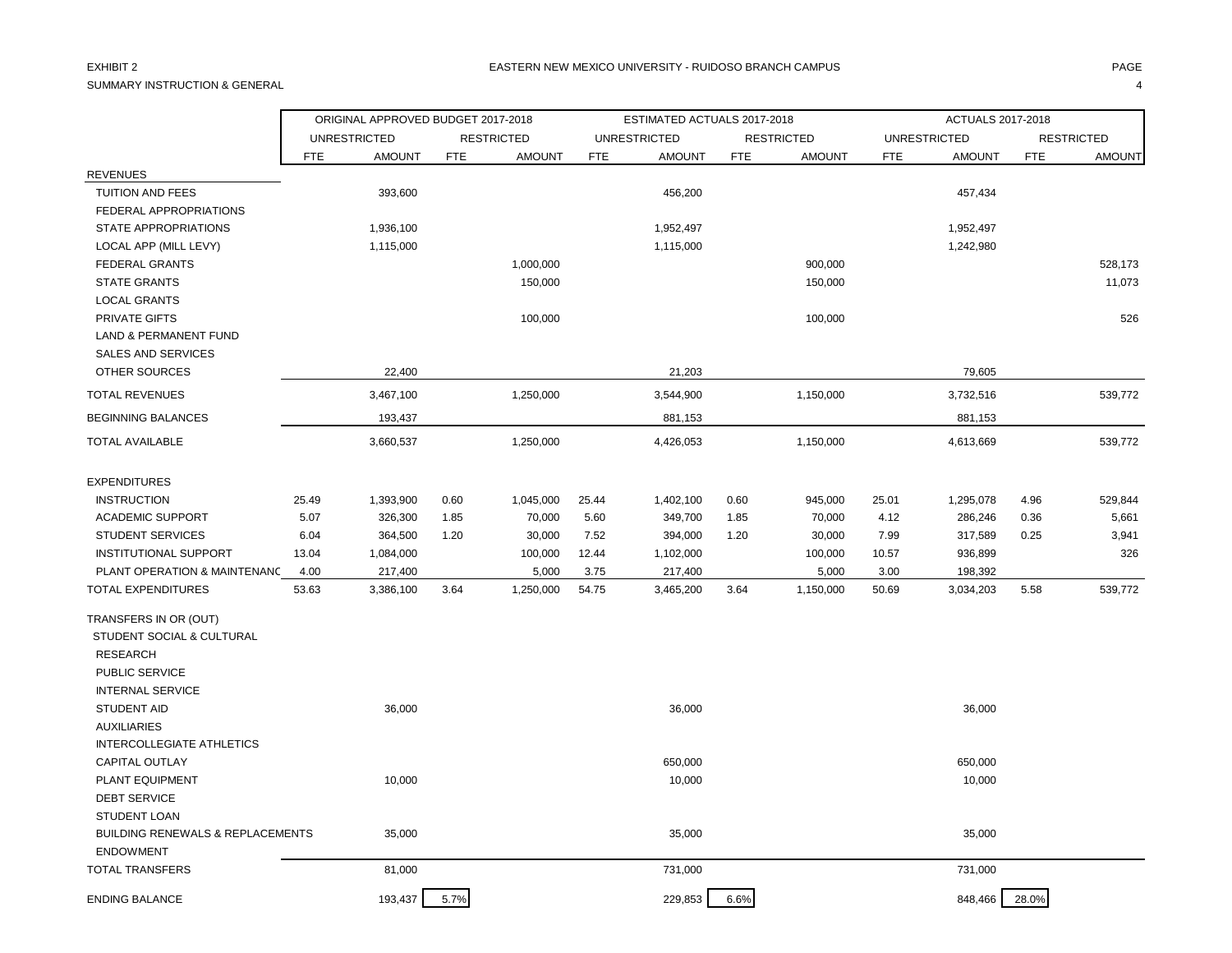EXHIBIT 2

SUMMARY INSTRUCTION & GENERAL

EASTERN NEW MEXICO UNIVERSITY - RUIDOSO BRANCH CAMPUS

| | ORIGINAL APPROVED BUDGET 2017-2018 | | | | ESTIMATED ACTUALS 2017-2018 | | | | ACTUALS 2017-2018 | | | |
|---|---|---|---|---|---|---|---|---|---|---|---|---|
| | UNRESTRICTED | | RESTRICTED | | UNRESTRICTED | | RESTRICTED | | UNRESTRICTED | | RESTRICTED | |
| | FTE | AMOUNT | FTE | AMOUNT | FTE | AMOUNT | FTE | AMOUNT | FTE | AMOUNT | FTE | AMOUNT |
| REVENUES | | | | | | | | | | | | |
| TUITION AND FEES | | 393,600 | | | | 456,200 | | | | 457,434 | | |
| FEDERAL APPROPRIATIONS | | | | | | | | | | | | |
| STATE APPROPRIATIONS | | 1,936,100 | | | | 1,952,497 | | | | 1,952,497 | | |
| LOCAL APP (MILL LEVY) | | 1,115,000 | | | | 1,115,000 | | | | 1,242,980 | | |
| FEDERAL GRANTS | | | | 1,000,000 | | | | 900,000 | | | | 528,173 |
| STATE GRANTS | | | | 150,000 | | | | 150,000 | | | | 11,073 |
| LOCAL GRANTS | | | | | | | | | | | | |
| PRIVATE GIFTS | | | | 100,000 | | | | 100,000 | | | | 526 |
| LAND & PERMANENT FUND | | | | | | | | | | | | |
| SALES AND SERVICES | | | | | | | | | | | | |
| OTHER SOURCES | | 22,400 | | | | 21,203 | | | | 79,605 | | |
| TOTAL REVENUES | | 3,467,100 | | 1,250,000 | | 3,544,900 | | 1,150,000 | | 3,732,516 | | 539,772 |
| BEGINNING BALANCES | | 193,437 | | | | 881,153 | | | | 881,153 | | |
| TOTAL AVAILABLE | | 3,660,537 | | 1,250,000 | | 4,426,053 | | 1,150,000 | | 4,613,669 | | 539,772 |
| EXPENDITURES | | | | | | | | | | | | |
| INSTRUCTION | 25.49 | 1,393,900 | 0.60 | 1,045,000 | 25.44 | 1,402,100 | 0.60 | 945,000 | 25.01 | 1,295,078 | 4.96 | 529,844 |
| ACADEMIC SUPPORT | 5.07 | 326,300 | 1.85 | 70,000 | 5.60 | 349,700 | 1.85 | 70,000 | 4.12 | 286,246 | 0.36 | 5,661 |
| STUDENT SERVICES | 6.04 | 364,500 | 1.20 | 30,000 | 7.52 | 394,000 | 1.20 | 30,000 | 7.99 | 317,589 | 0.25 | 3,941 |
| INSTITUTIONAL SUPPORT | 13.04 | 1,084,000 | | 100,000 | 12.44 | 1,102,000 | | 100,000 | 10.57 | 936,899 | | 326 |
| PLANT OPERATION & MAINTENANC | 4.00 | 217,400 | | 5,000 | 3.75 | 217,400 | | 5,000 | 3.00 | 198,392 | | |
| TOTAL EXPENDITURES | 53.63 | 3,386,100 | 3.64 | 1,250,000 | 54.75 | 3,465,200 | 3.64 | 1,150,000 | 50.69 | 3,034,203 | 5.58 | 539,772 |
| TRANSFERS IN OR (OUT) | | | | | | | | | | | | |
| STUDENT SOCIAL & CULTURAL | | | | | | | | | | | | |
| RESEARCH | | | | | | | | | | | | |
| PUBLIC SERVICE | | | | | | | | | | | | |
| INTERNAL SERVICE | | | | | | | | | | | | |
| STUDENT AID | | 36,000 | | | | 36,000 | | | | 36,000 | | |
| AUXILIARIES | | | | | | | | | | | | |
| INTERCOLLEGIATE ATHLETICS | | | | | | | | | | | | |
| CAPITAL OUTLAY | | | | | | 650,000 | | | | 650,000 | | |
| PLANT EQUIPMENT | | 10,000 | | | | 10,000 | | | | 10,000 | | |
| DEBT SERVICE | | | | | | | | | | | | |
| STUDENT LOAN | | | | | | | | | | | | |
| BUILDING RENEWALS & REPLACEMENTS | | 35,000 | | | | 35,000 | | | | 35,000 | | |
| ENDOWMENT | | | | | | | | | | | | |
| TOTAL TRANSFERS | | 81,000 | | | | 731,000 | | | | 731,000 | | |
| ENDING BALANCE | | 193,437 | 5.7% | | | 229,853 | 6.6% | | | 848,466 | 28.0% | |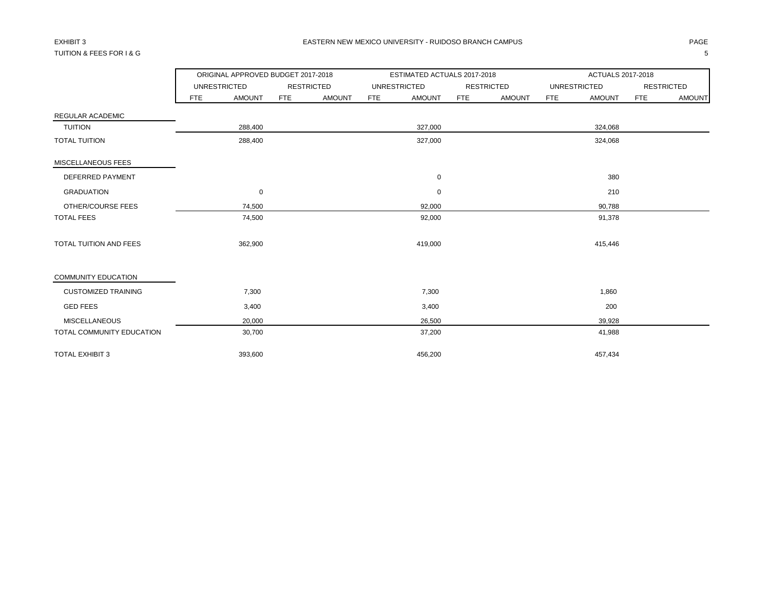EXHIBIT 3

TUITION & FEES FOR I & G

EASTERN NEW MEXICO UNIVERSITY - RUIDOSO BRANCH CAMPUS

| | ORIGINAL APPROVED BUDGET 2017-2018 | | | | ESTIMATED ACTUALS 2017-2018 | | | | ACTUALS 2017-2018 | | | |
|---|---|---|---|---|---|---|---|---|---|---|---|---|
| | UNRESTRICTED | | RESTRICTED | | UNRESTRICTED | | RESTRICTED | | UNRESTRICTED | | RESTRICTED | |
| | FTE | AMOUNT | FTE | AMOUNT | FTE | AMOUNT | FTE | AMOUNT | FTE | AMOUNT | FTE | AMOUNT |
| REGULAR ACADEMIC | | | | | | | | | | | | |
| TUITION | | 288,400 | | | | 327,000 | | | | 324,068 | | |
| TOTAL TUITION | | 288,400 | | | | 327,000 | | | | 324,068 | | |
| MISCELLANEOUS FEES | | | | | | | | | | | | |
| DEFERRED PAYMENT | | | | | | 0 | | | | 380 | | |
| GRADUATION | | 0 | | | | 0 | | | | 210 | | |
| OTHER/COURSE FEES | | 74,500 | | | | 92,000 | | | | 90,788 | | |
| TOTAL FEES | | 74,500 | | | | 92,000 | | | | 91,378 | | |
| TOTAL TUITION AND FEES | | 362,900 | | | | 419,000 | | | | 415,446 | | |
| COMMUNITY EDUCATION | | | | | | | | | | | | |
| CUSTOMIZED TRAINING | | 7,300 | | | | 7,300 | | | | 1,860 | | |
| GED FEES | | 3,400 | | | | 3,400 | | | | 200 | | |
| MISCELLANEOUS | | 20,000 | | | | 26,500 | | | | 39,928 | | |
| TOTAL COMMUNITY EDUCATION | | 30,700 | | | | 37,200 | | | | 41,988 | | |
| TOTAL EXHIBIT 3 | | 393,600 | | | | 456,200 | | | | 457,434 | | |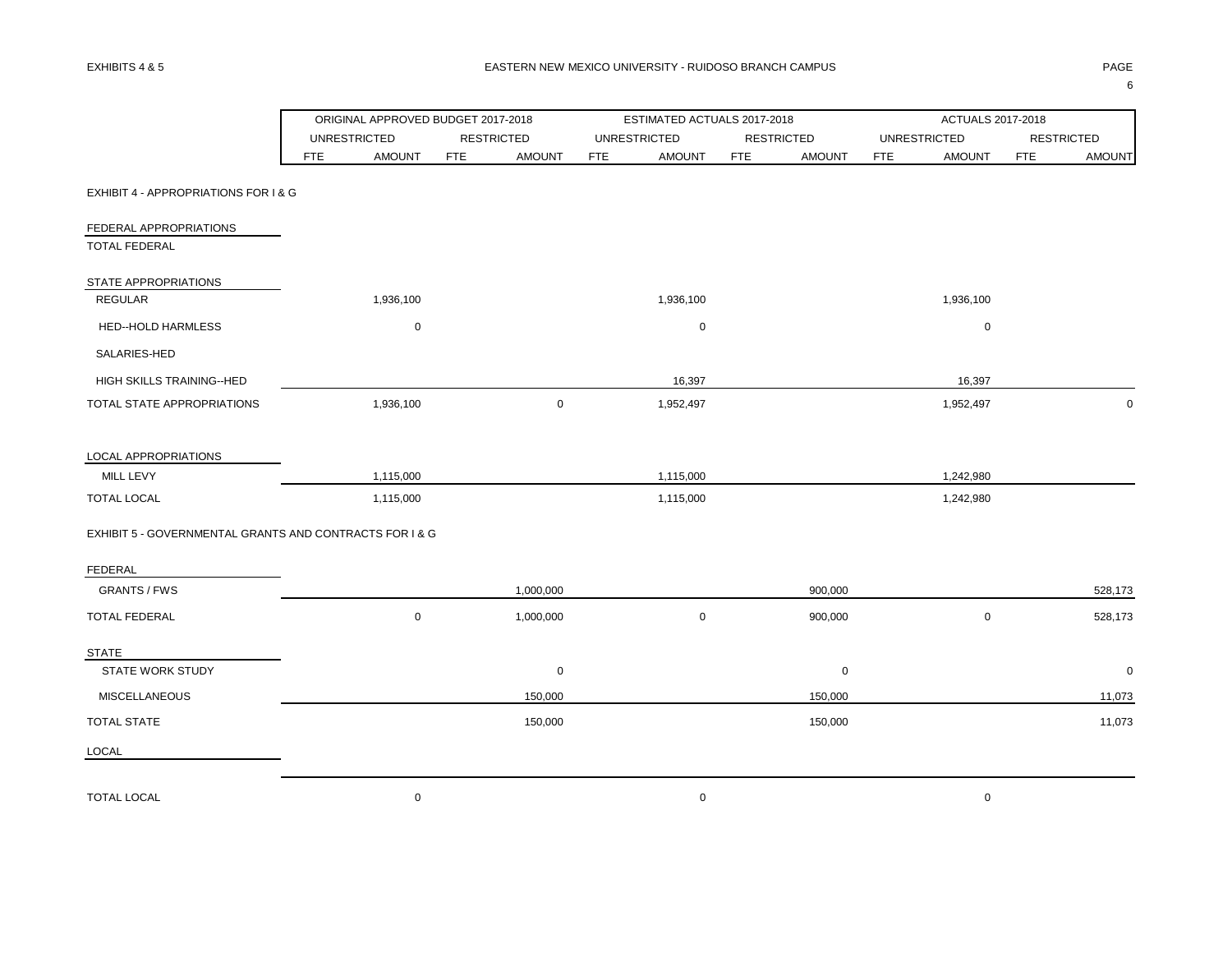EXHIBITS 4 & 5

EASTERN NEW MEXICO UNIVERSITY - RUIDOSO BRANCH CAMPUS

| | ORIGINAL APPROVED BUDGET 2017-2018 | | | | ESTIMATED ACTUALS 2017-2018 | | | | ACTUALS 2017-2018 | | | |
|---|---|---|---|---|---|---|---|---|---|---|---|---|
| | UNRESTRICTED | | RESTRICTED | | UNRESTRICTED | | RESTRICTED | | UNRESTRICTED | | RESTRICTED | |
| | FTE | AMOUNT | FTE | AMOUNT | FTE | AMOUNT | FTE | AMOUNT | FTE | AMOUNT | FTE | AMOUNT |
| **EXHIBIT 4 - APPROPRIATIONS FOR I & G** | | | | | | | | | | | | |
| FEDERAL APPROPRIATIONS | | | | | | | | | | | | |
| TOTAL FEDERAL | | | | | | | | | | | | |
| STATE APPROPRIATIONS | | | | | | | | | | | | |
| REGULAR | | 1,936,100 | | | | 1,936,100 | | | | 1,936,100 | | |
| HED--HOLD HARMLESS | | 0 | | | | 0 | | | | 0 | | |
| SALARIES-HED | | | | | | | | | | | | |
| HIGH SKILLS TRAINING--HED | | | | | | 16,397 | | | | 16,397 | | |
| TOTAL STATE APPROPRIATIONS | | 1,936,100 | | 0 | | 1,952,497 | | | | 1,952,497 | | 0 |
| LOCAL APPROPRIATIONS | | | | | | | | | | | | |
| MILL LEVY | | 1,115,000 | | | | 1,115,000 | | | | 1,242,980 | | |
| TOTAL LOCAL | | 1,115,000 | | | | 1,115,000 | | | | 1,242,980 | | |
| **EXHIBIT 5 - GOVERNMENTAL GRANTS AND CONTRACTS FOR I & G** | | | | | | | | | | | | |
| FEDERAL | | | | | | | | | | | | |
| GRANTS / FWS | | | | 1,000,000 | | | | 900,000 | | | | 528,173 |
| TOTAL FEDERAL | | 0 | | 1,000,000 | | 0 | | 900,000 | | 0 | | 528,173 |
| STATE | | | | | | | | | | | | |
| STATE WORK STUDY | | | | 0 | | | | 0 | | | | 0 |
| MISCELLANEOUS | | | | 150,000 | | | | 150,000 | | | | 11,073 |
| TOTAL STATE | | | | 150,000 | | | | 150,000 | | | | 11,073 |
| LOCAL | | | | | | | | | | | | |
| TOTAL LOCAL | | 0 | | | | 0 | | | | 0 | | |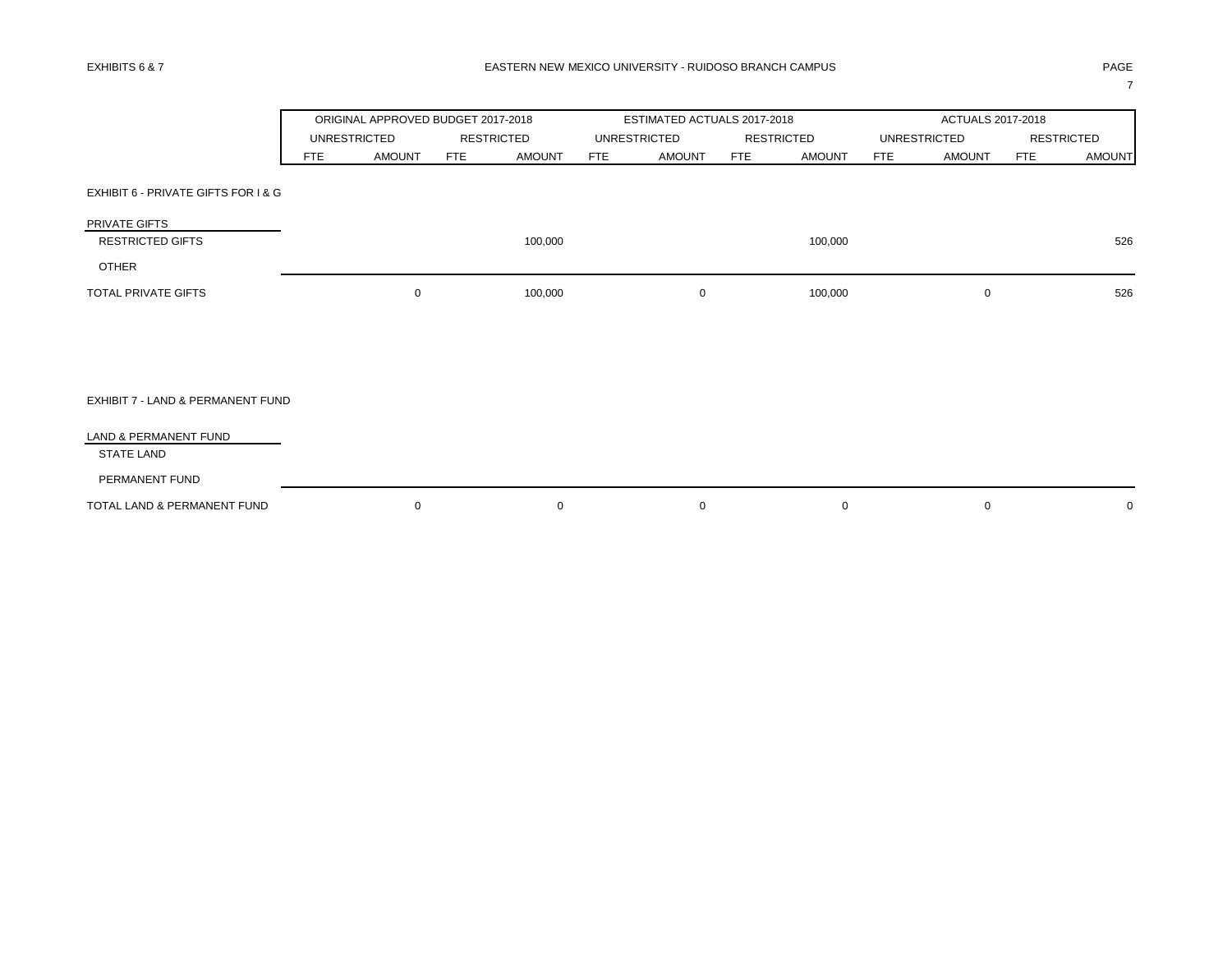EXHIBITS 6 & 7

EASTERN NEW MEXICO UNIVERSITY - RUIDOSO BRANCH CAMPUS

| | ORIGINAL APPROVED BUDGET 2017-2018 | | | | ESTIMATED ACTUALS 2017-2018 | | | | ACTUALS 2017-2018 | | | |
|---|---|---|---|---|---|---|---|---|---|---|---|---|
| | UNRESTRICTED | | RESTRICTED | | UNRESTRICTED | | RESTRICTED | | UNRESTRICTED | | RESTRICTED | |
| | FTE | AMOUNT | FTE | AMOUNT | FTE | AMOUNT | FTE | AMOUNT | FTE | AMOUNT | FTE | AMOUNT |
| **EXHIBIT 6 - PRIVATE GIFTS FOR I & G** | | | | | | | | | | | | |
| PRIVATE GIFTS | | | | | | | | | | | | |
| RESTRICTED GIFTS | | | | 100,000 | | | | 100,000 | | | | 526 |
| OTHER | | | | | | | | | | | | |
| TOTAL PRIVATE GIFTS | | 0 | | 100,000 | | 0 | | 100,000 | | 0 | | 526 |
| **EXHIBIT 7 - LAND & PERMANENT FUND** | | | | | | | | | | | | |
| LAND & PERMANENT FUND | | | | | | | | | | | | |
| STATE LAND | | | | | | | | | | | | |
| PERMANENT FUND | | | | | | | | | | | | |
| TOTAL LAND & PERMANENT FUND | | 0 | | 0 | | 0 | | 0 | | 0 | | 0 |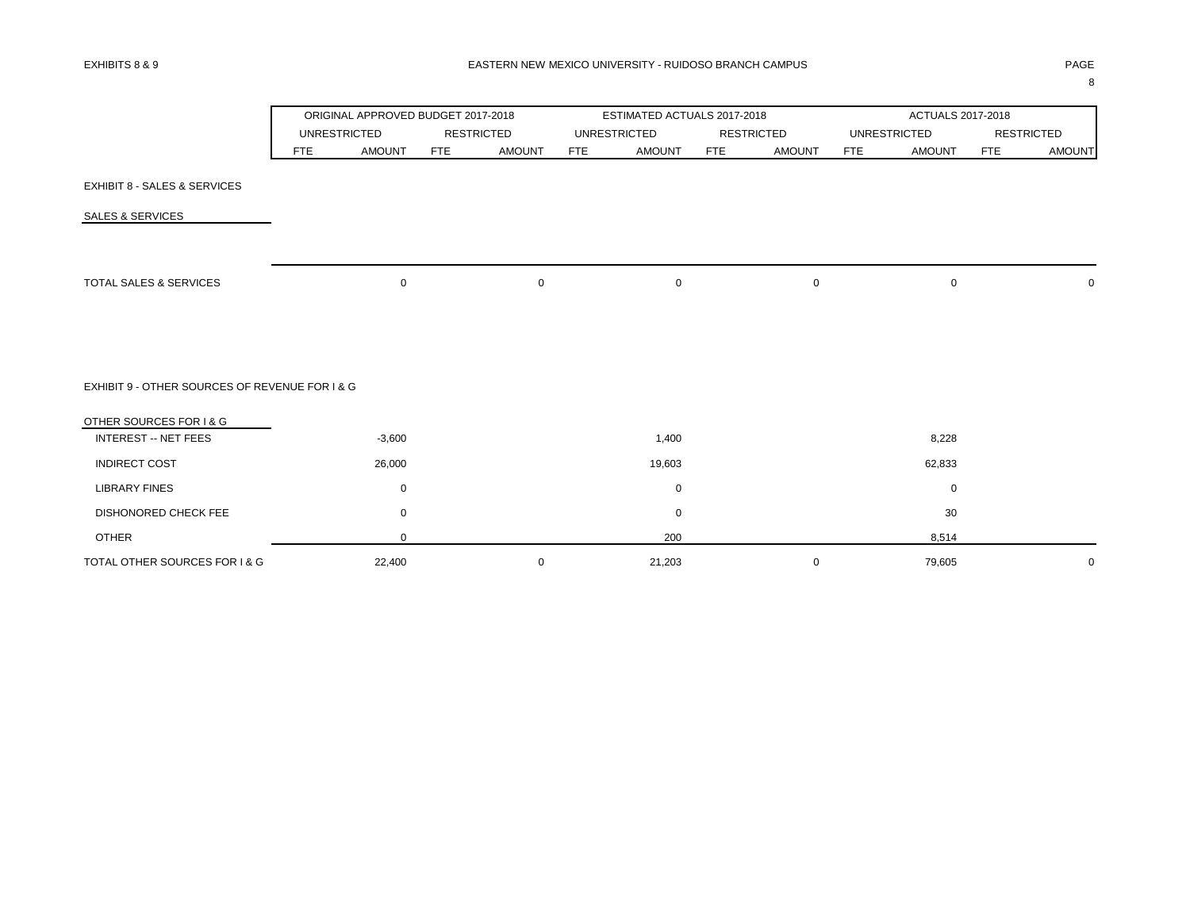EASTERN NEW MEXICO UNIVERSITY - RUIDOSO BRANCH CAMPUS

EXHIBITS 8 & 9

| | ORIGINAL APPROVED BUDGET 2017-2018 | | | | ESTIMATED ACTUALS 2017-2018 | | | | ACTUALS 2017-2018 | | | |
|---|---|---|---|---|---|---|---|---|---|---|---|---|
| | UNRESTRICTED | | RESTRICTED | | UNRESTRICTED | | RESTRICTED | | UNRESTRICTED | | RESTRICTED | |
| | FTE | AMOUNT | FTE | AMOUNT | FTE | AMOUNT | FTE | AMOUNT | FTE | AMOUNT | FTE | AMOUNT |
| **EXHIBIT 8 - SALES & SERVICES** | | | | | | | | | | | | |
| SALES & SERVICES | | | | | | | | | | | | |
| TOTAL SALES & SERVICES | | 0 | | 0 | | 0 | | 0 | | 0 | | 0 |
| **EXHIBIT 9 - OTHER SOURCES OF REVENUE FOR I & G** | | | | | | | | | | | | |
| OTHER SOURCES FOR I & G | | | | | | | | | | | | |
| INTEREST -- NET FEES | | -3,600 | | | | 1,400 | | | | 8,228 | | |
| INDIRECT COST | | 26,000 | | | | 19,603 | | | | 62,833 | | |
| LIBRARY FINES | | 0 | | | | 0 | | | | 0 | | |
| DISHONORED CHECK FEE | | 0 | | | | 0 | | | | 30 | | |
| OTHER | | 0 | | | | 200 | | | | 8,514 | | |
| TOTAL OTHER SOURCES FOR I & G | | 22,400 | | 0 | | 21,203 | | 0 | | 79,605 | | 0 |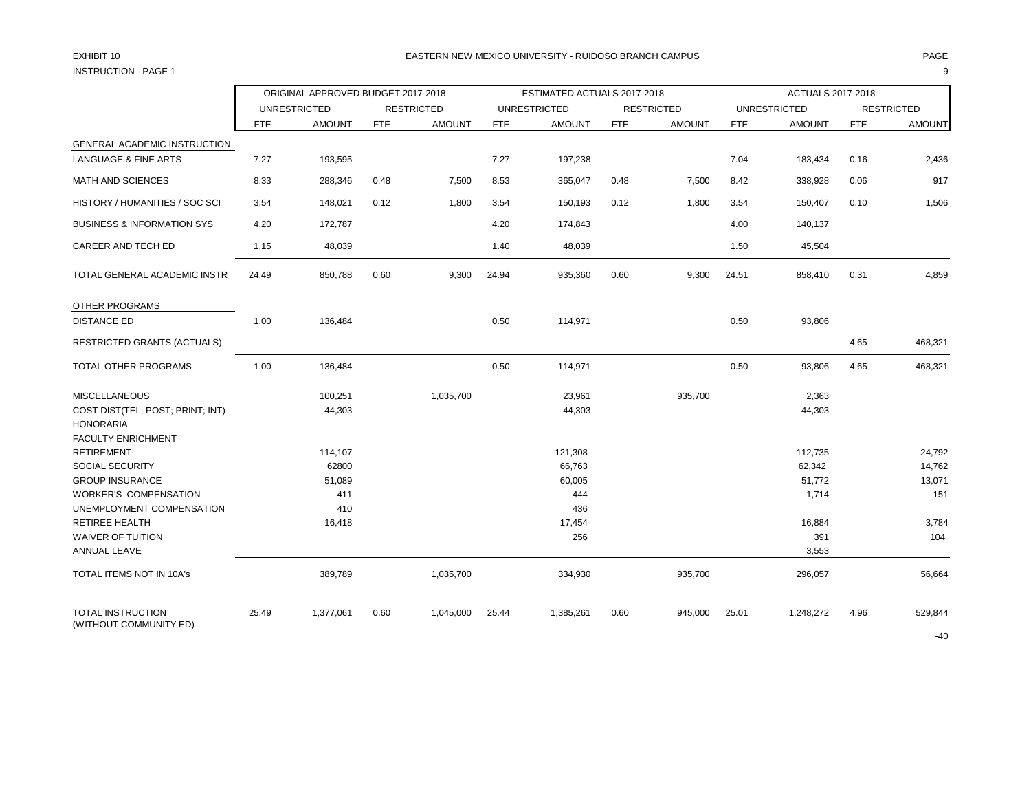EXHIBIT 10

INSTRUCTION - PAGE 1

EASTERN NEW MEXICO UNIVERSITY - RUIDOSO BRANCH CAMPUS

| | ORIGINAL APPROVED BUDGET 2017-2018 | | | | ESTIMATED ACTUALS 2017-2018 | | | | ACTUALS 2017-2018 | | | |
|---|---|---|---|---|---|---|---|---|---|---|---|---|
| | UNRESTRICTED | | RESTRICTED | | UNRESTRICTED | | RESTRICTED | | UNRESTRICTED | | RESTRICTED | |
| | FTE | AMOUNT | FTE | AMOUNT | FTE | AMOUNT | FTE | AMOUNT | FTE | AMOUNT | FTE | AMOUNT |
| GENERAL ACADEMIC INSTRUCTION | | | | | | | | | | | | |
| LANGUAGE & FINE ARTS | 7.27 | 193,595 | | | 7.27 | 197,238 | | | 7.04 | 183,434 | 0.16 | 2,436 |
| MATH AND SCIENCES | 8.33 | 288,346 | 0.48 | 7,500 | 8.53 | 365,047 | 0.48 | 7,500 | 8.42 | 338,928 | 0.06 | 917 |
| HISTORY / HUMANITIES / SOC SCI | 3.54 | 148,021 | 0.12 | 1,800 | 3.54 | 150,193 | 0.12 | 1,800 | 3.54 | 150,407 | 0.10 | 1,506 |
| BUSINESS & INFORMATION SYS | 4.20 | 172,787 | | | 4.20 | 174,843 | | | 4.00 | 140,137 | | |
| CAREER AND TECH ED | 1.15 | 48,039 | | | 1.40 | 48,039 | | | 1.50 | 45,504 | | |
| TOTAL GENERAL ACADEMIC INSTR | 24.49 | 850,788 | 0.60 | 9,300 | 24.94 | 935,360 | 0.60 | 9,300 | 24.51 | 858,410 | 0.31 | 4,859 |
| OTHER PROGRAMS | | | | | | | | | | | | |
| DISTANCE ED | 1.00 | 136,484 | | | 0.50 | 114,971 | | | 0.50 | 93,806 | | |
| RESTRICTED GRANTS (ACTUALS) | | | | | | | | | | | 4.65 | 468,321 |
| TOTAL OTHER PROGRAMS | 1.00 | 136,484 | | | 0.50 | 114,971 | | | 0.50 | 93,806 | 4.65 | 468,321 |
| MISCELLANEOUS | | 100,251 | | 1,035,700 | | 23,961 | | 935,700 | | 2,363 | | |
| COST DIST(TEL; POST; PRINT; INT) | | 44,303 | | | | 44,303 | | | | 44,303 | | |
| HONORARIA | | | | | | | | | | | | |
| FACULTY ENRICHMENT | | | | | | | | | | | | |
| RETIREMENT | | 114,107 | | | | 121,308 | | | | 112,735 | | 24,792 |
| SOCIAL SECURITY | | 62800 | | | | 66,763 | | | | 62,342 | | 14,762 |
| GROUP INSURANCE | | 51,089 | | | | 60,005 | | | | 51,772 | | 13,071 |
| WORKER'S COMPENSATION | | 411 | | | | 444 | | | | 1,714 | | 151 |
| UNEMPLOYMENT COMPENSATION | | 410 | | | | 436 | | | | | | |
| RETIREE HEALTH | | 16,418 | | | | 17,454 | | | | 16,884 | | 3,784 |
| WAIVER OF TUITION | | | | | | 256 | | | | 391 | | 104 |
| ANNUAL LEAVE | | | | | | | | | | 3,553 | | |
| TOTAL ITEMS NOT IN 10A's | | 389,789 | | 1,035,700 | | 334,930 | | 935,700 | | 296,057 | | 56,664 |
| TOTAL INSTRUCTION (WITHOUT COMMUNITY ED) | 25.49 | 1,377,061 | 0.60 | 1,045,000 | 25.44 | 1,385,261 | 0.60 | 945,000 | 25.01 | 1,248,272 | 4.96 | 529,844 |

-40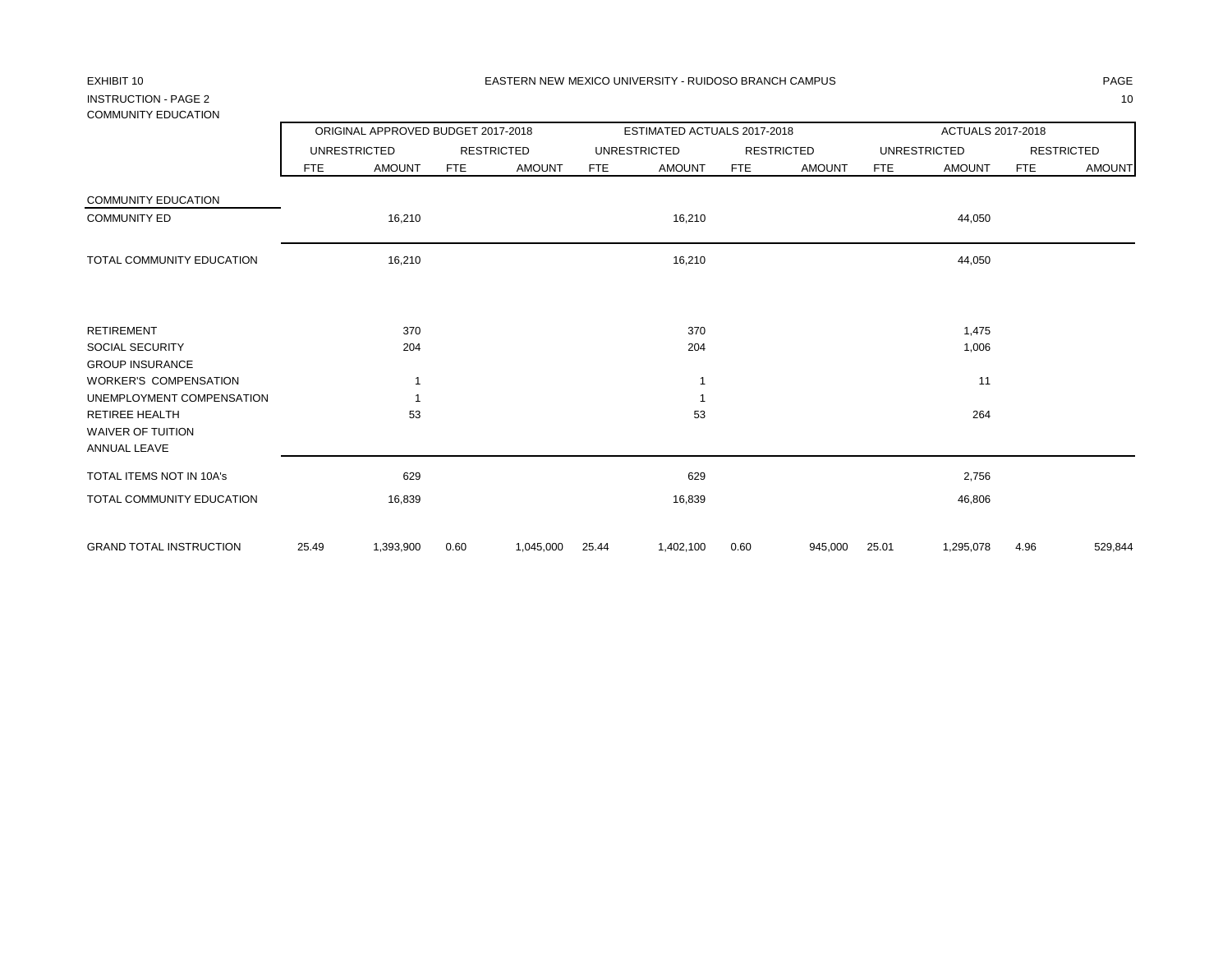EXHIBIT 10

EASTERN NEW MEXICO UNIVERSITY - RUIDOSO BRANCH CAMPUS

INSTRUCTION - PAGE 2

COMMUNITY EDUCATION

| | ORIGINAL APPROVED BUDGET 2017-2018 | | | | ESTIMATED ACTUALS 2017-2018 | | | | ACTUALS 2017-2018 | | | |
|---|---|---|---|---|---|---|---|---|---|---|---|---|
| | UNRESTRICTED | | RESTRICTED | | UNRESTRICTED | | RESTRICTED | | UNRESTRICTED | | RESTRICTED | |
| | FTE | AMOUNT | FTE | AMOUNT | FTE | AMOUNT | FTE | AMOUNT | FTE | AMOUNT | FTE | AMOUNT |
| COMMUNITY EDUCATION | | | | | | | | | | | | |
| COMMUNITY ED | | 16,210 | | | | 16,210 | | | | 44,050 | | |
| TOTAL COMMUNITY EDUCATION | | 16,210 | | | | 16,210 | | | | 44,050 | | |
| RETIREMENT | | 370 | | | | 370 | | | | 1,475 | | |
| SOCIAL SECURITY | | 204 | | | | 204 | | | | 1,006 | | |
| GROUP INSURANCE | | | | | | | | | | | | |
| WORKER'S COMPENSATION | | 1 | | | | 1 | | | | 11 | | |
| UNEMPLOYMENT COMPENSATION | | 1 | | | | 1 | | | | | | |
| RETIREE HEALTH | | 53 | | | | 53 | | | | 264 | | |
| WAIVER OF TUITION | | | | | | | | | | | | |
| ANNUAL LEAVE | | | | | | | | | | | | |
| TOTAL ITEMS NOT IN 10A's | | 629 | | | | 629 | | | | 2,756 | | |
| TOTAL COMMUNITY EDUCATION | | 16,839 | | | | 16,839 | | | | 46,806 | | |
| GRAND TOTAL INSTRUCTION | 25.49 | 1,393,900 | 0.60 | 1,045,000 | 25.44 | 1,402,100 | 0.60 | 945,000 | 25.01 | 1,295,078 | 4.96 | 529,844 |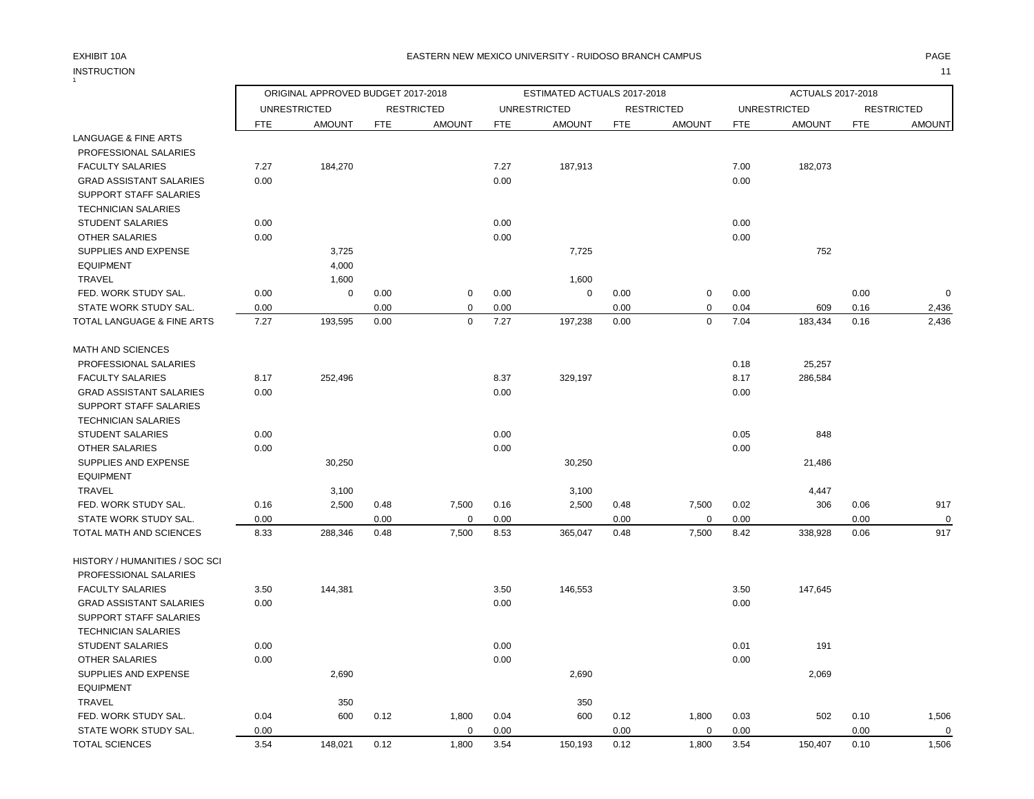EXHIBIT 10A

EASTERN NEW MEXICO UNIVERSITY - RUIDOSO BRANCH CAMPUS

INSTRUCTION

| | ORIGINAL APPROVED BUDGET 2017-2018 | | | | ESTIMATED ACTUALS 2017-2018 | | | | ACTUALS 2017-2018 | | | |
|---|---|---|---|---|---|---|---|---|---|---|---|---|
| | UNRESTRICTED | | RESTRICTED | | UNRESTRICTED | | RESTRICTED | | UNRESTRICTED | | RESTRICTED | |
| | FTE | AMOUNT | FTE | AMOUNT | FTE | AMOUNT | FTE | AMOUNT | FTE | AMOUNT | FTE | AMOUNT |
| LANGUAGE & FINE ARTS | | | | | | | | | | | | |
| PROFESSIONAL SALARIES | | | | | | | | | | | | |
| FACULTY SALARIES | 7.27 | 184,270 | | | 7.27 | 187,913 | | | 7.00 | 182,073 | | |
| GRAD ASSISTANT SALARIES | 0.00 | | | | 0.00 | | | | 0.00 | | | |
| SUPPORT STAFF SALARIES | | | | | | | | | | | | |
| TECHNICIAN SALARIES | | | | | | | | | | | | |
| STUDENT SALARIES | 0.00 | | | | 0.00 | | | | 0.00 | | | |
| OTHER SALARIES | 0.00 | | | | 0.00 | | | | 0.00 | | | |
| SUPPLIES AND EXPENSE | | 3,725 | | | | 7,725 | | | | 752 | | |
| EQUIPMENT | | 4,000 | | | | | | | | | | |
| TRAVEL | | 1,600 | | | | 1,600 | | | | | | |
| FED. WORK STUDY SAL. | 0.00 | 0 | 0.00 | 0 | 0.00 | 0 | 0.00 | 0 | 0.00 | | 0.00 | 0 |
| STATE WORK STUDY SAL. | 0.00 | | 0.00 | 0 | 0.00 | | 0.00 | 0 | 0.04 | 609 | 0.16 | 2,436 |
| TOTAL LANGUAGE & FINE ARTS | 7.27 | 193,595 | 0.00 | 0 | 7.27 | 197,238 | 0.00 | 0 | 7.04 | 183,434 | 0.16 | 2,436 |
| MATH AND SCIENCES | | | | | | | | | | | | |
| PROFESSIONAL SALARIES | | | | | | | | | 0.18 | 25,257 | | |
| FACULTY SALARIES | 8.17 | 252,496 | | | 8.37 | 329,197 | | | 8.17 | 286,584 | | |
| GRAD ASSISTANT SALARIES | 0.00 | | | | 0.00 | | | | 0.00 | | | |
| SUPPORT STAFF SALARIES | | | | | | | | | | | | |
| TECHNICIAN SALARIES | | | | | | | | | | | | |
| STUDENT SALARIES | 0.00 | | | | 0.00 | | | | 0.05 | 848 | | |
| OTHER SALARIES | 0.00 | | | | 0.00 | | | | 0.00 | | | |
| SUPPLIES AND EXPENSE | | 30,250 | | | | 30,250 | | | | 21,486 | | |
| EQUIPMENT | | | | | | | | | | | | |
| TRAVEL | | 3,100 | | | | 3,100 | | | | 4,447 | | |
| FED. WORK STUDY SAL. | 0.16 | 2,500 | 0.48 | 7,500 | 0.16 | 2,500 | 0.48 | 7,500 | 0.02 | 306 | 0.06 | 917 |
| STATE WORK STUDY SAL. | 0.00 | | 0.00 | 0 | 0.00 | | 0.00 | 0 | 0.00 | | 0.00 | 0 |
| TOTAL MATH AND SCIENCES | 8.33 | 288,346 | 0.48 | 7,500 | 8.53 | 365,047 | 0.48 | 7,500 | 8.42 | 338,928 | 0.06 | 917 |
| HISTORY / HUMANITIES / SOC SCI | | | | | | | | | | | | |
| PROFESSIONAL SALARIES | | | | | | | | | | | | |
| FACULTY SALARIES | 3.50 | 144,381 | | | 3.50 | 146,553 | | | 3.50 | 147,645 | | |
| GRAD ASSISTANT SALARIES | 0.00 | | | | 0.00 | | | | 0.00 | | | |
| SUPPORT STAFF SALARIES | | | | | | | | | | | | |
| TECHNICIAN SALARIES | | | | | | | | | | | | |
| STUDENT SALARIES | 0.00 | | | | 0.00 | | | | 0.01 | 191 | | |
| OTHER SALARIES | 0.00 | | | | 0.00 | | | | 0.00 | | | |
| SUPPLIES AND EXPENSE | | 2,690 | | | | 2,690 | | | | 2,069 | | |
| EQUIPMENT | | | | | | | | | | | | |
| TRAVEL | | 350 | | | | 350 | | | | | | |
| FED. WORK STUDY SAL. | 0.04 | 600 | 0.12 | 1,800 | 0.04 | 600 | 0.12 | 1,800 | 0.03 | 502 | 0.10 | 1,506 |
| STATE WORK STUDY SAL. | 0.00 | | | 0 | 0.00 | | 0.00 | 0 | 0.00 | | 0.00 | 0 |
| TOTAL SCIENCES | 3.54 | 148,021 | 0.12 | 1,800 | 3.54 | 150,193 | 0.12 | 1,800 | 3.54 | 150,407 | 0.10 | 1,506 |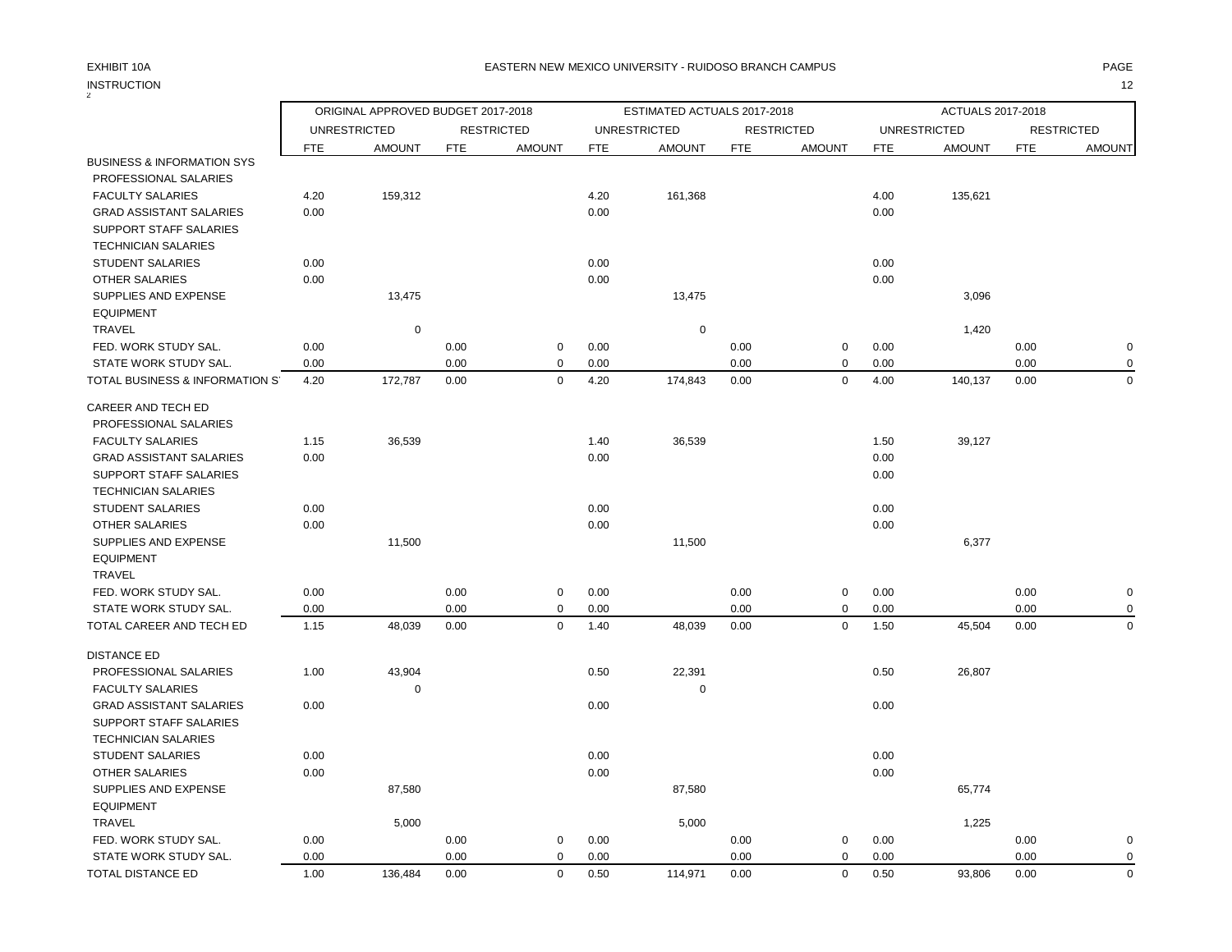EXHIBIT 10A

INSTRUCTION

EASTERN NEW MEXICO UNIVERSITY - RUIDOSO BRANCH CAMPUS

| | ORIGINAL APPROVED BUDGET 2017-2018 | | | | ESTIMATED ACTUALS 2017-2018 | | | | ACTUALS 2017-2018 | | | |
|---|---|---|---|---|---|---|---|---|---|---|---|---|
| | UNRESTRICTED | | RESTRICTED | | UNRESTRICTED | | RESTRICTED | | UNRESTRICTED | | RESTRICTED | |
| | FTE | AMOUNT | FTE | AMOUNT | FTE | AMOUNT | FTE | AMOUNT | FTE | AMOUNT | FTE | AMOUNT |
| BUSINESS & INFORMATION SYS | | | | | | | | | | | | |
| PROFESSIONAL SALARIES | | | | | | | | | | | | |
| FACULTY SALARIES | 4.20 | 159,312 | | | 4.20 | 161,368 | | | 4.00 | 135,621 | | |
| GRAD ASSISTANT SALARIES | 0.00 | | | | 0.00 | | | | 0.00 | | | |
| SUPPORT STAFF SALARIES | | | | | | | | | | | | |
| TECHNICIAN SALARIES | | | | | | | | | | | | |
| STUDENT SALARIES | 0.00 | | | | 0.00 | | | | 0.00 | | | |
| OTHER SALARIES | 0.00 | | | | 0.00 | | | | 0.00 | | | |
| SUPPLIES AND EXPENSE | | 13,475 | | | | 13,475 | | | | 3,096 | | |
| EQUIPMENT | | | | | | | | | | | | |
| TRAVEL | | 0 | | | | 0 | | | | 1,420 | | |
| FED. WORK STUDY SAL. | 0.00 | | 0.00 | 0 | 0.00 | | 0.00 | 0 | 0.00 | | 0.00 | 0 |
| STATE WORK STUDY SAL. | 0.00 | | 0.00 | 0 | 0.00 | | 0.00 | 0 | 0.00 | | 0.00 | 0 |
| TOTAL BUSINESS & INFORMATION S | 4.20 | 172,787 | 0.00 | 0 | 4.20 | 174,843 | 0.00 | 0 | 4.00 | 140,137 | 0.00 | 0 |
| CAREER AND TECH ED | | | | | | | | | | | | |
| PROFESSIONAL SALARIES | | | | | | | | | | | | |
| FACULTY SALARIES | 1.15 | 36,539 | | | 1.40 | 36,539 | | | 1.50 | 39,127 | | |
| GRAD ASSISTANT SALARIES | 0.00 | | | | 0.00 | | | | 0.00 | | | |
| SUPPORT STAFF SALARIES | | | | | | | | | 0.00 | | | |
| TECHNICIAN SALARIES | | | | | | | | | | | | |
| STUDENT SALARIES | 0.00 | | | | 0.00 | | | | 0.00 | | | |
| OTHER SALARIES | 0.00 | | | | 0.00 | | | | 0.00 | | | |
| SUPPLIES AND EXPENSE | | 11,500 | | | | 11,500 | | | | 6,377 | | |
| EQUIPMENT | | | | | | | | | | | | |
| TRAVEL | | | | | | | | | | | | |
| FED. WORK STUDY SAL. | 0.00 | | 0.00 | 0 | 0.00 | | 0.00 | 0 | 0.00 | | 0.00 | 0 |
| STATE WORK STUDY SAL. | 0.00 | | 0.00 | 0 | 0.00 | | 0.00 | 0 | 0.00 | | 0.00 | 0 |
| TOTAL CAREER AND TECH ED | 1.15 | 48,039 | 0.00 | 0 | 1.40 | 48,039 | 0.00 | 0 | 1.50 | 45,504 | 0.00 | 0 |
| DISTANCE ED | | | | | | | | | | | | |
| PROFESSIONAL SALARIES | 1.00 | 43,904 | | | 0.50 | 22,391 | | | 0.50 | 26,807 | | |
| FACULTY SALARIES | | 0 | | | | 0 | | | | | | |
| GRAD ASSISTANT SALARIES | 0.00 | | | | 0.00 | | | | 0.00 | | | |
| SUPPORT STAFF SALARIES | | | | | | | | | | | | |
| TECHNICIAN SALARIES | | | | | | | | | | | | |
| STUDENT SALARIES | 0.00 | | | | 0.00 | | | | 0.00 | | | |
| OTHER SALARIES | 0.00 | | | | 0.00 | | | | 0.00 | | | |
| SUPPLIES AND EXPENSE | | 87,580 | | | | 87,580 | | | | 65,774 | | |
| EQUIPMENT | | | | | | | | | | | | |
| TRAVEL | | 5,000 | | | | 5,000 | | | | 1,225 | | |
| FED. WORK STUDY SAL. | 0.00 | | 0.00 | 0 | 0.00 | | 0.00 | 0 | 0.00 | | 0.00 | 0 |
| STATE WORK STUDY SAL. | 0.00 | | 0.00 | 0 | 0.00 | | 0.00 | 0 | 0.00 | | 0.00 | 0 |
| TOTAL DISTANCE ED | 1.00 | 136,484 | 0.00 | 0 | 0.50 | 114,971 | 0.00 | 0 | 0.50 | 93,806 | 0.00 | 0 |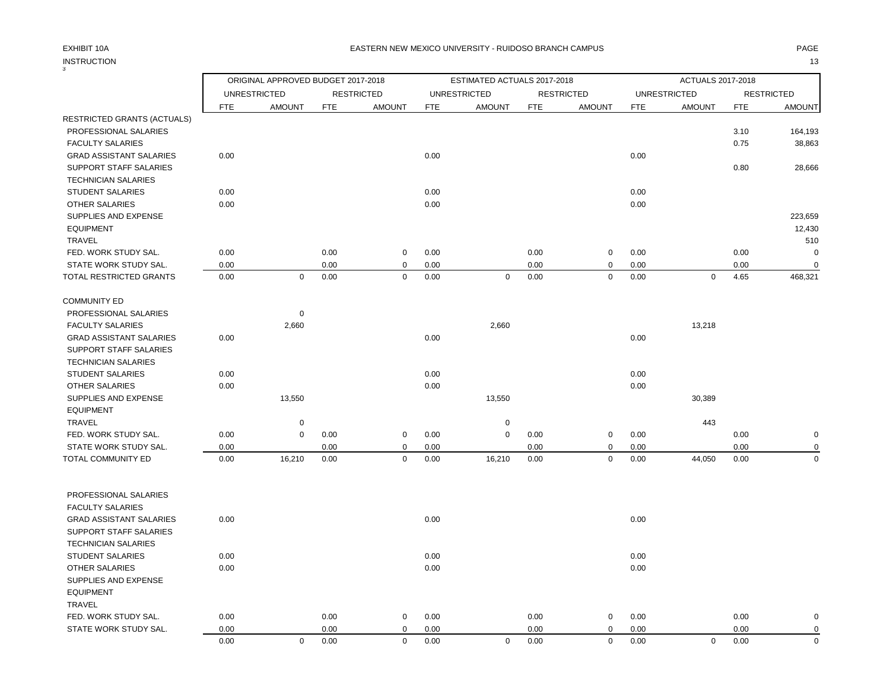EXHIBIT 10A

INSTRUCTION

EASTERN NEW MEXICO UNIVERSITY - RUIDOSO BRANCH CAMPUS

| | ORIGINAL APPROVED BUDGET 2017-2018 | | | | ESTIMATED ACTUALS 2017-2018 | | | | ACTUALS 2017-2018 | | | |
|---|---|---|---|---|---|---|---|---|---|---|---|---|
| | UNRESTRICTED | | RESTRICTED | | UNRESTRICTED | | RESTRICTED | | UNRESTRICTED | | RESTRICTED | |
| | FTE | AMOUNT | FTE | AMOUNT | FTE | AMOUNT | FTE | AMOUNT | FTE | AMOUNT | FTE | AMOUNT |
| RESTRICTED GRANTS (ACTUALS) | | | | | | | | | | | | |
| PROFESSIONAL SALARIES | | | | | | | | | | | 3.10 | 164,193 |
| FACULTY SALARIES | | | | | | | | | | | 0.75 | 38,863 |
| GRAD ASSISTANT SALARIES | 0.00 | | | | 0.00 | | | | 0.00 | | | |
| SUPPORT STAFF SALARIES | | | | | | | | | | | 0.80 | 28,666 |
| TECHNICIAN SALARIES | | | | | | | | | | | | |
| STUDENT SALARIES | 0.00 | | | | 0.00 | | | | 0.00 | | | |
| OTHER SALARIES | 0.00 | | | | 0.00 | | | | 0.00 | | | |
| SUPPLIES AND EXPENSE | | | | | | | | | | | | 223,659 |
| EQUIPMENT | | | | | | | | | | | | 12,430 |
| TRAVEL | | | | | | | | | | | | 510 |
| FED. WORK STUDY SAL. | 0.00 | | 0.00 | 0 | 0.00 | | 0.00 | 0 | 0.00 | | 0.00 | 0 |
| STATE WORK STUDY SAL. | 0.00 | | 0.00 | 0 | 0.00 | | 0.00 | 0 | 0.00 | | 0.00 | 0 |
| TOTAL RESTRICTED GRANTS | 0.00 | 0 | 0.00 | 0 | 0.00 | 0 | 0.00 | 0 | 0.00 | 0 | 4.65 | 468,321 |
| | | | | | | | | | | | | |
| COMMUNITY ED | | | | | | | | | | | | |
| PROFESSIONAL SALARIES | | 0 | | | | | | | | | | |
| FACULTY SALARIES | | 2,660 | | | | 2,660 | | | | 13,218 | | |
| GRAD ASSISTANT SALARIES | 0.00 | | | | 0.00 | | | | 0.00 | | | |
| SUPPORT STAFF SALARIES | | | | | | | | | | | | |
| TECHNICIAN SALARIES | | | | | | | | | | | | |
| STUDENT SALARIES | 0.00 | | | | 0.00 | | | | 0.00 | | | |
| OTHER SALARIES | 0.00 | | | | 0.00 | | | | 0.00 | | | |
| SUPPLIES AND EXPENSE | | 13,550 | | | | 13,550 | | | | 30,389 | | |
| EQUIPMENT | | | | | | | | | | | | |
| TRAVEL | | 0 | | | | 0 | | | | 443 | | |
| FED. WORK STUDY SAL. | 0.00 | 0 | 0.00 | 0 | 0.00 | 0 | 0.00 | 0 | 0.00 | | 0.00 | 0 |
| STATE WORK STUDY SAL. | 0.00 | | 0.00 | 0 | 0.00 | | 0.00 | 0 | 0.00 | | 0.00 | 0 |
| TOTAL COMMUNITY ED | 0.00 | 16,210 | 0.00 | 0 | 0.00 | 16,210 | 0.00 | 0 | 0.00 | 44,050 | 0.00 | 0 |
| | | | | | | | | | | | | |
| PROFESSIONAL SALARIES | | | | | | | | | | | | |
| FACULTY SALARIES | | | | | | | | | | | | |
| GRAD ASSISTANT SALARIES | 0.00 | | | | 0.00 | | | | 0.00 | | | |
| SUPPORT STAFF SALARIES | | | | | | | | | | | | |
| TECHNICIAN SALARIES | | | | | | | | | | | | |
| STUDENT SALARIES | 0.00 | | | | 0.00 | | | | 0.00 | | | |
| OTHER SALARIES | 0.00 | | | | 0.00 | | | | 0.00 | | | |
| SUPPLIES AND EXPENSE | | | | | | | | | | | | |
| EQUIPMENT | | | | | | | | | | | | |
| TRAVEL | | | | | | | | | | | | |
| FED. WORK STUDY SAL. | 0.00 | | 0.00 | 0 | 0.00 | | 0.00 | 0 | 0.00 | | 0.00 | 0 |
| STATE WORK STUDY SAL. | 0.00 | | 0.00 | 0 | 0.00 | | 0.00 | 0 | 0.00 | | 0.00 | 0 |
| | 0.00 | 0 | 0.00 | 0 | 0.00 | 0 | 0.00 | 0 | 0.00 | 0 | 0.00 | 0 |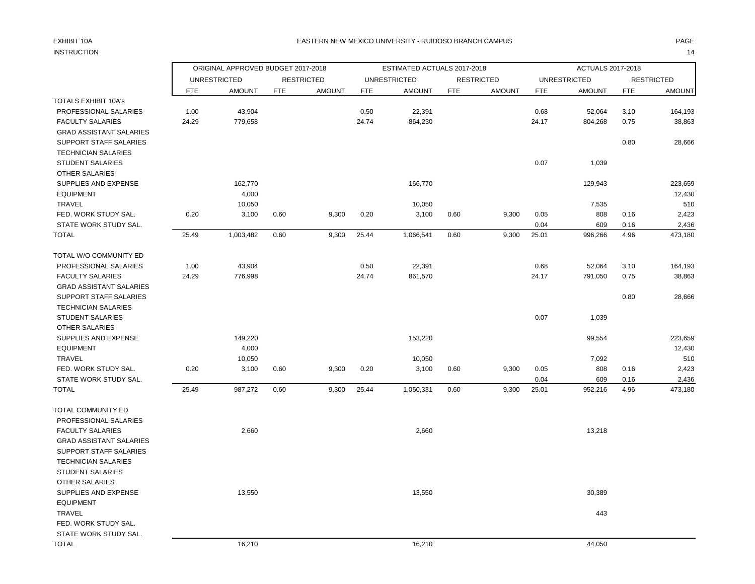EXHIBIT 10A

INSTRUCTION

# EASTERN NEW MEXICO UNIVERSITY - RUIDOSO BRANCH CAMPUS

| | ORIGINAL APPROVED BUDGET 2017-2018 | | | | ESTIMATED ACTUALS 2017-2018 | | | | ACTUALS 2017-2018 | | | |
|---|---|---|---|---|---|---|---|---|---|---|---|---|
| | UNRESTRICTED | | RESTRICTED | | UNRESTRICTED | | RESTRICTED | | UNRESTRICTED | | RESTRICTED | |
| | FTE | AMOUNT | FTE | AMOUNT | FTE | AMOUNT | FTE | AMOUNT | FTE | AMOUNT | FTE | AMOUNT |
| TOTALS EXHIBIT 10A's | | | | | | | | | | | | |
| PROFESSIONAL SALARIES | 1.00 | 43,904 | | | 0.50 | 22,391 | | | 0.68 | 52,064 | 3.10 | 164,193 |
| FACULTY SALARIES | 24.29 | 779,658 | | | 24.74 | 864,230 | | | 24.17 | 804,268 | 0.75 | 38,863 |
| GRAD ASSISTANT SALARIES | | | | | | | | | | | | |
| SUPPORT STAFF SALARIES | | | | | | | | | | | 0.80 | 28,666 |
| TECHNICIAN SALARIES | | | | | | | | | | | | |
| STUDENT SALARIES | | | | | | | | | 0.07 | 1,039 | | |
| OTHER SALARIES | | | | | | | | | | | | |
| SUPPLIES AND EXPENSE | | 162,770 | | | | 166,770 | | | | 129,943 | | 223,659 |
| EQUIPMENT | | 4,000 | | | | | | | | | | 12,430 |
| TRAVEL | | 10,050 | | | | 10,050 | | | | 7,535 | | 510 |
| FED. WORK STUDY SAL. | 0.20 | 3,100 | 0.60 | 9,300 | 0.20 | 3,100 | 0.60 | 9,300 | 0.05 | 808 | 0.16 | 2,423 |
| STATE WORK STUDY SAL. | | | | | | | | | 0.04 | 609 | 0.16 | 2,436 |
| TOTAL | 25.49 | 1,003,482 | 0.60 | 9,300 | 25.44 | 1,066,541 | 0.60 | 9,300 | 25.01 | 996,266 | 4.96 | 473,180 |
| | | | | | | | | | | | | |
| TOTAL W/O COMMUNITY ED | | | | | | | | | | | | |
| PROFESSIONAL SALARIES | 1.00 | 43,904 | | | 0.50 | 22,391 | | | 0.68 | 52,064 | 3.10 | 164,193 |
| FACULTY SALARIES | 24.29 | 776,998 | | | 24.74 | 861,570 | | | 24.17 | 791,050 | 0.75 | 38,863 |
| GRAD ASSISTANT SALARIES | | | | | | | | | | | | |
| SUPPORT STAFF SALARIES | | | | | | | | | | | 0.80 | 28,666 |
| TECHNICIAN SALARIES | | | | | | | | | | | | |
| STUDENT SALARIES | | | | | | | | | 0.07 | 1,039 | | |
| OTHER SALARIES | | | | | | | | | | | | |
| SUPPLIES AND EXPENSE | | 149,220 | | | | 153,220 | | | | 99,554 | | 223,659 |
| EQUIPMENT | | 4,000 | | | | | | | | | | 12,430 |
| TRAVEL | | 10,050 | | | | 10,050 | | | | 7,092 | | 510 |
| FED. WORK STUDY SAL. | 0.20 | 3,100 | 0.60 | 9,300 | 0.20 | 3,100 | 0.60 | 9,300 | 0.05 | 808 | 0.16 | 2,423 |
| STATE WORK STUDY SAL. | | | | | | | | | 0.04 | 609 | 0.16 | 2,436 |
| TOTAL | 25.49 | 987,272 | 0.60 | 9,300 | 25.44 | 1,050,331 | 0.60 | 9,300 | 25.01 | 952,216 | 4.96 | 473,180 |
| | | | | | | | | | | | | |
| TOTAL COMMUNITY ED | | | | | | | | | | | | |
| PROFESSIONAL SALARIES | | | | | | | | | | | | |
| FACULTY SALARIES | | 2,660 | | | | 2,660 | | | | 13,218 | | |
| GRAD ASSISTANT SALARIES | | | | | | | | | | | | |
| SUPPORT STAFF SALARIES | | | | | | | | | | | | |
| TECHNICIAN SALARIES | | | | | | | | | | | | |
| STUDENT SALARIES | | | | | | | | | | | | |
| OTHER SALARIES | | | | | | | | | | | | |
| SUPPLIES AND EXPENSE | | 13,550 | | | | 13,550 | | | | 30,389 | | |
| EQUIPMENT | | | | | | | | | | | | |
| TRAVEL | | | | | | | | | | 443 | | |
| FED. WORK STUDY SAL. | | | | | | | | | | | | |
| STATE WORK STUDY SAL. | | | | | | | | | | | | |
| TOTAL | | 16,210 | | | | 16,210 | | | | 44,050 | | |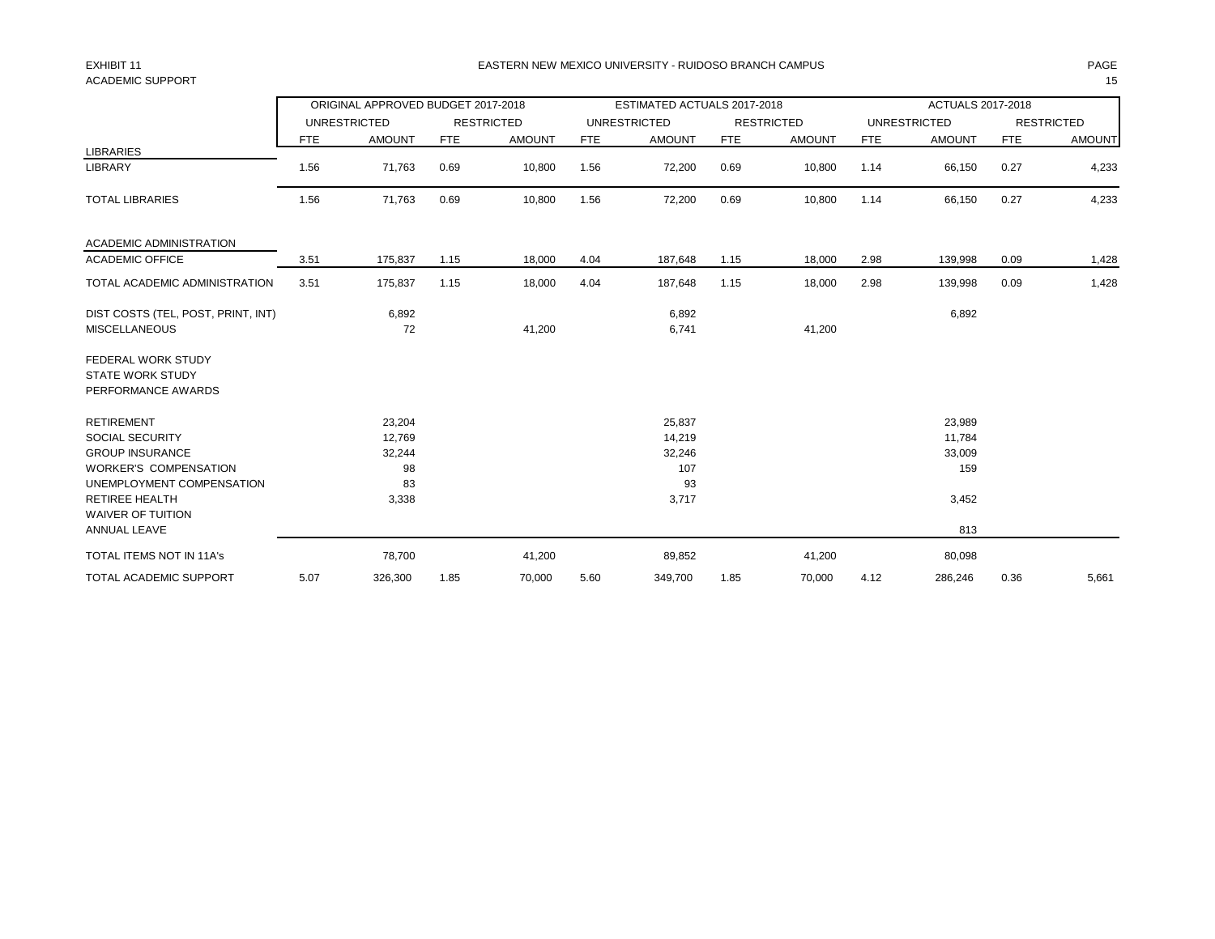EXHIBIT 11

ACADEMIC SUPPORT

EASTERN NEW MEXICO UNIVERSITY - RUIDOSO BRANCH CAMPUS

| | ORIGINAL APPROVED BUDGET 2017-2018 | | | | ESTIMATED ACTUALS 2017-2018 | | | | ACTUALS 2017-2018 | | | |
|---|---|---|---|---|---|---|---|---|---|---|---|---|
| | UNRESTRICTED | | RESTRICTED | | UNRESTRICTED | | RESTRICTED | | UNRESTRICTED | | RESTRICTED | |
| | FTE | AMOUNT | FTE | AMOUNT | FTE | AMOUNT | FTE | AMOUNT | FTE | AMOUNT | FTE | AMOUNT |
| LIBRARIES | | | | | | | | | | | | |
| LIBRARY | 1.56 | 71,763 | 0.69 | 10,800 | 1.56 | 72,200 | 0.69 | 10,800 | 1.14 | 66,150 | 0.27 | 4,233 |
| TOTAL LIBRARIES | 1.56 | 71,763 | 0.69 | 10,800 | 1.56 | 72,200 | 0.69 | 10,800 | 1.14 | 66,150 | 0.27 | 4,233 |
| ACADEMIC ADMINISTRATION | | | | | | | | | | | | |
| ACADEMIC OFFICE | 3.51 | 175,837 | 1.15 | 18,000 | 4.04 | 187,648 | 1.15 | 18,000 | 2.98 | 139,998 | 0.09 | 1,428 |
| TOTAL ACADEMIC ADMINISTRATION | 3.51 | 175,837 | 1.15 | 18,000 | 4.04 | 187,648 | 1.15 | 18,000 | 2.98 | 139,998 | 0.09 | 1,428 |
| DIST COSTS (TEL, POST, PRINT, INT) | | 6,892 | | | | 6,892 | | | | 6,892 | | |
| MISCELLANEOUS | | 72 | | 41,200 | | 6,741 | | 41,200 | | | | |
| FEDERAL WORK STUDY | | | | | | | | | | | | |
| STATE WORK STUDY | | | | | | | | | | | | |
| PERFORMANCE AWARDS | | | | | | | | | | | | |
| RETIREMENT | | 23,204 | | | | 25,837 | | | | 23,989 | | |
| SOCIAL SECURITY | | 12,769 | | | | 14,219 | | | | 11,784 | | |
| GROUP INSURANCE | | 32,244 | | | | 32,246 | | | | 33,009 | | |
| WORKER'S COMPENSATION | | 98 | | | | 107 | | | | 159 | | |
| UNEMPLOYMENT COMPENSATION | | 83 | | | | 93 | | | | | | |
| RETIREE HEALTH | | 3,338 | | | | 3,717 | | | | 3,452 | | |
| WAIVER OF TUITION | | | | | | | | | | | | |
| ANNUAL LEAVE | | | | | | | | | | 813 | | |
| TOTAL ITEMS NOT IN 11A's | | 78,700 | | 41,200 | | 89,852 | | 41,200 | | 80,098 | | |
| TOTAL ACADEMIC SUPPORT | 5.07 | 326,300 | 1.85 | 70,000 | 5.60 | 349,700 | 1.85 | 70,000 | 4.12 | 286,246 | 0.36 | 5,661 |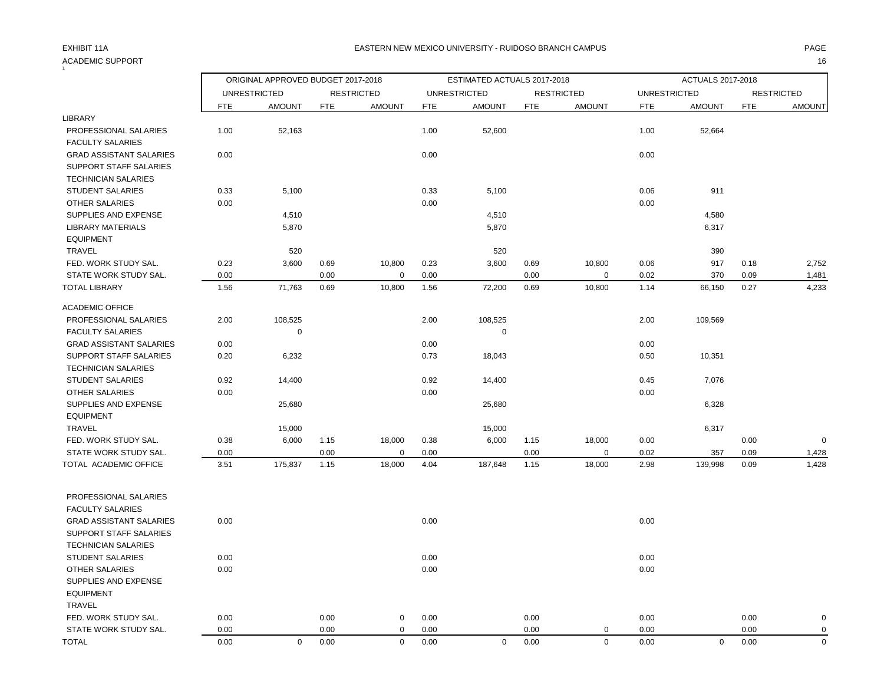EXHIBIT 11A

ACADEMIC SUPPORT

EASTERN NEW MEXICO UNIVERSITY - RUIDOSO BRANCH CAMPUS

| | ORIGINAL APPROVED BUDGET 2017-2018 | | | | ESTIMATED ACTUALS 2017-2018 | | | | ACTUALS 2017-2018 | | | |
|---|---|---|---|---|---|---|---|---|---|---|---|---|
| | UNRESTRICTED | | RESTRICTED | | UNRESTRICTED | | RESTRICTED | | UNRESTRICTED | | RESTRICTED | |
| | FTE | AMOUNT | FTE | AMOUNT | FTE | AMOUNT | FTE | AMOUNT | FTE | AMOUNT | FTE | AMOUNT |
| LIBRARY | | | | | | | | | | | | |
| PROFESSIONAL SALARIES | 1.00 | 52,163 | | | 1.00 | 52,600 | | | 1.00 | 52,664 | | |
| FACULTY SALARIES | | | | | | | | | | | | |
| GRAD ASSISTANT SALARIES | 0.00 | | | | 0.00 | | | | 0.00 | | | |
| SUPPORT STAFF SALARIES | | | | | | | | | | | | |
| TECHNICIAN SALARIES | | | | | | | | | | | | |
| STUDENT SALARIES | 0.33 | 5,100 | | | 0.33 | 5,100 | | | 0.06 | 911 | | |
| OTHER SALARIES | 0.00 | | | | 0.00 | | | | 0.00 | | | |
| SUPPLIES AND EXPENSE | | 4,510 | | | | 4,510 | | | | 4,580 | | |
| LIBRARY MATERIALS | | 5,870 | | | | 5,870 | | | | 6,317 | | |
| EQUIPMENT | | | | | | | | | | | | |
| TRAVEL | | 520 | | | | 520 | | | | 390 | | |
| FED. WORK STUDY SAL. | 0.23 | 3,600 | 0.69 | 10,800 | 0.23 | 3,600 | 0.69 | 10,800 | 0.06 | 917 | 0.18 | 2,752 |
| STATE WORK STUDY SAL. | 0.00 | | 0.00 | 0 | 0.00 | | 0.00 | 0 | 0.02 | 370 | 0.09 | 1,481 |
| TOTAL LIBRARY | 1.56 | 71,763 | 0.69 | 10,800 | 1.56 | 72,200 | 0.69 | 10,800 | 1.14 | 66,150 | 0.27 | 4,233 |
| ACADEMIC OFFICE | | | | | | | | | | | | |
| PROFESSIONAL SALARIES | 2.00 | 108,525 | | | 2.00 | 108,525 | | | 2.00 | 109,569 | | |
| FACULTY SALARIES | | 0 | | | | 0 | | | | | | |
| GRAD ASSISTANT SALARIES | 0.00 | | | | 0.00 | | | | 0.00 | | | |
| SUPPORT STAFF SALARIES | 0.20 | 6,232 | | | 0.73 | 18,043 | | | 0.50 | 10,351 | | |
| TECHNICIAN SALARIES | | | | | | | | | | | | |
| STUDENT SALARIES | 0.92 | 14,400 | | | 0.92 | 14,400 | | | 0.45 | 7,076 | | |
| OTHER SALARIES | 0.00 | | | | 0.00 | | | | 0.00 | | | |
| SUPPLIES AND EXPENSE | | 25,680 | | | | 25,680 | | | | 6,328 | | |
| EQUIPMENT | | | | | | | | | | | | |
| TRAVEL | | 15,000 | | | | 15,000 | | | | 6,317 | | |
| FED. WORK STUDY SAL. | 0.38 | 6,000 | 1.15 | 18,000 | 0.38 | 6,000 | 1.15 | 18,000 | 0.00 | | 0.00 | 0 |
| STATE WORK STUDY SAL. | 0.00 | | 0.00 | 0 | 0.00 | | 0.00 | 0 | 0.02 | 357 | 0.09 | 1,428 |
| TOTAL ACADEMIC OFFICE | 3.51 | 175,837 | 1.15 | 18,000 | 4.04 | 187,648 | 1.15 | 18,000 | 2.98 | 139,998 | 0.09 | 1,428 |
| PROFESSIONAL SALARIES | | | | | | | | | | | | |
| FACULTY SALARIES | | | | | | | | | | | | |
| GRAD ASSISTANT SALARIES | 0.00 | | | | 0.00 | | | | 0.00 | | | |
| SUPPORT STAFF SALARIES | | | | | | | | | | | | |
| TECHNICIAN SALARIES | | | | | | | | | | | | |
| STUDENT SALARIES | 0.00 | | | | 0.00 | | | | 0.00 | | | |
| OTHER SALARIES | 0.00 | | | | 0.00 | | | | 0.00 | | | |
| SUPPLIES AND EXPENSE | | | | | | | | | | | | |
| EQUIPMENT | | | | | | | | | | | | |
| TRAVEL | | | | | | | | | | | | |
| FED. WORK STUDY SAL. | 0.00 | | 0.00 | 0 | 0.00 | | 0.00 | | 0.00 | | 0.00 | 0 |
| STATE WORK STUDY SAL. | 0.00 | | 0.00 | 0 | 0.00 | | 0.00 | 0 | 0.00 | | 0.00 | 0 |
| TOTAL | 0.00 | 0 | 0.00 | 0 | 0.00 | 0 | 0.00 | 0 | 0.00 | 0 | 0.00 | 0 |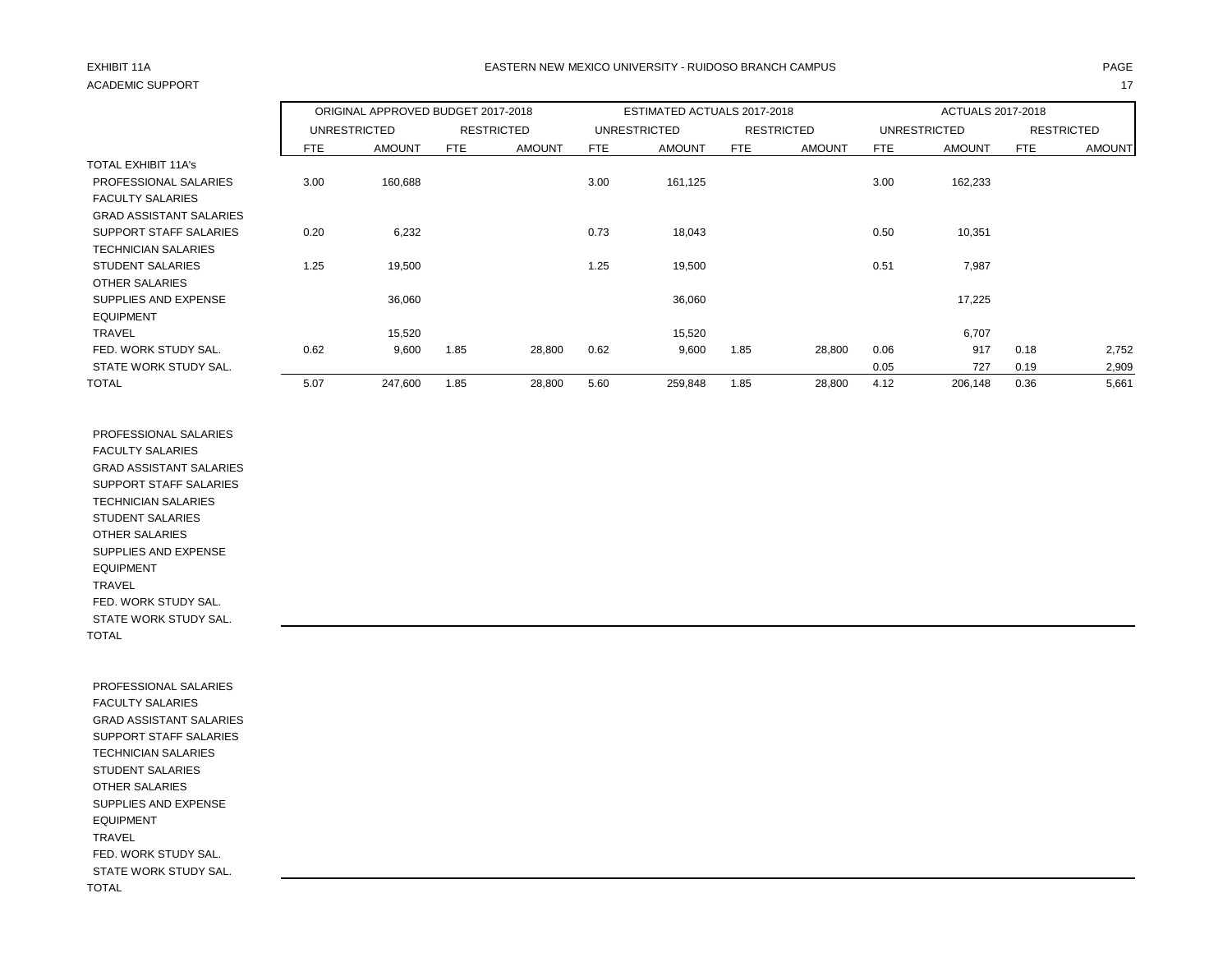EXHIBIT 11A

ACADEMIC SUPPORT

EASTERN NEW MEXICO UNIVERSITY - RUIDOSO BRANCH CAMPUS

| | ORIGINAL APPROVED BUDGET 2017-2018 | | | | ESTIMATED ACTUALS 2017-2018 | | | | ACTUALS 2017-2018 | | | |
|---|---|---|---|---|---|---|---|---|---|---|---|---|
| | UNRESTRICTED | | RESTRICTED | | UNRESTRICTED | | RESTRICTED | | UNRESTRICTED | | RESTRICTED | |
| | FTE | AMOUNT | FTE | AMOUNT | FTE | AMOUNT | FTE | AMOUNT | FTE | AMOUNT | FTE | AMOUNT |
| TOTAL EXHIBIT 11A's | | | | | | | | | | | | |
| PROFESSIONAL SALARIES | 3.00 | 160,688 | | | 3.00 | 161,125 | | | 3.00 | 162,233 | | |
| FACULTY SALARIES | | | | | | | | | | | | |
| GRAD ASSISTANT SALARIES | | | | | | | | | | | | |
| SUPPORT STAFF SALARIES | 0.20 | 6,232 | | | 0.73 | 18,043 | | | 0.50 | 10,351 | | |
| TECHNICIAN SALARIES | | | | | | | | | | | | |
| STUDENT SALARIES | 1.25 | 19,500 | | | 1.25 | 19,500 | | | 0.51 | 7,987 | | |
| OTHER SALARIES | | | | | | | | | | | | |
| SUPPLIES AND EXPENSE | | 36,060 | | | | 36,060 | | | | 17,225 | | |
| EQUIPMENT | | | | | | | | | | | | |
| TRAVEL | | 15,520 | | | | 15,520 | | | | 6,707 | | |
| FED. WORK STUDY SAL. | 0.62 | 9,600 | 1.85 | 28,800 | 0.62 | 9,600 | 1.85 | 28,800 | 0.06 | 917 | 0.18 | 2,752 |
| STATE WORK STUDY SAL. | | | | | | | | | 0.05 | 727 | 0.19 | 2,909 |
| TOTAL | 5.07 | 247,600 | 1.85 | 28,800 | 5.60 | 259,848 | 1.85 | 28,800 | 4.12 | 206,148 | 0.36 | 5,661 |

| | | | | | | | | | | | | |
|---|---|---|---|---|---|---|---|---|---|---|---|---|
| PROFESSIONAL SALARIES | | | | | | | | | | | | |
| FACULTY SALARIES | | | | | | | | | | | | |
| GRAD ASSISTANT SALARIES | | | | | | | | | | | | |
| SUPPORT STAFF SALARIES | | | | | | | | | | | | |
| TECHNICIAN SALARIES | | | | | | | | | | | | |
| STUDENT SALARIES | | | | | | | | | | | | |
| OTHER SALARIES | | | | | | | | | | | | |
| SUPPLIES AND EXPENSE | | | | | | | | | | | | |
| EQUIPMENT | | | | | | | | | | | | |
| TRAVEL | | | | | | | | | | | | |
| FED. WORK STUDY SAL. | | | | | | | | | | | | |
| STATE WORK STUDY SAL. | | | | | | | | | | | | |
| TOTAL | | | | | | | | | | | | |

| | | | | | | | | | | | | |
|---|---|---|---|---|---|---|---|---|---|---|---|---|
| PROFESSIONAL SALARIES | | | | | | | | | | | | |
| FACULTY SALARIES | | | | | | | | | | | | |
| GRAD ASSISTANT SALARIES | | | | | | | | | | | | |
| SUPPORT STAFF SALARIES | | | | | | | | | | | | |
| TECHNICIAN SALARIES | | | | | | | | | | | | |
| STUDENT SALARIES | | | | | | | | | | | | |
| OTHER SALARIES | | | | | | | | | | | | |
| SUPPLIES AND EXPENSE | | | | | | | | | | | | |
| EQUIPMENT | | | | | | | | | | | | |
| TRAVEL | | | | | | | | | | | | |
| FED. WORK STUDY SAL. | | | | | | | | | | | | |
| STATE WORK STUDY SAL. | | | | | | | | | | | | |
| TOTAL | | | | | | | | | | | | |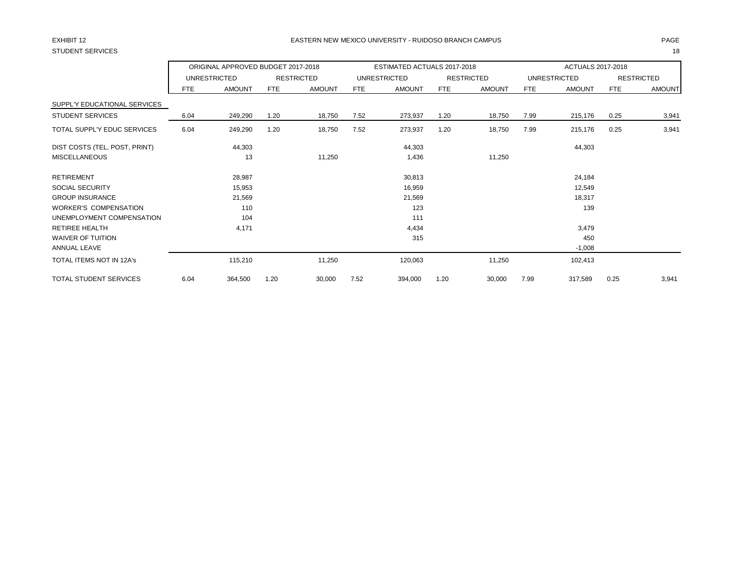EXHIBIT 12

EASTERN NEW MEXICO UNIVERSITY - RUIDOSO BRANCH CAMPUS

STUDENT SERVICES

| | ORIGINAL APPROVED BUDGET 2017-2018 | | | | ESTIMATED ACTUALS 2017-2018 | | | | ACTUALS 2017-2018 | | | |
|---|---|---|---|---|---|---|---|---|---|---|---|---|
| | UNRESTRICTED | | RESTRICTED | | UNRESTRICTED | | RESTRICTED | | UNRESTRICTED | | RESTRICTED | |
| | FTE | AMOUNT | FTE | AMOUNT | FTE | AMOUNT | FTE | AMOUNT | FTE | AMOUNT | FTE | AMOUNT |
| SUPPL'Y EDUCATIONAL SERVICES | | | | | | | | | | | | |
| STUDENT SERVICES | 6.04 | 249,290 | 1.20 | 18,750 | 7.52 | 273,937 | 1.20 | 18,750 | 7.99 | 215,176 | 0.25 | 3,941 |
| TOTAL SUPPL'Y EDUC SERVICES | 6.04 | 249,290 | 1.20 | 18,750 | 7.52 | 273,937 | 1.20 | 18,750 | 7.99 | 215,176 | 0.25 | 3,941 |
| DIST COSTS (TEL, POST, PRINT) | | 44,303 | | | | 44,303 | | | | 44,303 | | |
| MISCELLANEOUS | | 13 | | 11,250 | | 1,436 | | 11,250 | | | | |
| RETIREMENT | | 28,987 | | | | 30,813 | | | | 24,184 | | |
| SOCIAL SECURITY | | 15,953 | | | | 16,959 | | | | 12,549 | | |
| GROUP INSURANCE | | 21,569 | | | | 21,569 | | | | 18,317 | | |
| WORKER'S COMPENSATION | | 110 | | | | 123 | | | | 139 | | |
| UNEMPLOYMENT COMPENSATION | | 104 | | | | 111 | | | | | | |
| RETIREE HEALTH | | 4,171 | | | | 4,434 | | | | 3,479 | | |
| WAIVER OF TUITION | | | | | | 315 | | | | 450 | | |
| ANNUAL LEAVE | | | | | | | | | | -1,008 | | |
| TOTAL ITEMS NOT IN 12A's | | 115,210 | | 11,250 | | 120,063 | | 11,250 | | 102,413 | | |
| TOTAL STUDENT SERVICES | 6.04 | 364,500 | 1.20 | 30,000 | 7.52 | 394,000 | 1.20 | 30,000 | 7.99 | 317,589 | 0.25 | 3,941 |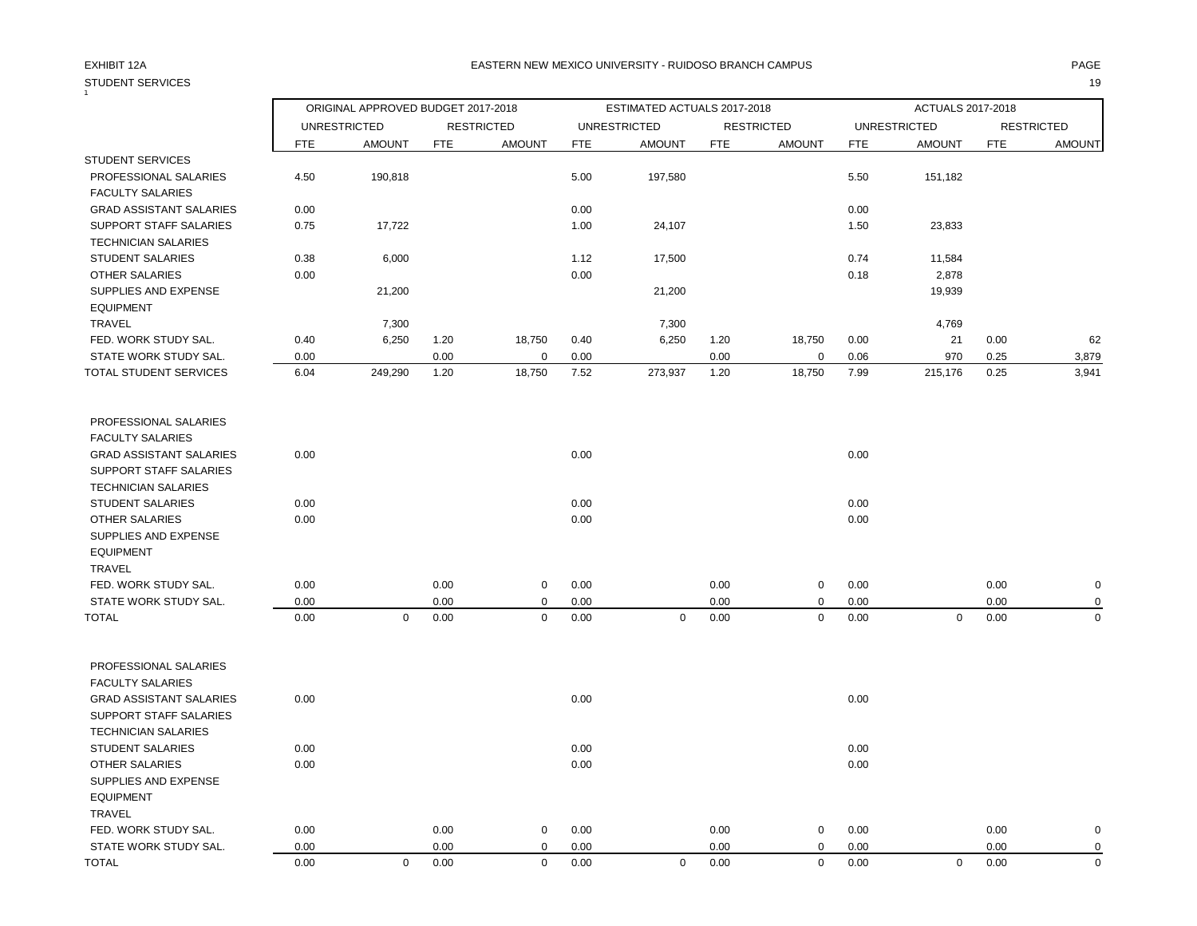EXHIBIT 12A

EASTERN NEW MEXICO UNIVERSITY - RUIDOSO BRANCH CAMPUS

STUDENT SERVICES

| | ORIGINAL APPROVED BUDGET 2017-2018 | | | | ESTIMATED ACTUALS 2017-2018 | | | | ACTUALS 2017-2018 | | | |
|---|---|---|---|---|---|---|---|---|---|---|---|---|
| | UNRESTRICTED | | RESTRICTED | | UNRESTRICTED | | RESTRICTED | | UNRESTRICTED | | RESTRICTED | |
| | FTE | AMOUNT | FTE | AMOUNT | FTE | AMOUNT | FTE | AMOUNT | FTE | AMOUNT | FTE | AMOUNT |
| STUDENT SERVICES | | | | | | | | | | | | |
| PROFESSIONAL SALARIES | 4.50 | 190,818 | | | 5.00 | 197,580 | | | 5.50 | 151,182 | | |
| FACULTY SALARIES | | | | | | | | | | | | |
| GRAD ASSISTANT SALARIES | 0.00 | | | | 0.00 | | | | 0.00 | | | |
| SUPPORT STAFF SALARIES | 0.75 | 17,722 | | | 1.00 | 24,107 | | | 1.50 | 23,833 | | |
| TECHNICIAN SALARIES | | | | | | | | | | | | |
| STUDENT SALARIES | 0.38 | 6,000 | | | 1.12 | 17,500 | | | 0.74 | 11,584 | | |
| OTHER SALARIES | 0.00 | | | | 0.00 | | | | 0.18 | 2,878 | | |
| SUPPLIES AND EXPENSE | | 21,200 | | | | 21,200 | | | | 19,939 | | |
| EQUIPMENT | | | | | | | | | | | | |
| TRAVEL | | 7,300 | | | | 7,300 | | | | 4,769 | | |
| FED. WORK STUDY SAL. | 0.40 | 6,250 | 1.20 | 18,750 | 0.40 | 6,250 | 1.20 | 18,750 | 0.00 | 21 | 0.00 | 62 |
| STATE WORK STUDY SAL. | 0.00 | | 0.00 | 0 | 0.00 | | 0.00 | 0 | 0.06 | 970 | 0.25 | 3,879 |
| TOTAL STUDENT SERVICES | 6.04 | 249,290 | 1.20 | 18,750 | 7.52 | 273,937 | 1.20 | 18,750 | 7.99 | 215,176 | 0.25 | 3,941 |
| | | | | | | | | | | | | |
| PROFESSIONAL SALARIES | | | | | | | | | | | | |
| FACULTY SALARIES | | | | | | | | | | | | |
| GRAD ASSISTANT SALARIES | 0.00 | | | | 0.00 | | | | 0.00 | | | |
| SUPPORT STAFF SALARIES | | | | | | | | | | | | |
| TECHNICIAN SALARIES | | | | | | | | | | | | |
| STUDENT SALARIES | 0.00 | | | | 0.00 | | | | 0.00 | | | |
| OTHER SALARIES | 0.00 | | | | 0.00 | | | | 0.00 | | | |
| SUPPLIES AND EXPENSE | | | | | | | | | | | | |
| EQUIPMENT | | | | | | | | | | | | |
| TRAVEL | | | | | | | | | | | | |
| FED. WORK STUDY SAL. | 0.00 | | 0.00 | 0 | 0.00 | | 0.00 | 0 | 0.00 | | 0.00 | 0 |
| STATE WORK STUDY SAL. | 0.00 | | 0.00 | 0 | 0.00 | | 0.00 | 0 | 0.00 | | 0.00 | 0 |
| TOTAL | 0.00 | 0 | 0.00 | 0 | 0.00 | 0 | 0.00 | 0 | 0.00 | 0 | 0.00 | 0 |
| | | | | | | | | | | | | |
| PROFESSIONAL SALARIES | | | | | | | | | | | | |
| FACULTY SALARIES | | | | | | | | | | | | |
| GRAD ASSISTANT SALARIES | 0.00 | | | | 0.00 | | | | 0.00 | | | |
| SUPPORT STAFF SALARIES | | | | | | | | | | | | |
| TECHNICIAN SALARIES | | | | | | | | | | | | |
| STUDENT SALARIES | 0.00 | | | | 0.00 | | | | 0.00 | | | |
| OTHER SALARIES | 0.00 | | | | 0.00 | | | | 0.00 | | | |
| SUPPLIES AND EXPENSE | | | | | | | | | | | | |
| EQUIPMENT | | | | | | | | | | | | |
| TRAVEL | | | | | | | | | | | | |
| FED. WORK STUDY SAL. | 0.00 | | 0.00 | 0 | 0.00 | | 0.00 | 0 | 0.00 | | 0.00 | 0 |
| STATE WORK STUDY SAL. | 0.00 | | 0.00 | 0 | 0.00 | | 0.00 | 0 | 0.00 | | 0.00 | 0 |
| TOTAL | 0.00 | 0 | 0.00 | 0 | 0.00 | 0 | 0.00 | 0 | 0.00 | 0 | 0.00 | 0 |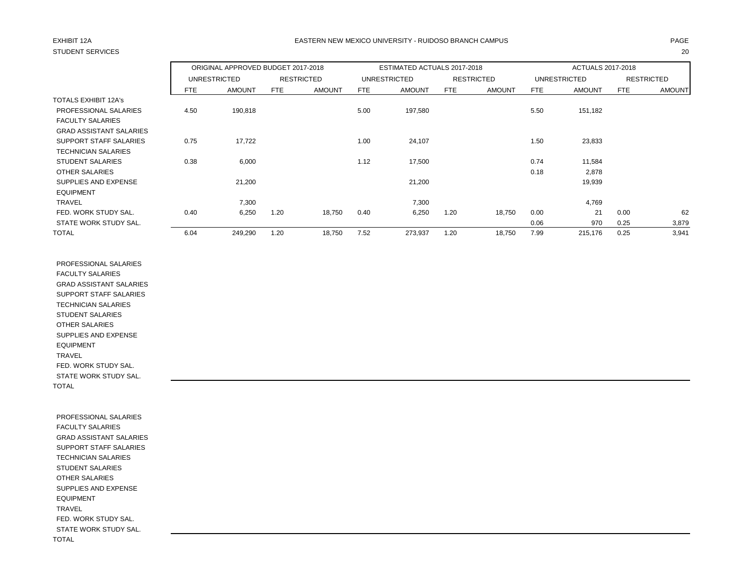EXHIBIT 12A

STUDENT SERVICES

EASTERN NEW MEXICO UNIVERSITY - RUIDOSO BRANCH CAMPUS

| | ORIGINAL APPROVED BUDGET 2017-2018 | | | | ESTIMATED ACTUALS 2017-2018 | | | | ACTUALS 2017-2018 | | | |
|---|---|---|---|---|---|---|---|---|---|---|---|---|
| | UNRESTRICTED | | RESTRICTED | | UNRESTRICTED | | RESTRICTED | | UNRESTRICTED | | RESTRICTED | |
| | FTE | AMOUNT | FTE | AMOUNT | FTE | AMOUNT | FTE | AMOUNT | FTE | AMOUNT | FTE | AMOUNT |
| TOTALS EXHIBIT 12A's | | | | | | | | | | | | |
| PROFESSIONAL SALARIES | 4.50 | 190,818 | | | 5.00 | 197,580 | | | 5.50 | 151,182 | | |
| FACULTY SALARIES | | | | | | | | | | | | |
| GRAD ASSISTANT SALARIES | | | | | | | | | | | | |
| SUPPORT STAFF SALARIES | 0.75 | 17,722 | | | 1.00 | 24,107 | | | 1.50 | 23,833 | | |
| TECHNICIAN SALARIES | | | | | | | | | | | | |
| STUDENT SALARIES | 0.38 | 6,000 | | | 1.12 | 17,500 | | | 0.74 | 11,584 | | |
| OTHER SALARIES | | | | | | | | | 0.18 | 2,878 | | |
| SUPPLIES AND EXPENSE | | 21,200 | | | | 21,200 | | | | 19,939 | | |
| EQUIPMENT | | | | | | | | | | | | |
| TRAVEL | | 7,300 | | | | 7,300 | | | | 4,769 | | |
| FED. WORK STUDY SAL. | 0.40 | 6,250 | 1.20 | 18,750 | 0.40 | 6,250 | 1.20 | 18,750 | 0.00 | 21 | 0.00 | 62 |
| STATE WORK STUDY SAL. | | | | | | | | | 0.06 | 970 | 0.25 | 3,879 |
| TOTAL | 6.04 | 249,290 | 1.20 | 18,750 | 7.52 | 273,937 | 1.20 | 18,750 | 7.99 | 215,176 | 0.25 | 3,941 |

| | | | | | | | | | | | | |
|---|---|---|---|---|---|---|---|---|---|---|---|---|
| PROFESSIONAL SALARIES | | | | | | | | | | | | |
| FACULTY SALARIES | | | | | | | | | | | | |
| GRAD ASSISTANT SALARIES | | | | | | | | | | | | |
| SUPPORT STAFF SALARIES | | | | | | | | | | | | |
| TECHNICIAN SALARIES | | | | | | | | | | | | |
| STUDENT SALARIES | | | | | | | | | | | | |
| OTHER SALARIES | | | | | | | | | | | | |
| SUPPLIES AND EXPENSE | | | | | | | | | | | | |
| EQUIPMENT | | | | | | | | | | | | |
| TRAVEL | | | | | | | | | | | | |
| FED. WORK STUDY SAL. | | | | | | | | | | | | |
| STATE WORK STUDY SAL. | | | | | | | | | | | | |
| TOTAL | | | | | | | | | | | | |

| | | | | | | | | | | | | |
|---|---|---|---|---|---|---|---|---|---|---|---|---|
| PROFESSIONAL SALARIES | | | | | | | | | | | | |
| FACULTY SALARIES | | | | | | | | | | | | |
| GRAD ASSISTANT SALARIES | | | | | | | | | | | | |
| SUPPORT STAFF SALARIES | | | | | | | | | | | | |
| TECHNICIAN SALARIES | | | | | | | | | | | | |
| STUDENT SALARIES | | | | | | | | | | | | |
| OTHER SALARIES | | | | | | | | | | | | |
| SUPPLIES AND EXPENSE | | | | | | | | | | | | |
| EQUIPMENT | | | | | | | | | | | | |
| TRAVEL | | | | | | | | | | | | |
| FED. WORK STUDY SAL. | | | | | | | | | | | | |
| STATE WORK STUDY SAL. | | | | | | | | | | | | |
| TOTAL | | | | | | | | | | | | |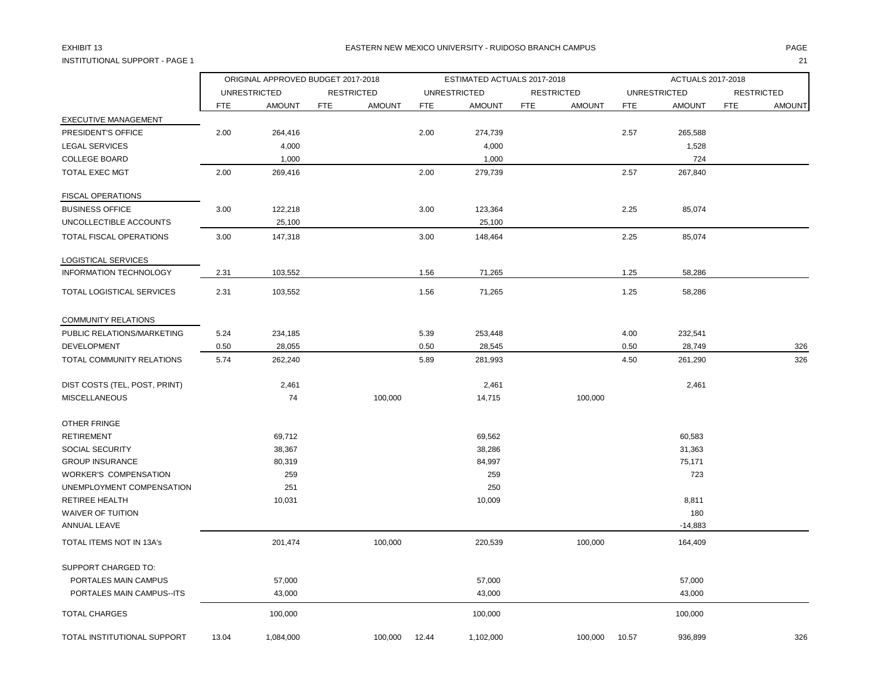EXHIBIT 13

INSTITUTIONAL SUPPORT - PAGE 1

EASTERN NEW MEXICO UNIVERSITY - RUIDOSO BRANCH CAMPUS

| | ORIGINAL APPROVED BUDGET 2017-2018 | | | | ESTIMATED ACTUALS 2017-2018 | | | | ACTUALS 2017-2018 | | | |
|---|---|---|---|---|---|---|---|---|---|---|---|---|
| | UNRESTRICTED | | RESTRICTED | | UNRESTRICTED | | RESTRICTED | | UNRESTRICTED | | RESTRICTED | |
| | FTE | AMOUNT | FTE | AMOUNT | FTE | AMOUNT | FTE | AMOUNT | FTE | AMOUNT | FTE | AMOUNT |
| EXECUTIVE MANAGEMENT | | | | | | | | | | | | |
| PRESIDENT'S OFFICE | 2.00 | 264,416 | | | 2.00 | 274,739 | | | 2.57 | 265,588 | | |
| LEGAL SERVICES | | 4,000 | | | | 4,000 | | | | 1,528 | | |
| COLLEGE BOARD | | 1,000 | | | | 1,000 | | | | 724 | | |
| TOTAL EXEC MGT | 2.00 | 269,416 | | | 2.00 | 279,739 | | | 2.57 | 267,840 | | |
| FISCAL OPERATIONS | | | | | | | | | | | | |
| BUSINESS OFFICE | 3.00 | 122,218 | | | 3.00 | 123,364 | | | 2.25 | 85,074 | | |
| UNCOLLECTIBLE ACCOUNTS | | 25,100 | | | | 25,100 | | | | | | |
| TOTAL FISCAL OPERATIONS | 3.00 | 147,318 | | | 3.00 | 148,464 | | | 2.25 | 85,074 | | |
| LOGISTICAL SERVICES | | | | | | | | | | | | |
| INFORMATION TECHNOLOGY | 2.31 | 103,552 | | | 1.56 | 71,265 | | | 1.25 | 58,286 | | |
| TOTAL LOGISTICAL SERVICES | 2.31 | 103,552 | | | 1.56 | 71,265 | | | 1.25 | 58,286 | | |
| COMMUNITY RELATIONS | | | | | | | | | | | | |
| PUBLIC RELATIONS/MARKETING | 5.24 | 234,185 | | | 5.39 | 253,448 | | | 4.00 | 232,541 | | |
| DEVELOPMENT | 0.50 | 28,055 | | | 0.50 | 28,545 | | | 0.50 | 28,749 | | 326 |
| TOTAL COMMUNITY RELATIONS | 5.74 | 262,240 | | | 5.89 | 281,993 | | | 4.50 | 261,290 | | 326 |
| DIST COSTS (TEL, POST, PRINT) | | 2,461 | | | | 2,461 | | | | 2,461 | | |
| MISCELLANEOUS | | 74 | | 100,000 | | 14,715 | | 100,000 | | | | |
| OTHER FRINGE | | | | | | | | | | | | |
| RETIREMENT | | 69,712 | | | | 69,562 | | | | 60,583 | | |
| SOCIAL SECURITY | | 38,367 | | | | 38,286 | | | | 31,363 | | |
| GROUP INSURANCE | | 80,319 | | | | 84,997 | | | | 75,171 | | |
| WORKER'S COMPENSATION | | 259 | | | | 259 | | | | 723 | | |
| UNEMPLOYMENT COMPENSATION | | 251 | | | | 250 | | | | | | |
| RETIREE HEALTH | | 10,031 | | | | 10,009 | | | | 8,811 | | |
| WAIVER OF TUITION | | | | | | | | | | 180 | | |
| ANNUAL LEAVE | | | | | | | | | | -14,883 | | |
| TOTAL ITEMS NOT IN 13A's | | 201,474 | | 100,000 | | 220,539 | | 100,000 | | 164,409 | | |
| SUPPORT CHARGED TO: | | | | | | | | | | | | |
| PORTALES MAIN CAMPUS | | 57,000 | | | | 57,000 | | | | 57,000 | | |
| PORTALES MAIN CAMPUS--ITS | | 43,000 | | | | 43,000 | | | | 43,000 | | |
| TOTAL CHARGES | | 100,000 | | | | 100,000 | | | | 100,000 | | |
| TOTAL INSTITUTIONAL SUPPORT | 13.04 | 1,084,000 | | 100,000 | 12.44 | 1,102,000 | | 100,000 | 10.57 | 936,899 | | 326 |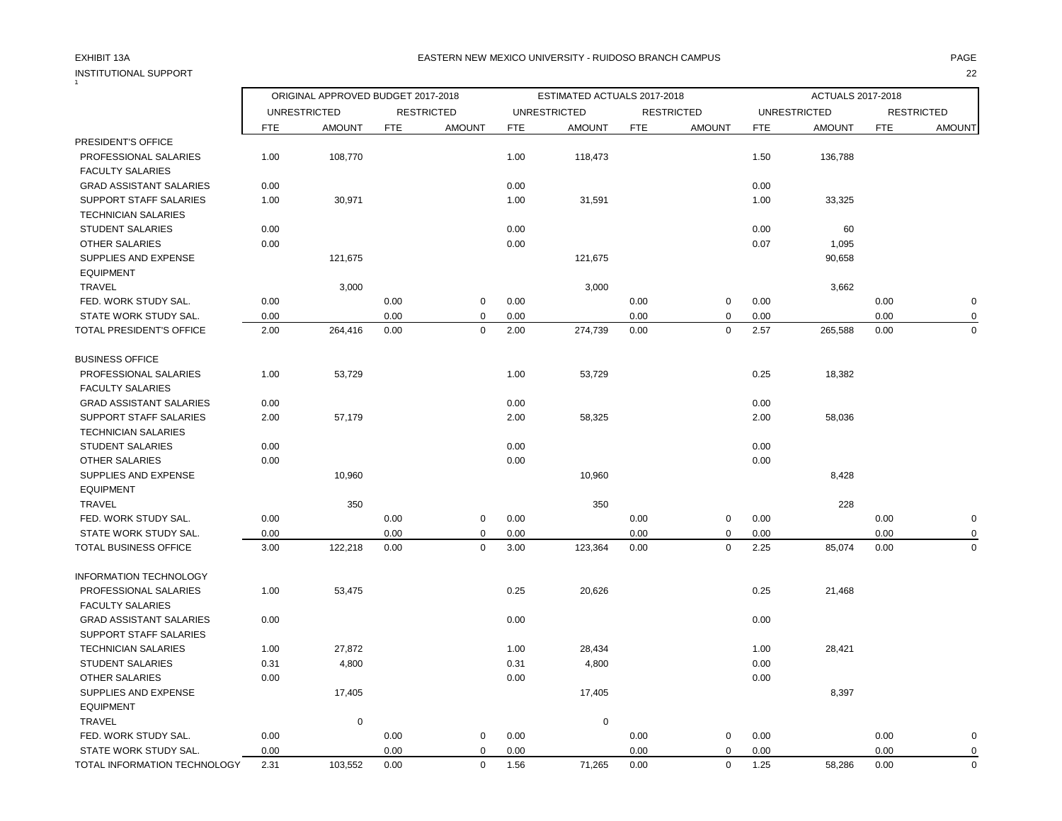EXHIBIT 13A

EASTERN NEW MEXICO UNIVERSITY - RUIDOSO BRANCH CAMPUS

INSTITUTIONAL SUPPORT

| | ORIGINAL APPROVED BUDGET 2017-2018 | | | | ESTIMATED ACTUALS 2017-2018 | | | | ACTUALS 2017-2018 | | | |
|---|---|---|---|---|---|---|---|---|---|---|---|---|
| | UNRESTRICTED | | RESTRICTED | | UNRESTRICTED | | RESTRICTED | | UNRESTRICTED | | RESTRICTED | |
| | FTE | AMOUNT | FTE | AMOUNT | FTE | AMOUNT | FTE | AMOUNT | FTE | AMOUNT | FTE | AMOUNT |
| PRESIDENT'S OFFICE | | | | | | | | | | | | |
| PROFESSIONAL SALARIES | 1.00 | 108,770 | | | 1.00 | 118,473 | | | 1.50 | 136,788 | | |
| FACULTY SALARIES | | | | | | | | | | | | |
| GRAD ASSISTANT SALARIES | 0.00 | | | | 0.00 | | | | 0.00 | | | |
| SUPPORT STAFF SALARIES | 1.00 | 30,971 | | | 1.00 | 31,591 | | | 1.00 | 33,325 | | |
| TECHNICIAN SALARIES | | | | | | | | | | | | |
| STUDENT SALARIES | 0.00 | | | | 0.00 | | | | 0.00 | 60 | | |
| OTHER SALARIES | 0.00 | | | | 0.00 | | | | 0.07 | 1,095 | | |
| SUPPLIES AND EXPENSE | | 121,675 | | | | 121,675 | | | | 90,658 | | |
| EQUIPMENT | | | | | | | | | | | | |
| TRAVEL | | 3,000 | | | | 3,000 | | | | 3,662 | | |
| FED. WORK STUDY SAL. | 0.00 | | 0.00 | 0 | 0.00 | | 0.00 | 0 | 0.00 | | 0.00 | 0 |
| STATE WORK STUDY SAL. | 0.00 | | 0.00 | 0 | 0.00 | | 0.00 | 0 | 0.00 | | 0.00 | 0 |
| TOTAL PRESIDENT'S OFFICE | 2.00 | 264,416 | 0.00 | 0 | 2.00 | 274,739 | 0.00 | 0 | 2.57 | 265,588 | 0.00 | 0 |
| | | | | | | | | | | | | |
| BUSINESS OFFICE | | | | | | | | | | | | |
| PROFESSIONAL SALARIES | 1.00 | 53,729 | | | 1.00 | 53,729 | | | 0.25 | 18,382 | | |
| FACULTY SALARIES | | | | | | | | | | | | |
| GRAD ASSISTANT SALARIES | 0.00 | | | | 0.00 | | | | 0.00 | | | |
| SUPPORT STAFF SALARIES | 2.00 | 57,179 | | | 2.00 | 58,325 | | | 2.00 | 58,036 | | |
| TECHNICIAN SALARIES | | | | | | | | | | | | |
| STUDENT SALARIES | 0.00 | | | | 0.00 | | | | 0.00 | | | |
| OTHER SALARIES | 0.00 | | | | 0.00 | | | | 0.00 | | | |
| SUPPLIES AND EXPENSE | | 10,960 | | | | 10,960 | | | | 8,428 | | |
| EQUIPMENT | | | | | | | | | | | | |
| TRAVEL | | 350 | | | | 350 | | | | 228 | | |
| FED. WORK STUDY SAL. | 0.00 | | 0.00 | 0 | 0.00 | | 0.00 | 0 | 0.00 | | 0.00 | 0 |
| STATE WORK STUDY SAL. | 0.00 | | 0.00 | 0 | 0.00 | | 0.00 | 0 | 0.00 | | 0.00 | 0 |
| TOTAL BUSINESS OFFICE | 3.00 | 122,218 | 0.00 | 0 | 3.00 | 123,364 | 0.00 | 0 | 2.25 | 85,074 | 0.00 | 0 |
| | | | | | | | | | | | | |
| INFORMATION TECHNOLOGY | | | | | | | | | | | | |
| PROFESSIONAL SALARIES | 1.00 | 53,475 | | | 0.25 | 20,626 | | | 0.25 | 21,468 | | |
| FACULTY SALARIES | | | | | | | | | | | | |
| GRAD ASSISTANT SALARIES | 0.00 | | | | 0.00 | | | | 0.00 | | | |
| SUPPORT STAFF SALARIES | | | | | | | | | | | | |
| TECHNICIAN SALARIES | 1.00 | 27,872 | | | 1.00 | 28,434 | | | 1.00 | 28,421 | | |
| STUDENT SALARIES | 0.31 | 4,800 | | | 0.31 | 4,800 | | | 0.00 | | | |
| OTHER SALARIES | 0.00 | | | | 0.00 | | | | 0.00 | | | |
| SUPPLIES AND EXPENSE | | 17,405 | | | | 17,405 | | | | 8,397 | | |
| EQUIPMENT | | | | | | | | | | | | |
| TRAVEL | | 0 | | | | 0 | | | | | | |
| FED. WORK STUDY SAL. | 0.00 | | 0.00 | 0 | 0.00 | | 0.00 | 0 | 0.00 | | 0.00 | 0 |
| STATE WORK STUDY SAL. | 0.00 | | 0.00 | 0 | 0.00 | | 0.00 | 0 | 0.00 | | 0.00 | 0 |
| TOTAL INFORMATION TECHNOLOGY | 2.31 | 103,552 | 0.00 | 0 | 1.56 | 71,265 | 0.00 | 0 | 1.25 | 58,286 | 0.00 | 0 |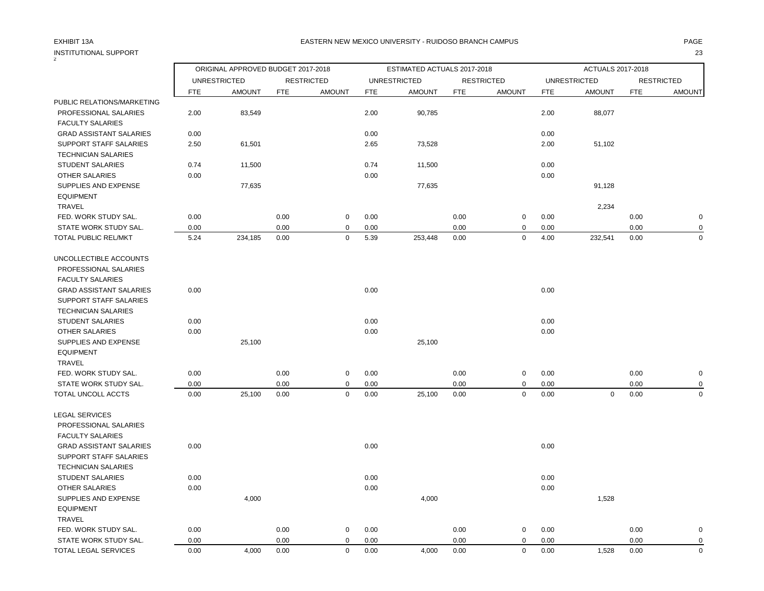EXHIBIT 13A

EASTERN NEW MEXICO UNIVERSITY - RUIDOSO BRANCH CAMPUS

INSTITUTIONAL SUPPORT

| | ORIGINAL APPROVED BUDGET 2017-2018 | | | | ESTIMATED ACTUALS 2017-2018 | | | | ACTUALS 2017-2018 | | | |
|---|---|---|---|---|---|---|---|---|---|---|---|---|
| | UNRESTRICTED | | RESTRICTED | | UNRESTRICTED | | RESTRICTED | | UNRESTRICTED | | RESTRICTED | |
| | FTE | AMOUNT | FTE | AMOUNT | FTE | AMOUNT | FTE | AMOUNT | FTE | AMOUNT | FTE | AMOUNT |
| PUBLIC RELATIONS/MARKETING | | | | | | | | | | | | |
| PROFESSIONAL SALARIES | 2.00 | 83,549 | | | 2.00 | 90,785 | | | 2.00 | 88,077 | | |
| FACULTY SALARIES | | | | | | | | | | | | |
| GRAD ASSISTANT SALARIES | 0.00 | | | | 0.00 | | | | 0.00 | | | |
| SUPPORT STAFF SALARIES | 2.50 | 61,501 | | | 2.65 | 73,528 | | | 2.00 | 51,102 | | |
| TECHNICIAN SALARIES | | | | | | | | | | | | |
| STUDENT SALARIES | 0.74 | 11,500 | | | 0.74 | 11,500 | | | 0.00 | | | |
| OTHER SALARIES | 0.00 | | | | 0.00 | | | | 0.00 | | | |
| SUPPLIES AND EXPENSE | | 77,635 | | | | 77,635 | | | | 91,128 | | |
| EQUIPMENT | | | | | | | | | | | | |
| TRAVEL | | | | | | | | | | 2,234 | | |
| FED. WORK STUDY SAL. | 0.00 | | 0.00 | 0 | 0.00 | | 0.00 | 0 | 0.00 | | 0.00 | 0 |
| STATE WORK STUDY SAL. | 0.00 | | 0.00 | 0 | 0.00 | | 0.00 | 0 | 0.00 | | 0.00 | 0 |
| TOTAL PUBLIC REL/MKT | 5.24 | 234,185 | 0.00 | 0 | 5.39 | 253,448 | 0.00 | 0 | 4.00 | 232,541 | 0.00 | 0 |
| UNCOLLECTIBLE ACCOUNTS | | | | | | | | | | | | |
| PROFESSIONAL SALARIES | | | | | | | | | | | | |
| FACULTY SALARIES | | | | | | | | | | | | |
| GRAD ASSISTANT SALARIES | 0.00 | | | | 0.00 | | | | 0.00 | | | |
| SUPPORT STAFF SALARIES | | | | | | | | | | | | |
| TECHNICIAN SALARIES | | | | | | | | | | | | |
| STUDENT SALARIES | 0.00 | | | | 0.00 | | | | 0.00 | | | |
| OTHER SALARIES | 0.00 | | | | 0.00 | | | | 0.00 | | | |
| SUPPLIES AND EXPENSE | | 25,100 | | | | 25,100 | | | | | | |
| EQUIPMENT | | | | | | | | | | | | |
| TRAVEL | | | | | | | | | | | | |
| FED. WORK STUDY SAL. | 0.00 | | 0.00 | 0 | 0.00 | | 0.00 | 0 | 0.00 | | 0.00 | 0 |
| STATE WORK STUDY SAL. | 0.00 | | 0.00 | 0 | 0.00 | | 0.00 | 0 | 0.00 | | 0.00 | 0 |
| TOTAL UNCOLL ACCTS | 0.00 | 25,100 | 0.00 | 0 | 0.00 | 25,100 | 0.00 | 0 | 0.00 | 0 | 0.00 | 0 |
| LEGAL SERVICES | | | | | | | | | | | | |
| PROFESSIONAL SALARIES | | | | | | | | | | | | |
| FACULTY SALARIES | | | | | | | | | | | | |
| GRAD ASSISTANT SALARIES | 0.00 | | | | 0.00 | | | | 0.00 | | | |
| SUPPORT STAFF SALARIES | | | | | | | | | | | | |
| TECHNICIAN SALARIES | | | | | | | | | | | | |
| STUDENT SALARIES | 0.00 | | | | 0.00 | | | | 0.00 | | | |
| OTHER SALARIES | 0.00 | | | | 0.00 | | | | 0.00 | | | |
| SUPPLIES AND EXPENSE | | 4,000 | | | | 4,000 | | | | 1,528 | | |
| EQUIPMENT | | | | | | | | | | | | |
| TRAVEL | | | | | | | | | | | | |
| FED. WORK STUDY SAL. | 0.00 | | 0.00 | 0 | 0.00 | | 0.00 | 0 | 0.00 | | 0.00 | 0 |
| STATE WORK STUDY SAL. | 0.00 | | 0.00 | 0 | 0.00 | | 0.00 | 0 | 0.00 | | 0.00 | 0 |
| TOTAL LEGAL SERVICES | 0.00 | 4,000 | 0.00 | 0 | 0.00 | 4,000 | 0.00 | 0 | 0.00 | 1,528 | 0.00 | 0 |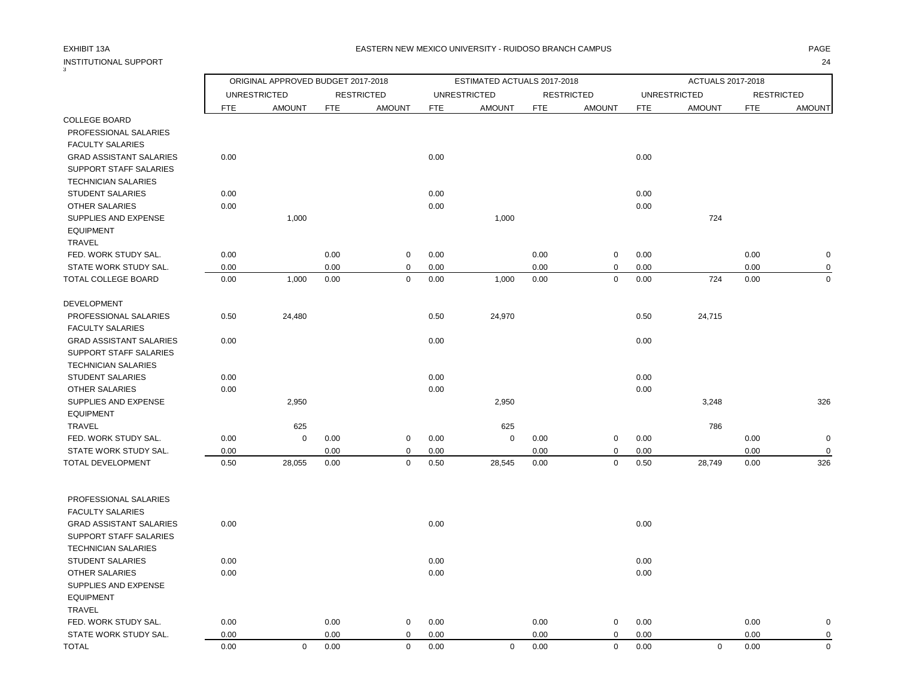EXHIBIT 13A

INSTITUTIONAL SUPPORT

EASTERN NEW MEXICO UNIVERSITY - RUIDOSO BRANCH CAMPUS

| | ORIGINAL APPROVED BUDGET 2017-2018 | | | | ESTIMATED ACTUALS 2017-2018 | | | | ACTUALS 2017-2018 | | | |
|---|---|---|---|---|---|---|---|---|---|---|---|---|
| | UNRESTRICTED | | RESTRICTED | | UNRESTRICTED | | RESTRICTED | | UNRESTRICTED | | RESTRICTED | |
| | FTE | AMOUNT | FTE | AMOUNT | FTE | AMOUNT | FTE | AMOUNT | FTE | AMOUNT | FTE | AMOUNT |
| COLLEGE BOARD | | | | | | | | | | | | |
| PROFESSIONAL SALARIES | | | | | | | | | | | | |
| FACULTY SALARIES | | | | | | | | | | | | |
| GRAD ASSISTANT SALARIES | 0.00 | | | | 0.00 | | | | 0.00 | | | |
| SUPPORT STAFF SALARIES | | | | | | | | | | | | |
| TECHNICIAN SALARIES | | | | | | | | | | | | |
| STUDENT SALARIES | 0.00 | | | | 0.00 | | | | 0.00 | | | |
| OTHER SALARIES | 0.00 | | | | 0.00 | | | | 0.00 | | | |
| SUPPLIES AND EXPENSE | | 1,000 | | | | 1,000 | | | | 724 | | |
| EQUIPMENT | | | | | | | | | | | | |
| TRAVEL | | | | | | | | | | | | |
| FED. WORK STUDY SAL. | 0.00 | | 0.00 | 0 | 0.00 | | 0.00 | 0 | 0.00 | | 0.00 | 0 |
| STATE WORK STUDY SAL. | 0.00 | | 0.00 | 0 | 0.00 | | 0.00 | 0 | 0.00 | | 0.00 | 0 |
| TOTAL COLLEGE BOARD | 0.00 | 1,000 | 0.00 | 0 | 0.00 | 1,000 | 0.00 | 0 | 0.00 | 724 | 0.00 | 0 |
| DEVELOPMENT | | | | | | | | | | | | |
| PROFESSIONAL SALARIES | 0.50 | 24,480 | | | 0.50 | 24,970 | | | 0.50 | 24,715 | | |
| FACULTY SALARIES | | | | | | | | | | | | |
| GRAD ASSISTANT SALARIES | 0.00 | | | | 0.00 | | | | 0.00 | | | |
| SUPPORT STAFF SALARIES | | | | | | | | | | | | |
| TECHNICIAN SALARIES | | | | | | | | | | | | |
| STUDENT SALARIES | 0.00 | | | | 0.00 | | | | 0.00 | | | |
| OTHER SALARIES | 0.00 | | | | 0.00 | | | | 0.00 | | | |
| SUPPLIES AND EXPENSE | | 2,950 | | | | 2,950 | | | | 3,248 | | 326 |
| EQUIPMENT | | | | | | | | | | | | |
| TRAVEL | | 625 | | | | 625 | | | | 786 | | |
| FED. WORK STUDY SAL. | 0.00 | 0 | 0.00 | 0 | 0.00 | 0 | 0.00 | 0 | 0.00 | | 0.00 | 0 |
| STATE WORK STUDY SAL. | 0.00 | | 0.00 | 0 | 0.00 | | 0.00 | 0 | 0.00 | | 0.00 | 0 |
| TOTAL DEVELOPMENT | 0.50 | 28,055 | 0.00 | 0 | 0.50 | 28,545 | 0.00 | 0 | 0.50 | 28,749 | 0.00 | 326 |
| | | | | | | | | | | | | |
| PROFESSIONAL SALARIES | | | | | | | | | | | | |
| FACULTY SALARIES | | | | | | | | | | | | |
| GRAD ASSISTANT SALARIES | 0.00 | | | | 0.00 | | | | 0.00 | | | |
| SUPPORT STAFF SALARIES | | | | | | | | | | | | |
| TECHNICIAN SALARIES | | | | | | | | | | | | |
| STUDENT SALARIES | 0.00 | | | | 0.00 | | | | 0.00 | | | |
| OTHER SALARIES | 0.00 | | | | 0.00 | | | | 0.00 | | | |
| SUPPLIES AND EXPENSE | | | | | | | | | | | | |
| EQUIPMENT | | | | | | | | | | | | |
| TRAVEL | | | | | | | | | | | | |
| FED. WORK STUDY SAL. | 0.00 | | 0.00 | 0 | 0.00 | | 0.00 | 0 | 0.00 | | 0.00 | 0 |
| STATE WORK STUDY SAL. | 0.00 | | 0.00 | 0 | 0.00 | | 0.00 | 0 | 0.00 | | 0.00 | 0 |
| TOTAL | 0.00 | 0 | 0.00 | 0 | 0.00 | 0 | 0.00 | 0 | 0.00 | 0 | 0.00 | 0 |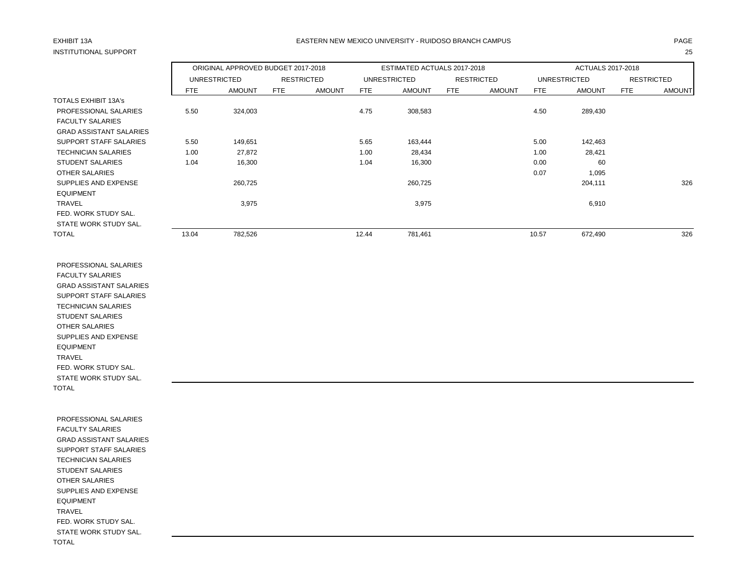EXHIBIT 13A

INSTITUTIONAL SUPPORT

EASTERN NEW MEXICO UNIVERSITY - RUIDOSO BRANCH CAMPUS

| | ORIGINAL APPROVED BUDGET 2017-2018 | | | | ESTIMATED ACTUALS 2017-2018 | | | | ACTUALS 2017-2018 | | | |
|---|---|---|---|---|---|---|---|---|---|---|---|---|
| | UNRESTRICTED | | RESTRICTED | | UNRESTRICTED | | RESTRICTED | | UNRESTRICTED | | RESTRICTED | |
| | FTE | AMOUNT | FTE | AMOUNT | FTE | AMOUNT | FTE | AMOUNT | FTE | AMOUNT | FTE | AMOUNT |
| TOTALS EXHIBIT 13A's | | | | | | | | | | | | |
| PROFESSIONAL SALARIES | 5.50 | 324,003 | | | 4.75 | 308,583 | | | 4.50 | 289,430 | | |
| FACULTY SALARIES | | | | | | | | | | | | |
| GRAD ASSISTANT SALARIES | | | | | | | | | | | | |
| SUPPORT STAFF SALARIES | 5.50 | 149,651 | | | 5.65 | 163,444 | | | 5.00 | 142,463 | | |
| TECHNICIAN SALARIES | 1.00 | 27,872 | | | 1.00 | 28,434 | | | 1.00 | 28,421 | | |
| STUDENT SALARIES | 1.04 | 16,300 | | | 1.04 | 16,300 | | | 0.00 | 60 | | |
| OTHER SALARIES | | | | | | | | | 0.07 | 1,095 | | |
| SUPPLIES AND EXPENSE | | 260,725 | | | | 260,725 | | | | 204,111 | | 326 |
| EQUIPMENT | | | | | | | | | | | | |
| TRAVEL | | 3,975 | | | | 3,975 | | | | 6,910 | | |
| FED. WORK STUDY SAL. | | | | | | | | | | | | |
| STATE WORK STUDY SAL. | | | | | | | | | | | | |
| TOTAL | 13.04 | 782,526 | | | 12.44 | 781,461 | | | 10.57 | 672,490 | | 326 |
| | | | | | | | | | | | | |
| PROFESSIONAL SALARIES | | | | | | | | | | | | |
| FACULTY SALARIES | | | | | | | | | | | | |
| GRAD ASSISTANT SALARIES | | | | | | | | | | | | |
| SUPPORT STAFF SALARIES | | | | | | | | | | | | |
| TECHNICIAN SALARIES | | | | | | | | | | | | |
| STUDENT SALARIES | | | | | | | | | | | | |
| OTHER SALARIES | | | | | | | | | | | | |
| SUPPLIES AND EXPENSE | | | | | | | | | | | | |
| EQUIPMENT | | | | | | | | | | | | |
| TRAVEL | | | | | | | | | | | | |
| FED. WORK STUDY SAL. | | | | | | | | | | | | |
| STATE WORK STUDY SAL. | | | | | | | | | | | | |
| TOTAL | | | | | | | | | | | | |
| | | | | | | | | | | | | |
| PROFESSIONAL SALARIES | | | | | | | | | | | | |
| FACULTY SALARIES | | | | | | | | | | | | |
| GRAD ASSISTANT SALARIES | | | | | | | | | | | | |
| SUPPORT STAFF SALARIES | | | | | | | | | | | | |
| TECHNICIAN SALARIES | | | | | | | | | | | | |
| STUDENT SALARIES | | | | | | | | | | | | |
| OTHER SALARIES | | | | | | | | | | | | |
| SUPPLIES AND EXPENSE | | | | | | | | | | | | |
| EQUIPMENT | | | | | | | | | | | | |
| TRAVEL | | | | | | | | | | | | |
| FED. WORK STUDY SAL. | | | | | | | | | | | | |
| STATE WORK STUDY SAL. | | | | | | | | | | | | |
| TOTAL | | | | | | | | | | | | |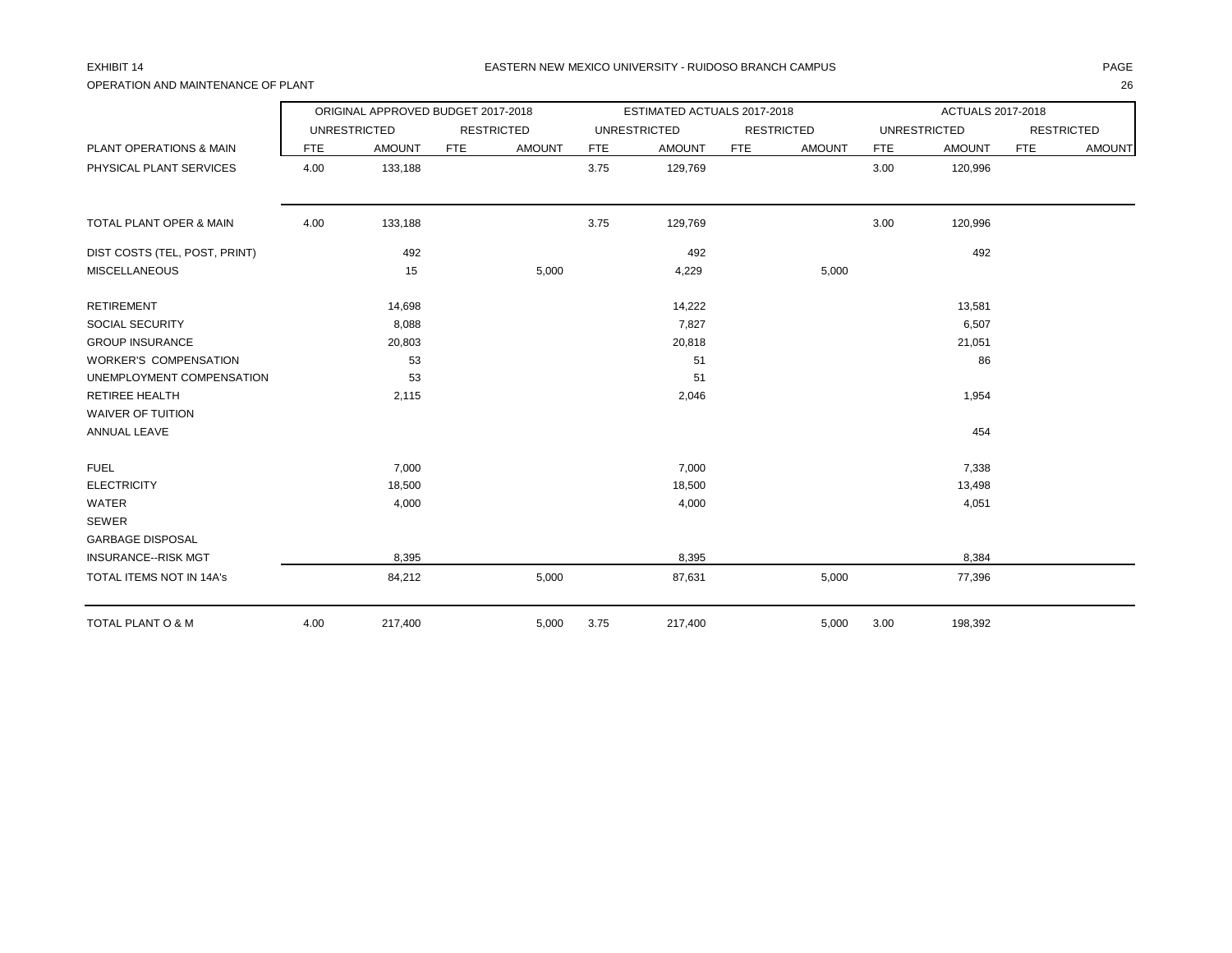EXHIBIT 14

EASTERN NEW MEXICO UNIVERSITY - RUIDOSO BRANCH CAMPUS

OPERATION AND MAINTENANCE OF PLANT

| | ORIGINAL APPROVED BUDGET 2017-2018 | | | | ESTIMATED ACTUALS 2017-2018 | | | | ACTUALS 2017-2018 | | | |
|---|---|---|---|---|---|---|---|---|---|---|---|---|
| | UNRESTRICTED | | RESTRICTED | | UNRESTRICTED | | RESTRICTED | | UNRESTRICTED | | RESTRICTED | |
| PLANT OPERATIONS & MAIN | FTE | AMOUNT | FTE | AMOUNT | FTE | AMOUNT | FTE | AMOUNT | FTE | AMOUNT | FTE | AMOUNT |
| PHYSICAL PLANT SERVICES | 4.00 | 133,188 | | | 3.75 | 129,769 | | | 3.00 | 120,996 | | |
| TOTAL PLANT OPER & MAIN | 4.00 | 133,188 | | | 3.75 | 129,769 | | | 3.00 | 120,996 | | |
| DIST COSTS (TEL, POST, PRINT) | | 492 | | | | 492 | | | | 492 | | |
| MISCELLANEOUS | | 15 | | 5,000 | | 4,229 | | 5,000 | | | | |
| RETIREMENT | | 14,698 | | | | 14,222 | | | | 13,581 | | |
| SOCIAL SECURITY | | 8,088 | | | | 7,827 | | | | 6,507 | | |
| GROUP INSURANCE | | 20,803 | | | | 20,818 | | | | 21,051 | | |
| WORKER'S COMPENSATION | | 53 | | | | 51 | | | | 86 | | |
| UNEMPLOYMENT COMPENSATION | | 53 | | | | 51 | | | | | | |
| RETIREE HEALTH | | 2,115 | | | | 2,046 | | | | 1,954 | | |
| WAIVER OF TUITION | | | | | | | | | | | | |
| ANNUAL LEAVE | | | | | | | | | | 454 | | |
| FUEL | | 7,000 | | | | 7,000 | | | | 7,338 | | |
| ELECTRICITY | | 18,500 | | | | 18,500 | | | | 13,498 | | |
| WATER | | 4,000 | | | | 4,000 | | | | 4,051 | | |
| SEWER | | | | | | | | | | | | |
| GARBAGE DISPOSAL | | | | | | | | | | | | |
| INSURANCE--RISK MGT | | 8,395 | | | | 8,395 | | | | 8,384 | | |
| TOTAL ITEMS NOT IN 14A's | | 84,212 | | 5,000 | | 87,631 | | 5,000 | | 77,396 | | |
| TOTAL PLANT O & M | 4.00 | 217,400 | | 5,000 | 3.75 | 217,400 | | 5,000 | 3.00 | 198,392 | | |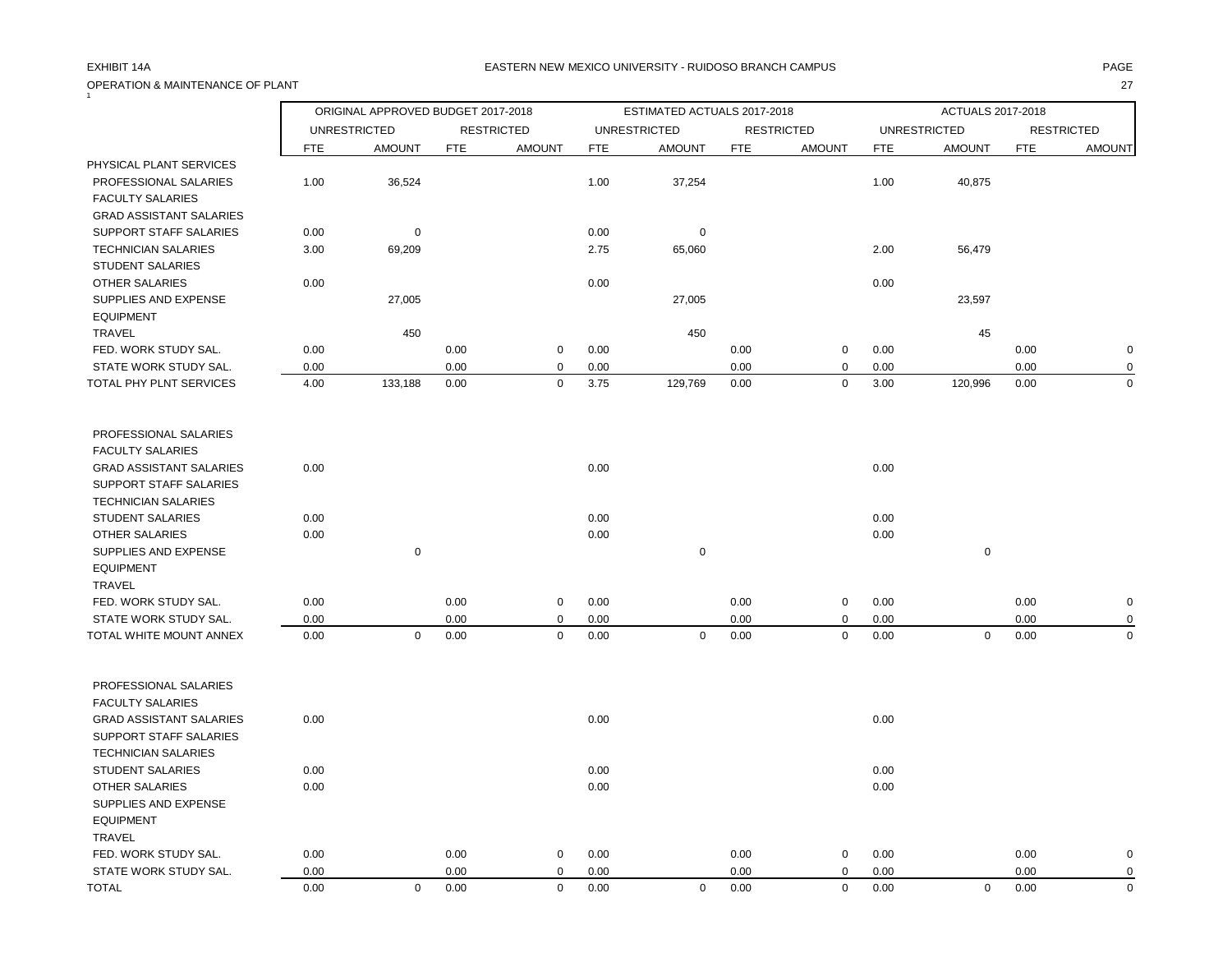EXHIBIT 14A

EASTERN NEW MEXICO UNIVERSITY - RUIDOSO BRANCH CAMPUS

OPERATION & MAINTENANCE OF PLANT

| | ORIGINAL APPROVED BUDGET 2017-2018 | | | | ESTIMATED ACTUALS 2017-2018 | | | | ACTUALS 2017-2018 | | | |
|---|---|---|---|---|---|---|---|---|---|---|---|---|
| | UNRESTRICTED | | RESTRICTED | | UNRESTRICTED | | RESTRICTED | | UNRESTRICTED | | RESTRICTED | |
| | FTE | AMOUNT | FTE | AMOUNT | FTE | AMOUNT | FTE | AMOUNT | FTE | AMOUNT | FTE | AMOUNT |
| PHYSICAL PLANT SERVICES | | | | | | | | | | | | |
| PROFESSIONAL SALARIES | 1.00 | 36,524 | | | 1.00 | 37,254 | | | 1.00 | 40,875 | | |
| FACULTY SALARIES | | | | | | | | | | | | |
| GRAD ASSISTANT SALARIES | | | | | | | | | | | | |
| SUPPORT STAFF SALARIES | 0.00 | 0 | | | 0.00 | 0 | | | | | | |
| TECHNICIAN SALARIES | 3.00 | 69,209 | | | 2.75 | 65,060 | | | 2.00 | 56,479 | | |
| STUDENT SALARIES | | | | | | | | | | | | |
| OTHER SALARIES | 0.00 | | | | 0.00 | | | | 0.00 | | | |
| SUPPLIES AND EXPENSE | | 27,005 | | | | 27,005 | | | | 23,597 | | |
| EQUIPMENT | | | | | | | | | | | | |
| TRAVEL | | 450 | | | | 450 | | | | 45 | | |
| FED. WORK STUDY SAL. | 0.00 | | 0.00 | 0 | 0.00 | | 0.00 | 0 | 0.00 | | 0.00 | 0 |
| STATE WORK STUDY SAL. | 0.00 | | 0.00 | 0 | 0.00 | | 0.00 | 0 | 0.00 | | 0.00 | 0 |
| TOTAL PHY PLNT SERVICES | 4.00 | 133,188 | 0.00 | 0 | 3.75 | 129,769 | 0.00 | 0 | 3.00 | 120,996 | 0.00 | 0 |
| | | | | | | | | | | | | |
| PROFESSIONAL SALARIES | | | | | | | | | | | | |
| FACULTY SALARIES | | | | | | | | | | | | |
| GRAD ASSISTANT SALARIES | 0.00 | | | | 0.00 | | | | 0.00 | | | |
| SUPPORT STAFF SALARIES | | | | | | | | | | | | |
| TECHNICIAN SALARIES | | | | | | | | | | | | |
| STUDENT SALARIES | 0.00 | | | | 0.00 | | | | 0.00 | | | |
| OTHER SALARIES | 0.00 | | | | 0.00 | | | | 0.00 | | | |
| SUPPLIES AND EXPENSE | | 0 | | | | 0 | | | | 0 | | |
| EQUIPMENT | | | | | | | | | | | | |
| TRAVEL | | | | | | | | | | | | |
| FED. WORK STUDY SAL. | 0.00 | | 0.00 | 0 | 0.00 | | 0.00 | 0 | 0.00 | | 0.00 | 0 |
| STATE WORK STUDY SAL. | 0.00 | | 0.00 | 0 | 0.00 | | 0.00 | 0 | 0.00 | | 0.00 | 0 |
| TOTAL WHITE MOUNT ANNEX | 0.00 | 0 | 0.00 | 0 | 0.00 | 0 | 0.00 | 0 | 0.00 | 0 | 0.00 | 0 |
| | | | | | | | | | | | | |
| PROFESSIONAL SALARIES | | | | | | | | | | | | |
| FACULTY SALARIES | | | | | | | | | | | | |
| GRAD ASSISTANT SALARIES | 0.00 | | | | 0.00 | | | | 0.00 | | | |
| SUPPORT STAFF SALARIES | | | | | | | | | | | | |
| TECHNICIAN SALARIES | | | | | | | | | | | | |
| STUDENT SALARIES | 0.00 | | | | 0.00 | | | | 0.00 | | | |
| OTHER SALARIES | 0.00 | | | | 0.00 | | | | 0.00 | | | |
| SUPPLIES AND EXPENSE | | | | | | | | | | | | |
| EQUIPMENT | | | | | | | | | | | | |
| TRAVEL | | | | | | | | | | | | |
| FED. WORK STUDY SAL. | 0.00 | | 0.00 | 0 | 0.00 | | 0.00 | 0 | 0.00 | | 0.00 | 0 |
| STATE WORK STUDY SAL. | 0.00 | | 0.00 | 0 | 0.00 | | 0.00 | 0 | 0.00 | | 0.00 | 0 |
| TOTAL | 0.00 | 0 | 0.00 | 0 | 0.00 | 0 | 0.00 | 0 | 0.00 | 0 | 0.00 | 0 |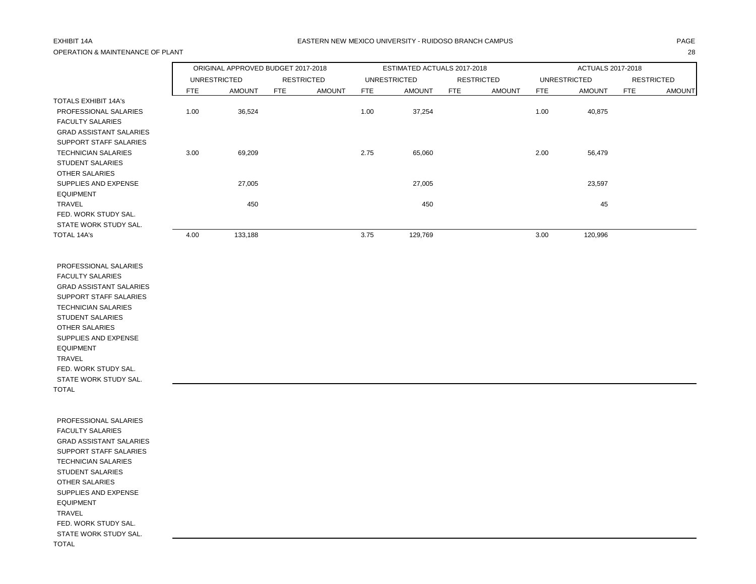EXHIBIT 14A

EASTERN NEW MEXICO UNIVERSITY - RUIDOSO BRANCH CAMPUS

OPERATION & MAINTENANCE OF PLANT

| | ORIGINAL APPROVED BUDGET 2017-2018 | | | | ESTIMATED ACTUALS 2017-2018 | | | | ACTUALS 2017-2018 | | | |
|---|---|---|---|---|---|---|---|---|---|---|---|---|
| | UNRESTRICTED | | RESTRICTED | | UNRESTRICTED | | RESTRICTED | | UNRESTRICTED | | RESTRICTED | |
| | FTE | AMOUNT | FTE | AMOUNT | FTE | AMOUNT | FTE | AMOUNT | FTE | AMOUNT | FTE | AMOUNT |
| TOTALS EXHIBIT 14A's | | | | | | | | | | | | |
| PROFESSIONAL SALARIES | 1.00 | 36,524 | | | 1.00 | 37,254 | | | 1.00 | 40,875 | | |
| FACULTY SALARIES | | | | | | | | | | | | |
| GRAD ASSISTANT SALARIES | | | | | | | | | | | | |
| SUPPORT STAFF SALARIES | | | | | | | | | | | | |
| TECHNICIAN SALARIES | 3.00 | 69,209 | | | 2.75 | 65,060 | | | 2.00 | 56,479 | | |
| STUDENT SALARIES | | | | | | | | | | | | |
| OTHER SALARIES | | | | | | | | | | | | |
| SUPPLIES AND EXPENSE | | 27,005 | | | | 27,005 | | | | 23,597 | | |
| EQUIPMENT | | | | | | | | | | | | |
| TRAVEL | | 450 | | | | 450 | | | | 45 | | |
| FED. WORK STUDY SAL. | | | | | | | | | | | | |
| STATE WORK STUDY SAL. | | | | | | | | | | | | |
| TOTAL 14A's | 4.00 | 133,188 | | | 3.75 | 129,769 | | | 3.00 | 120,996 | | |
| | | | | | | | | | | | | |
| PROFESSIONAL SALARIES | | | | | | | | | | | | |
| FACULTY SALARIES | | | | | | | | | | | | |
| GRAD ASSISTANT SALARIES | | | | | | | | | | | | |
| SUPPORT STAFF SALARIES | | | | | | | | | | | | |
| TECHNICIAN SALARIES | | | | | | | | | | | | |
| STUDENT SALARIES | | | | | | | | | | | | |
| OTHER SALARIES | | | | | | | | | | | | |
| SUPPLIES AND EXPENSE | | | | | | | | | | | | |
| EQUIPMENT | | | | | | | | | | | | |
| TRAVEL | | | | | | | | | | | | |
| FED. WORK STUDY SAL. | | | | | | | | | | | | |
| STATE WORK STUDY SAL. | | | | | | | | | | | | |
| TOTAL | | | | | | | | | | | | |
| | | | | | | | | | | | | |
| PROFESSIONAL SALARIES | | | | | | | | | | | | |
| FACULTY SALARIES | | | | | | | | | | | | |
| GRAD ASSISTANT SALARIES | | | | | | | | | | | | |
| SUPPORT STAFF SALARIES | | | | | | | | | | | | |
| TECHNICIAN SALARIES | | | | | | | | | | | | |
| STUDENT SALARIES | | | | | | | | | | | | |
| OTHER SALARIES | | | | | | | | | | | | |
| SUPPLIES AND EXPENSE | | | | | | | | | | | | |
| EQUIPMENT | | | | | | | | | | | | |
| TRAVEL | | | | | | | | | | | | |
| FED. WORK STUDY SAL. | | | | | | | | | | | | |
| STATE WORK STUDY SAL. | | | | | | | | | | | | |
| TOTAL | | | | | | | | | | | | |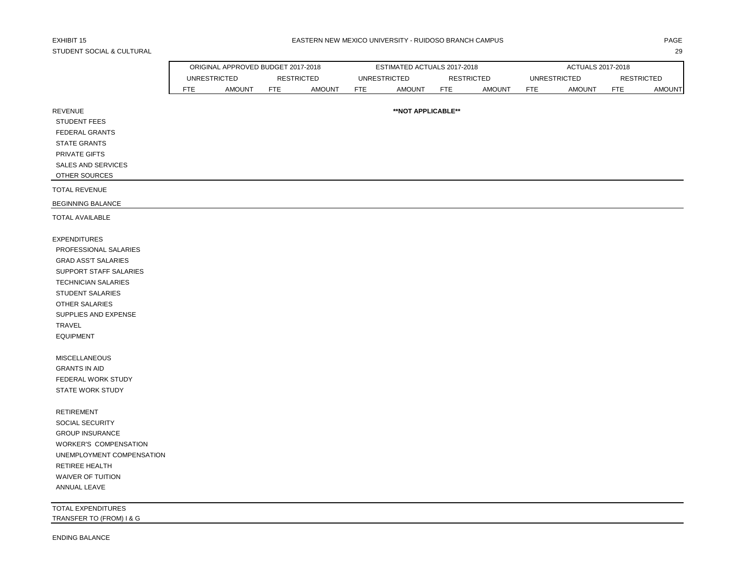EXHIBIT 15

STUDENT SOCIAL & CULTURAL

EASTERN NEW MEXICO UNIVERSITY - RUIDOSO BRANCH CAMPUS

| | ORIGINAL APPROVED BUDGET 2017-2018 | | | | ESTIMATED ACTUALS 2017-2018 | | | | ACTUALS 2017-2018 | | | |
|---|---|---|---|---|---|---|---|---|---|---|---|---|
| | UNRESTRICTED | | RESTRICTED | | UNRESTRICTED | | RESTRICTED | | UNRESTRICTED | | RESTRICTED | |
| | FTE | AMOUNT | FTE | AMOUNT | FTE | AMOUNT | FTE | AMOUNT | FTE | AMOUNT | FTE | AMOUNT |
| REVENUE | | | | | | **NOT APPLICABLE** | | | | | | |
| STUDENT FEES | | | | | | | | | | | | |
| FEDERAL GRANTS | | | | | | | | | | | | |
| STATE GRANTS | | | | | | | | | | | | |
| PRIVATE GIFTS | | | | | | | | | | | | |
| SALES AND SERVICES | | | | | | | | | | | | |
| OTHER SOURCES | | | | | | | | | | | | |
| TOTAL REVENUE | | | | | | | | | | | | |
| BEGINNING BALANCE | | | | | | | | | | | | |
| TOTAL AVAILABLE | | | | | | | | | | | | |
| EXPENDITURES | | | | | | | | | | | | |
| PROFESSIONAL SALARIES | | | | | | | | | | | | |
| GRAD ASS'T SALARIES | | | | | | | | | | | | |
| SUPPORT STAFF SALARIES | | | | | | | | | | | | |
| TECHNICIAN SALARIES | | | | | | | | | | | | |
| STUDENT SALARIES | | | | | | | | | | | | |
| OTHER SALARIES | | | | | | | | | | | | |
| SUPPLIES AND EXPENSE | | | | | | | | | | | | |
| TRAVEL | | | | | | | | | | | | |
| EQUIPMENT | | | | | | | | | | | | |
| MISCELLANEOUS | | | | | | | | | | | | |
| GRANTS IN AID | | | | | | | | | | | | |
| FEDERAL WORK STUDY | | | | | | | | | | | | |
| STATE WORK STUDY | | | | | | | | | | | | |
| RETIREMENT | | | | | | | | | | | | |
| SOCIAL SECURITY | | | | | | | | | | | | |
| GROUP INSURANCE | | | | | | | | | | | | |
| WORKER'S COMPENSATION | | | | | | | | | | | | |
| UNEMPLOYMENT COMPENSATION | | | | | | | | | | | | |
| RETIREE HEALTH | | | | | | | | | | | | |
| WAIVER OF TUITION | | | | | | | | | | | | |
| ANNUAL LEAVE | | | | | | | | | | | | |
| TOTAL EXPENDITURES | | | | | | | | | | | | |
| TRANSFER TO (FROM) I & G | | | | | | | | | | | | |
| ENDING BALANCE | | | | | | | | | | | | |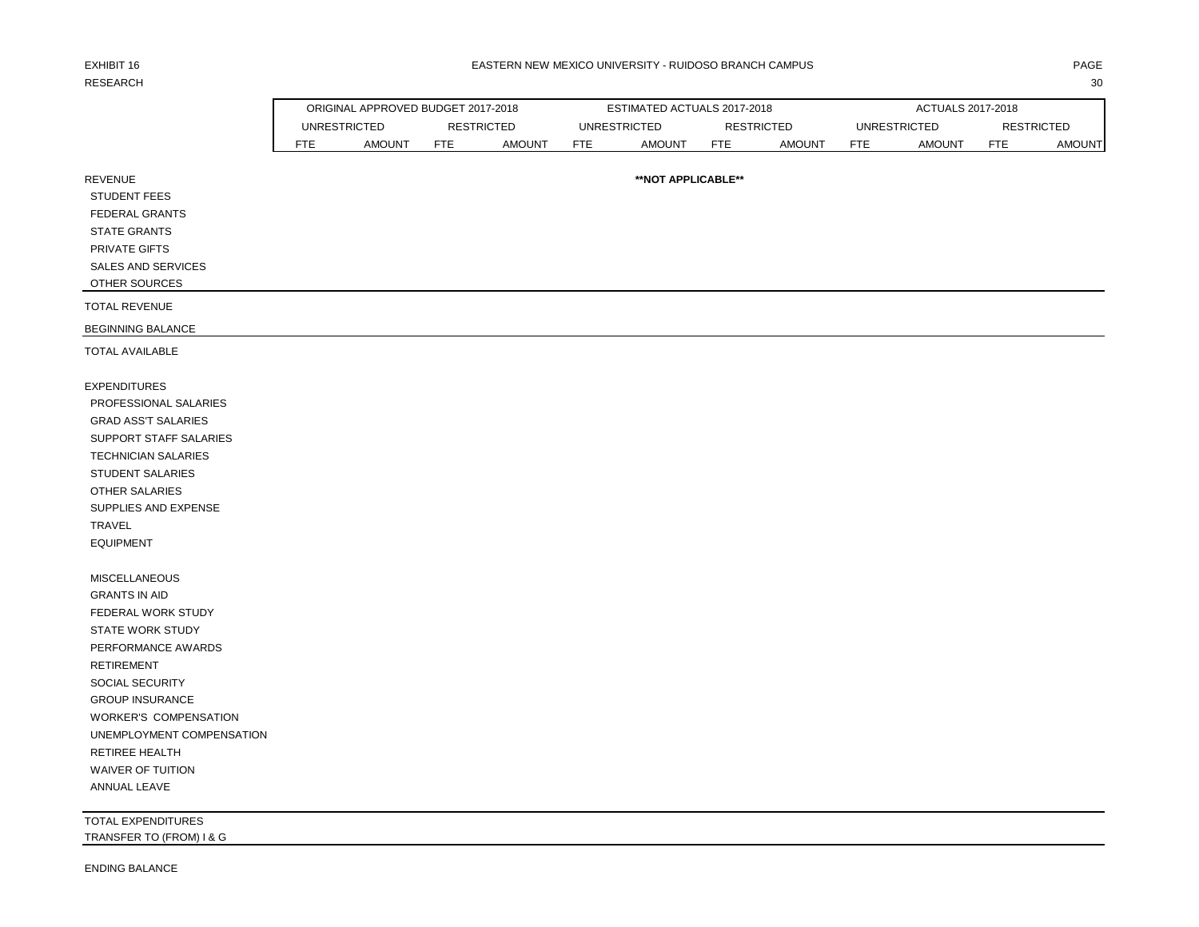EXHIBIT 16
RESEARCH

## EASTERN NEW MEXICO UNIVERSITY - RUIDOSO BRANCH CAMPUS

| | ORIGINAL APPROVED BUDGET 2017-2018 | | | | ESTIMATED ACTUALS 2017-2018 | | | | ACTUALS 2017-2018 | | | |
|---|---|---|---|---|---|---|---|---|---|---|---|---|
| | UNRESTRICTED | | RESTRICTED | | UNRESTRICTED | | RESTRICTED | | UNRESTRICTED | | RESTRICTED | |
| | FTE | AMOUNT | FTE | AMOUNT | FTE | AMOUNT | FTE | AMOUNT | FTE | AMOUNT | FTE | AMOUNT |
| REVENUE | | | | | | **NOT APPLICABLE** | | | | | | |
| STUDENT FEES | | | | | | | | | | | | |
| FEDERAL GRANTS | | | | | | | | | | | | |
| STATE GRANTS | | | | | | | | | | | | |
| PRIVATE GIFTS | | | | | | | | | | | | |
| SALES AND SERVICES | | | | | | | | | | | | |
| OTHER SOURCES | | | | | | | | | | | | |
| TOTAL REVENUE | | | | | | | | | | | | |
| BEGINNING BALANCE | | | | | | | | | | | | |
| TOTAL AVAILABLE | | | | | | | | | | | | |
| EXPENDITURES | | | | | | | | | | | | |
| PROFESSIONAL SALARIES | | | | | | | | | | | | |
| GRAD ASS'T SALARIES | | | | | | | | | | | | |
| SUPPORT STAFF SALARIES | | | | | | | | | | | | |
| TECHNICIAN SALARIES | | | | | | | | | | | | |
| STUDENT SALARIES | | | | | | | | | | | | |
| OTHER SALARIES | | | | | | | | | | | | |
| SUPPLIES AND EXPENSE | | | | | | | | | | | | |
| TRAVEL | | | | | | | | | | | | |
| EQUIPMENT | | | | | | | | | | | | |
| MISCELLANEOUS | | | | | | | | | | | | |
| GRANTS IN AID | | | | | | | | | | | | |
| FEDERAL WORK STUDY | | | | | | | | | | | | |
| STATE WORK STUDY | | | | | | | | | | | | |
| PERFORMANCE AWARDS | | | | | | | | | | | | |
| RETIREMENT | | | | | | | | | | | | |
| SOCIAL SECURITY | | | | | | | | | | | | |
| GROUP INSURANCE | | | | | | | | | | | | |
| WORKER'S COMPENSATION | | | | | | | | | | | | |
| UNEMPLOYMENT COMPENSATION | | | | | | | | | | | | |
| RETIREE HEALTH | | | | | | | | | | | | |
| WAIVER OF TUITION | | | | | | | | | | | | |
| ANNUAL LEAVE | | | | | | | | | | | | |
| TOTAL EXPENDITURES | | | | | | | | | | | | |
| TRANSFER TO (FROM) I & G | | | | | | | | | | | | |
| ENDING BALANCE | | | | | | | | | | | | |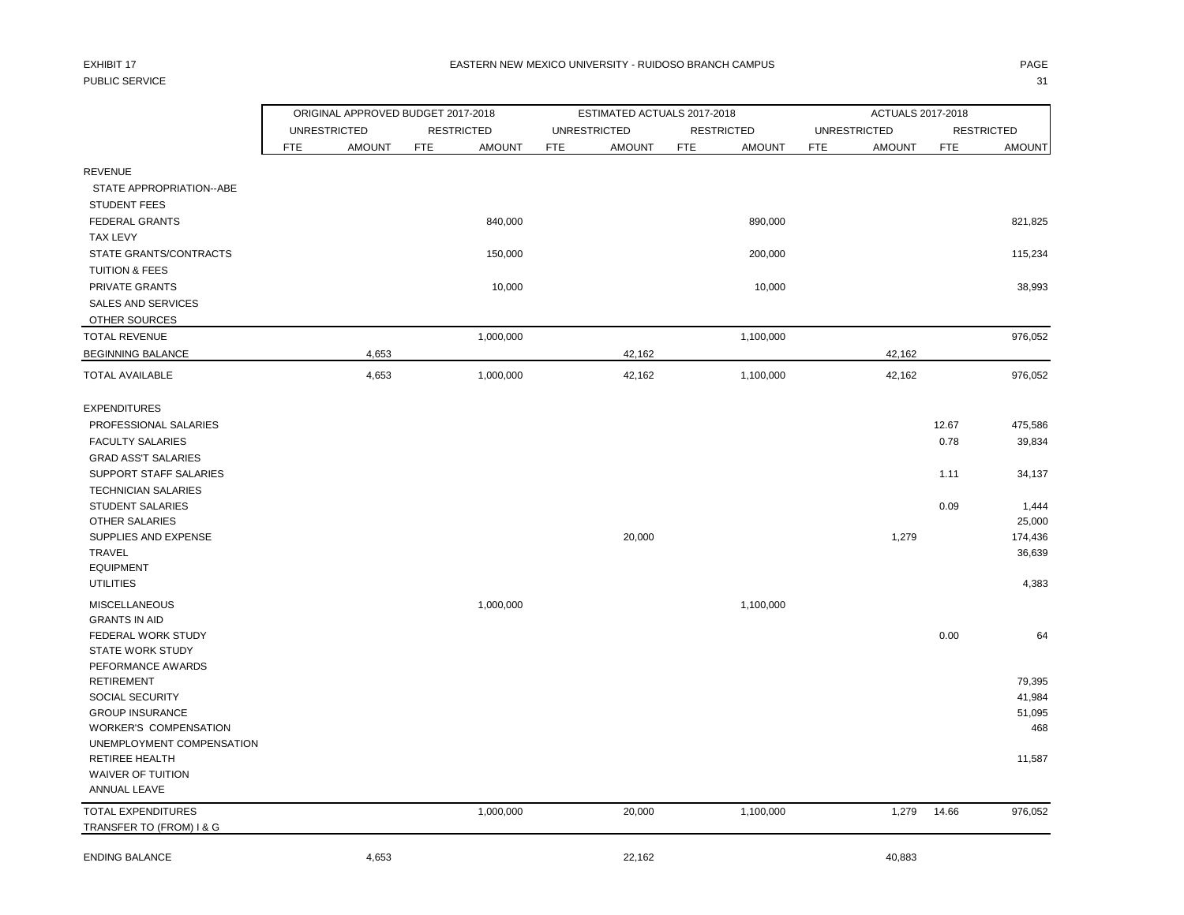EXHIBIT 17
PUBLIC SERVICE

EASTERN NEW MEXICO UNIVERSITY - RUIDOSO BRANCH CAMPUS

| | ORIGINAL APPROVED BUDGET 2017-2018 | | | | ESTIMATED ACTUALS 2017-2018 | | | | ACTUALS 2017-2018 | | | |
|---|---|---|---|---|---|---|---|---|---|---|---|---|
| | UNRESTRICTED | | RESTRICTED | | UNRESTRICTED | | RESTRICTED | | UNRESTRICTED | | RESTRICTED | |
| | FTE | AMOUNT | FTE | AMOUNT | FTE | AMOUNT | FTE | AMOUNT | FTE | AMOUNT | FTE | AMOUNT |
| REVENUE | | | | | | | | | | | | |
| STATE APPROPRIATION--ABE | | | | | | | | | | | | |
| STUDENT FEES | | | | | | | | | | | | |
| FEDERAL GRANTS | | | | 840,000 | | | | 890,000 | | | | 821,825 |
| TAX LEVY | | | | | | | | | | | | |
| STATE GRANTS/CONTRACTS | | | | 150,000 | | | | 200,000 | | | | 115,234 |
| TUITION & FEES | | | | | | | | | | | | |
| PRIVATE GRANTS | | | | 10,000 | | | | 10,000 | | | | 38,993 |
| SALES AND SERVICES | | | | | | | | | | | | |
| OTHER SOURCES | | | | | | | | | | | | |
| TOTAL REVENUE | | | | 1,000,000 | | | | 1,100,000 | | | | 976,052 |
| BEGINNING BALANCE | | 4,653 | | | | 42,162 | | | | 42,162 | | |
| TOTAL AVAILABLE | | 4,653 | | 1,000,000 | | 42,162 | | 1,100,000 | | 42,162 | | 976,052 |
| EXPENDITURES | | | | | | | | | | | | |
| PROFESSIONAL SALARIES | | | | | | | | | | | 12.67 | 475,586 |
| FACULTY SALARIES | | | | | | | | | | | 0.78 | 39,834 |
| GRAD ASS'T SALARIES | | | | | | | | | | | | |
| SUPPORT STAFF SALARIES | | | | | | | | | | | 1.11 | 34,137 |
| TECHNICIAN SALARIES | | | | | | | | | | | | |
| STUDENT SALARIES | | | | | | | | | | | 0.09 | 1,444 |
| OTHER SALARIES | | | | | | | | | | | | 25,000 |
| SUPPLIES AND EXPENSE | | | | | | 20,000 | | | | 1,279 | | 174,436 |
| TRAVEL | | | | | | | | | | | | 36,639 |
| EQUIPMENT | | | | | | | | | | | | |
| UTILITIES | | | | | | | | | | | | 4,383 |
| MISCELLANEOUS | | | | 1,000,000 | | | | 1,100,000 | | | | |
| GRANTS IN AID | | | | | | | | | | | | |
| FEDERAL WORK STUDY | | | | | | | | | | | 0.00 | 64 |
| STATE WORK STUDY | | | | | | | | | | | | |
| PEFORMANCE AWARDS | | | | | | | | | | | | |
| RETIREMENT | | | | | | | | | | | | 79,395 |
| SOCIAL SECURITY | | | | | | | | | | | | 41,984 |
| GROUP INSURANCE | | | | | | | | | | | | 51,095 |
| WORKER'S COMPENSATION | | | | | | | | | | | | 468 |
| UNEMPLOYMENT COMPENSATION | | | | | | | | | | | | |
| RETIREE HEALTH | | | | | | | | | | | | 11,587 |
| WAIVER OF TUITION | | | | | | | | | | | | |
| ANNUAL LEAVE | | | | | | | | | | | | |
| TOTAL EXPENDITURES | | | | 1,000,000 | | 20,000 | | 1,100,000 | | 1,279 | 14.66 | 976,052 |
| TRANSFER TO (FROM) I & G | | | | | | | | | | | | |
| ENDING BALANCE | | 4,653 | | | | 22,162 | | | | 40,883 | | |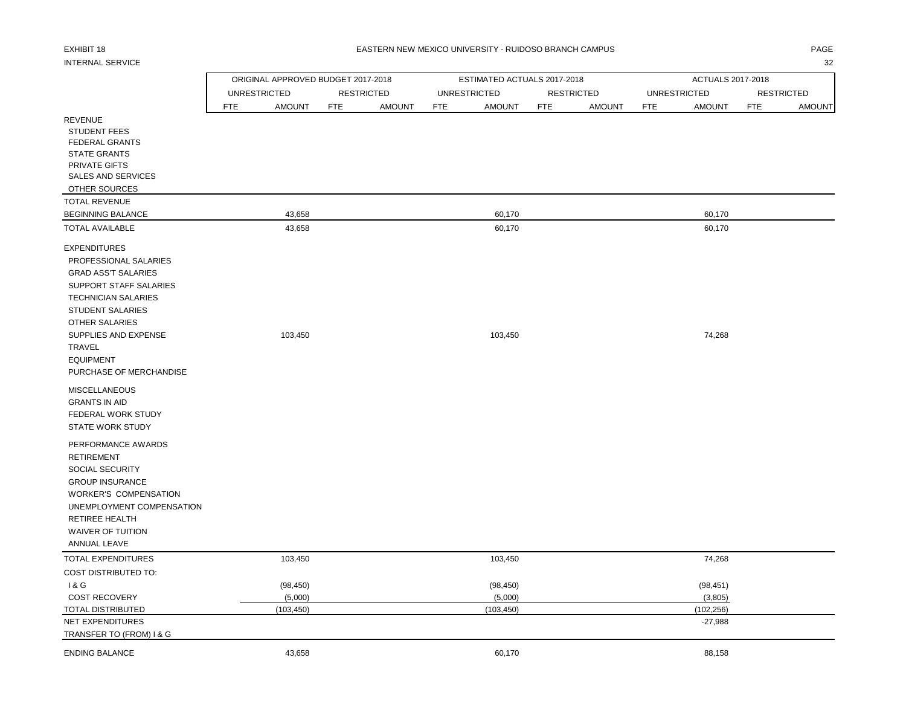EXHIBIT 18

INTERNAL SERVICE

EASTERN NEW MEXICO UNIVERSITY - RUIDOSO BRANCH CAMPUS

| | ORIGINAL APPROVED BUDGET 2017-2018 | | | | ESTIMATED ACTUALS 2017-2018 | | | | ACTUALS 2017-2018 | | | |
|---|---|---|---|---|---|---|---|---|---|---|---|---|
| | UNRESTRICTED | | RESTRICTED | | UNRESTRICTED | | RESTRICTED | | UNRESTRICTED | | RESTRICTED | |
| | FTE | AMOUNT | FTE | AMOUNT | FTE | AMOUNT | FTE | AMOUNT | FTE | AMOUNT | FTE | AMOUNT |
| REVENUE | | | | | | | | | | | | |
| STUDENT FEES | | | | | | | | | | | | |
| FEDERAL GRANTS | | | | | | | | | | | | |
| STATE GRANTS | | | | | | | | | | | | |
| PRIVATE GIFTS | | | | | | | | | | | | |
| SALES AND SERVICES | | | | | | | | | | | | |
| OTHER SOURCES | | | | | | | | | | | | |
| TOTAL REVENUE | | | | | | | | | | | | |
| BEGINNING BALANCE | | 43,658 | | | | 60,170 | | | | 60,170 | | |
| TOTAL AVAILABLE | | 43,658 | | | | 60,170 | | | | 60,170 | | |
| EXPENDITURES | | | | | | | | | | | | |
| PROFESSIONAL SALARIES | | | | | | | | | | | | |
| GRAD ASS'T SALARIES | | | | | | | | | | | | |
| SUPPORT STAFF SALARIES | | | | | | | | | | | | |
| TECHNICIAN SALARIES | | | | | | | | | | | | |
| STUDENT SALARIES | | | | | | | | | | | | |
| OTHER SALARIES | | | | | | | | | | | | |
| SUPPLIES AND EXPENSE | | 103,450 | | | | 103,450 | | | | 74,268 | | |
| TRAVEL | | | | | | | | | | | | |
| EQUIPMENT | | | | | | | | | | | | |
| PURCHASE OF MERCHANDISE | | | | | | | | | | | | |
| MISCELLANEOUS | | | | | | | | | | | | |
| GRANTS IN AID | | | | | | | | | | | | |
| FEDERAL WORK STUDY | | | | | | | | | | | | |
| STATE WORK STUDY | | | | | | | | | | | | |
| PERFORMANCE AWARDS | | | | | | | | | | | | |
| RETIREMENT | | | | | | | | | | | | |
| SOCIAL SECURITY | | | | | | | | | | | | |
| GROUP INSURANCE | | | | | | | | | | | | |
| WORKER'S COMPENSATION | | | | | | | | | | | | |
| UNEMPLOYMENT COMPENSATION | | | | | | | | | | | | |
| RETIREE HEALTH | | | | | | | | | | | | |
| WAIVER OF TUITION | | | | | | | | | | | | |
| ANNUAL LEAVE | | | | | | | | | | | | |
| TOTAL EXPENDITURES | | 103,450 | | | | 103,450 | | | | 74,268 | | |
| COST DISTRIBUTED TO: | | | | | | | | | | | | |
| I & G | | (98,450) | | | | (98,450) | | | | (98,451) | | |
| COST RECOVERY | | (5,000) | | | | (5,000) | | | | (3,805) | | |
| TOTAL DISTRIBUTED | | (103,450) | | | | (103,450) | | | | (102,256) | | |
| NET EXPENDITURES | | | | | | | | | | -27,988 | | |
| TRANSFER TO (FROM) I & G | | | | | | | | | | | | |
| ENDING BALANCE | | 43,658 | | | | 60,170 | | | | 88,158 | | |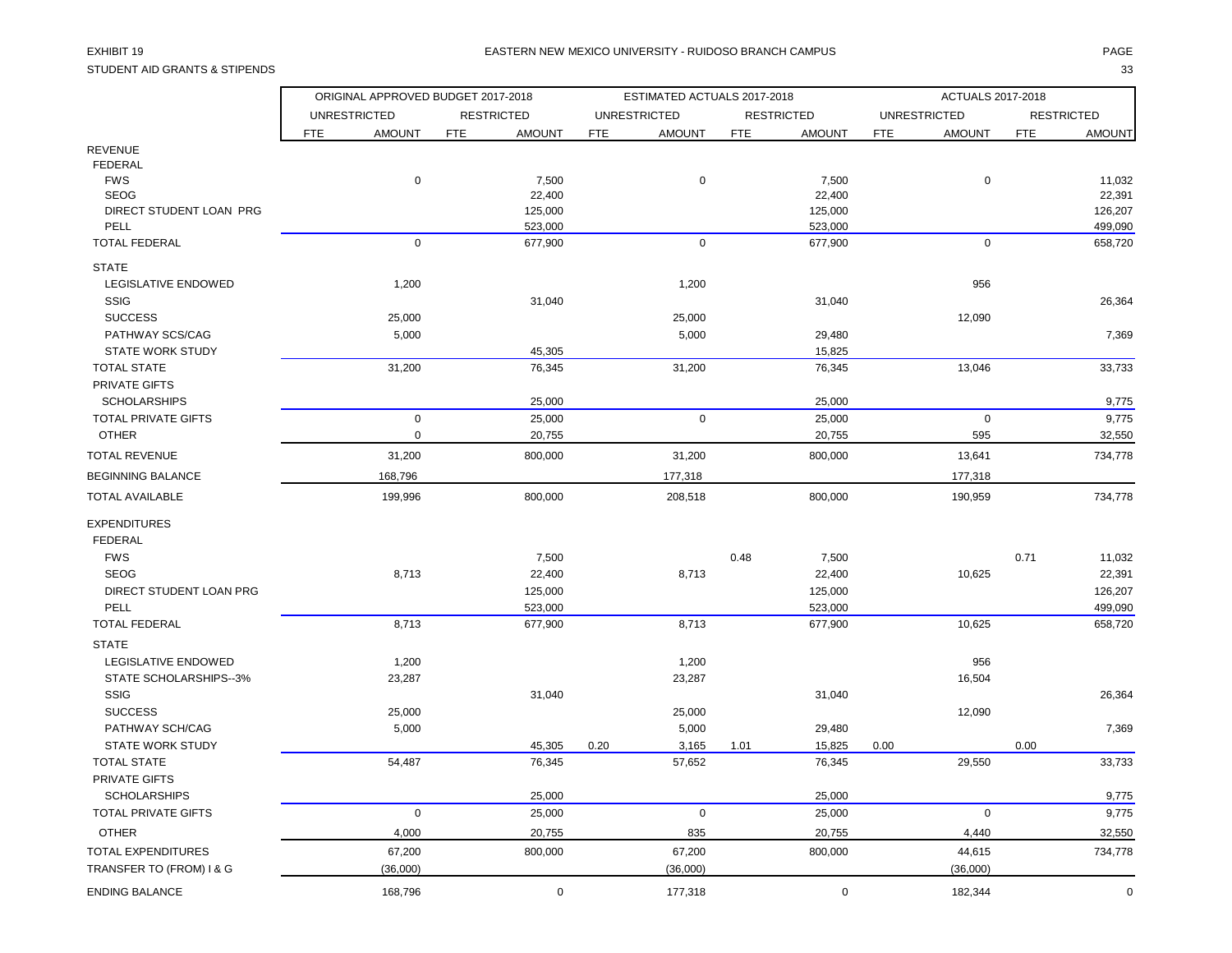EXHIBIT 19

EASTERN NEW MEXICO UNIVERSITY - RUIDOSO BRANCH CAMPUS

STUDENT AID GRANTS & STIPENDS

| | ORIGINAL APPROVED BUDGET 2017-2018 | | | | ESTIMATED ACTUALS 2017-2018 | | | | ACTUALS 2017-2018 | | | |
|---|---|---|---|---|---|---|---|---|---|---|---|---|
| | UNRESTRICTED | | RESTRICTED | | UNRESTRICTED | | RESTRICTED | | UNRESTRICTED | | RESTRICTED | |
| | FTE | AMOUNT | FTE | AMOUNT | FTE | AMOUNT | FTE | AMOUNT | FTE | AMOUNT | FTE | AMOUNT |
| REVENUE | | | | | | | | | | | | |
| FEDERAL | | | | | | | | | | | | |
| FWS | | 0 | | 7,500 | | 0 | | 7,500 | | 0 | | 11,032 |
| SEOG | | | | 22,400 | | | | 22,400 | | | | 22,391 |
| DIRECT STUDENT LOAN PRG | | | | 125,000 | | | | 125,000 | | | | 126,207 |
| PELL | | | | 523,000 | | | | 523,000 | | | | 499,090 |
| TOTAL FEDERAL | | 0 | | 677,900 | | 0 | | 677,900 | | 0 | | 658,720 |
| STATE | | | | | | | | | | | | |
| LEGISLATIVE ENDOWED | | 1,200 | | | | 1,200 | | | | 956 | | |
| SSIG | | | | 31,040 | | | | 31,040 | | | | 26,364 |
| SUCCESS | | 25,000 | | | | 25,000 | | | | 12,090 | | |
| PATHWAY SCS/CAG | | 5,000 | | | | 5,000 | | 29,480 | | | | 7,369 |
| STATE WORK STUDY | | | | 45,305 | | | | 15,825 | | | | |
| TOTAL STATE | | 31,200 | | 76,345 | | 31,200 | | 76,345 | | 13,046 | | 33,733 |
| PRIVATE GIFTS | | | | | | | | | | | | |
| SCHOLARSHIPS | | | | 25,000 | | | | 25,000 | | | | 9,775 |
| TOTAL PRIVATE GIFTS | | 0 | | 25,000 | | 0 | | 25,000 | | 0 | | 9,775 |
| OTHER | | 0 | | 20,755 | | | | 20,755 | | 595 | | 32,550 |
| TOTAL REVENUE | | 31,200 | | 800,000 | | 31,200 | | 800,000 | | 13,641 | | 734,778 |
| BEGINNING BALANCE | | 168,796 | | | | 177,318 | | | | 177,318 | | |
| TOTAL AVAILABLE | | 199,996 | | 800,000 | | 208,518 | | 800,000 | | 190,959 | | 734,778 |
| EXPENDITURES | | | | | | | | | | | | |
| FEDERAL | | | | | | | | | | | | |
| FWS | | | | 7,500 | | | 0.48 | 7,500 | | | 0.71 | 11,032 |
| SEOG | | 8,713 | | 22,400 | | 8,713 | | 22,400 | | 10,625 | | 22,391 |
| DIRECT STUDENT LOAN PRG | | | | 125,000 | | | | 125,000 | | | | 126,207 |
| PELL | | | | 523,000 | | | | 523,000 | | | | 499,090 |
| TOTAL FEDERAL | | 8,713 | | 677,900 | | 8,713 | | 677,900 | | 10,625 | | 658,720 |
| STATE | | | | | | | | | | | | |
| LEGISLATIVE ENDOWED | | 1,200 | | | | 1,200 | | | | 956 | | |
| STATE SCHOLARSHIPS--3% | | 23,287 | | | | 23,287 | | | | 16,504 | | |
| SSIG | | | | 31,040 | | | | 31,040 | | | | 26,364 |
| SUCCESS | | 25,000 | | | | 25,000 | | | | 12,090 | | |
| PATHWAY SCH/CAG | | 5,000 | | | | 5,000 | | 29,480 | | | | 7,369 |
| STATE WORK STUDY | | | | 45,305 | 0.20 | 3,165 | 1.01 | 15,825 | 0.00 | | 0.00 | |
| TOTAL STATE | | 54,487 | | 76,345 | | 57,652 | | 76,345 | | 29,550 | | 33,733 |
| PRIVATE GIFTS | | | | | | | | | | | | |
| SCHOLARSHIPS | | | | 25,000 | | | | 25,000 | | | | 9,775 |
| TOTAL PRIVATE GIFTS | | 0 | | 25,000 | | 0 | | 25,000 | | 0 | | 9,775 |
| OTHER | | 4,000 | | 20,755 | | 835 | | 20,755 | | 4,440 | | 32,550 |
| TOTAL EXPENDITURES | | 67,200 | | 800,000 | | 67,200 | | 800,000 | | 44,615 | | 734,778 |
| TRANSFER TO (FROM) I & G | | (36,000) | | | | (36,000) | | | | (36,000) | | |
| ENDING BALANCE | | 168,796 | | 0 | | 177,318 | | 0 | | 182,344 | | 0 |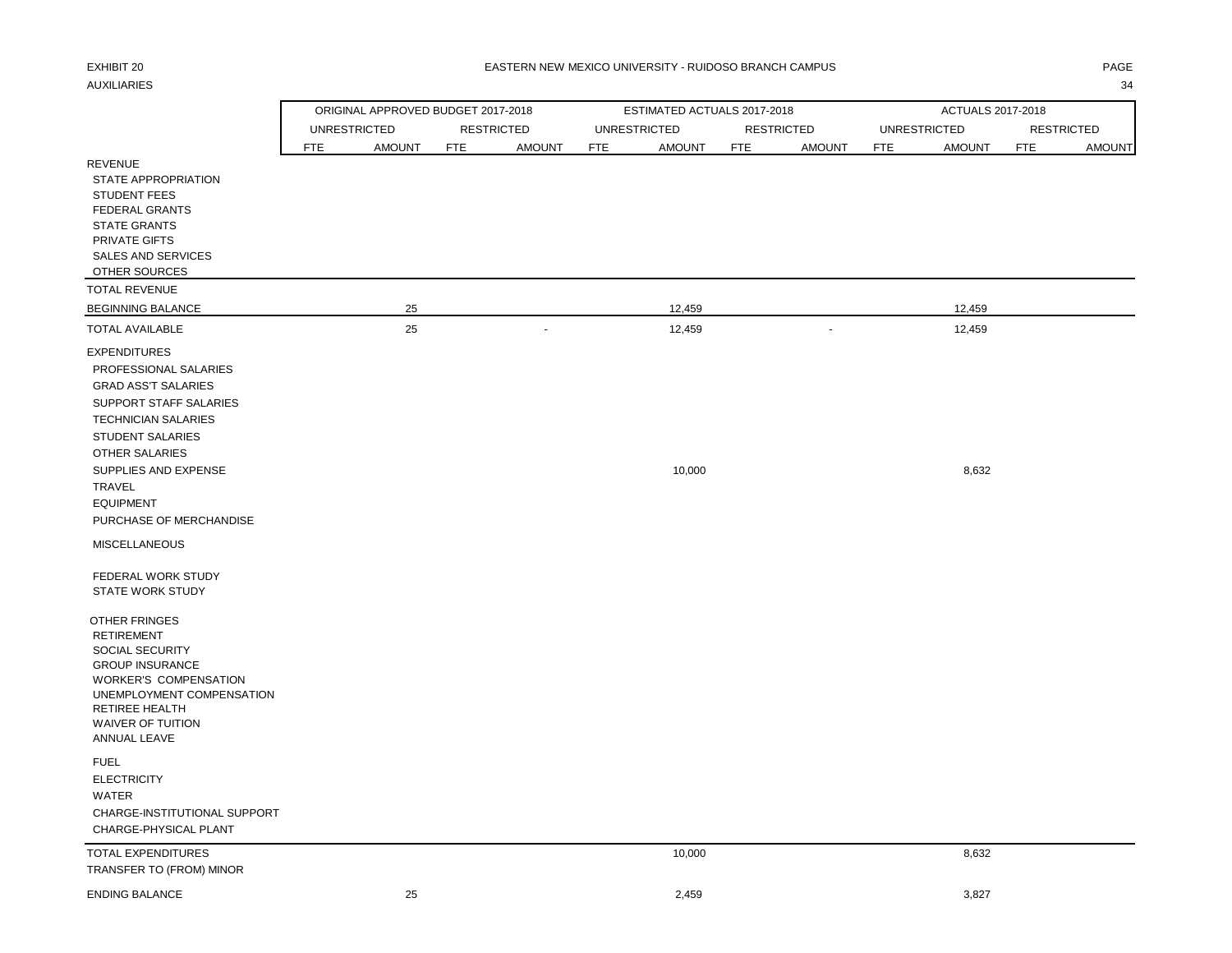EXHIBIT 20

AUXILIARIES

# EASTERN NEW MEXICO UNIVERSITY - RUIDOSO BRANCH CAMPUS

| | ORIGINAL APPROVED BUDGET 2017-2018 | | | | ESTIMATED ACTUALS 2017-2018 | | | | ACTUALS 2017-2018 | | | |
|---|---|---|---|---|---|---|---|---|---|---|---|---|
| | UNRESTRICTED | | RESTRICTED | | UNRESTRICTED | | RESTRICTED | | UNRESTRICTED | | RESTRICTED | |
| | FTE | AMOUNT | FTE | AMOUNT | FTE | AMOUNT | FTE | AMOUNT | FTE | AMOUNT | FTE | AMOUNT |
| REVENUE | | | | | | | | | | | | |
| STATE APPROPRIATION | | | | | | | | | | | | |
| STUDENT FEES | | | | | | | | | | | | |
| FEDERAL GRANTS | | | | | | | | | | | | |
| STATE GRANTS | | | | | | | | | | | | |
| PRIVATE GIFTS | | | | | | | | | | | | |
| SALES AND SERVICES | | | | | | | | | | | | |
| OTHER SOURCES | | | | | | | | | | | | |
| TOTAL REVENUE | | | | | | | | | | | | |
| BEGINNING BALANCE | | 25 | | | | 12,459 | | | | 12,459 | | |
| TOTAL AVAILABLE | | 25 | | - | | 12,459 | | - | | 12,459 | | |
| EXPENDITURES | | | | | | | | | | | | |
| PROFESSIONAL SALARIES | | | | | | | | | | | | |
| GRAD ASS'T SALARIES | | | | | | | | | | | | |
| SUPPORT STAFF SALARIES | | | | | | | | | | | | |
| TECHNICIAN SALARIES | | | | | | | | | | | | |
| STUDENT SALARIES | | | | | | | | | | | | |
| OTHER SALARIES | | | | | | | | | | | | |
| SUPPLIES AND EXPENSE | | | | | | 10,000 | | | | 8,632 | | |
| TRAVEL | | | | | | | | | | | | |
| EQUIPMENT | | | | | | | | | | | | |
| PURCHASE OF MERCHANDISE | | | | | | | | | | | | |
| MISCELLANEOUS | | | | | | | | | | | | |
| FEDERAL WORK STUDY | | | | | | | | | | | | |
| STATE WORK STUDY | | | | | | | | | | | | |
| OTHER FRINGES | | | | | | | | | | | | |
| RETIREMENT | | | | | | | | | | | | |
| SOCIAL SECURITY | | | | | | | | | | | | |
| GROUP INSURANCE | | | | | | | | | | | | |
| WORKER'S COMPENSATION | | | | | | | | | | | | |
| UNEMPLOYMENT COMPENSATION | | | | | | | | | | | | |
| RETIREE HEALTH | | | | | | | | | | | | |
| WAIVER OF TUITION | | | | | | | | | | | | |
| ANNUAL LEAVE | | | | | | | | | | | | |
| FUEL | | | | | | | | | | | | |
| ELECTRICITY | | | | | | | | | | | | |
| WATER | | | | | | | | | | | | |
| CHARGE-INSTITUTIONAL SUPPORT | | | | | | | | | | | | |
| CHARGE-PHYSICAL PLANT | | | | | | | | | | | | |
| TOTAL EXPENDITURES | | | | | | 10,000 | | | | 8,632 | | |
| TRANSFER TO (FROM) MINOR | | | | | | | | | | | | |
| ENDING BALANCE | | 25 | | | | 2,459 | | | | 3,827 | | |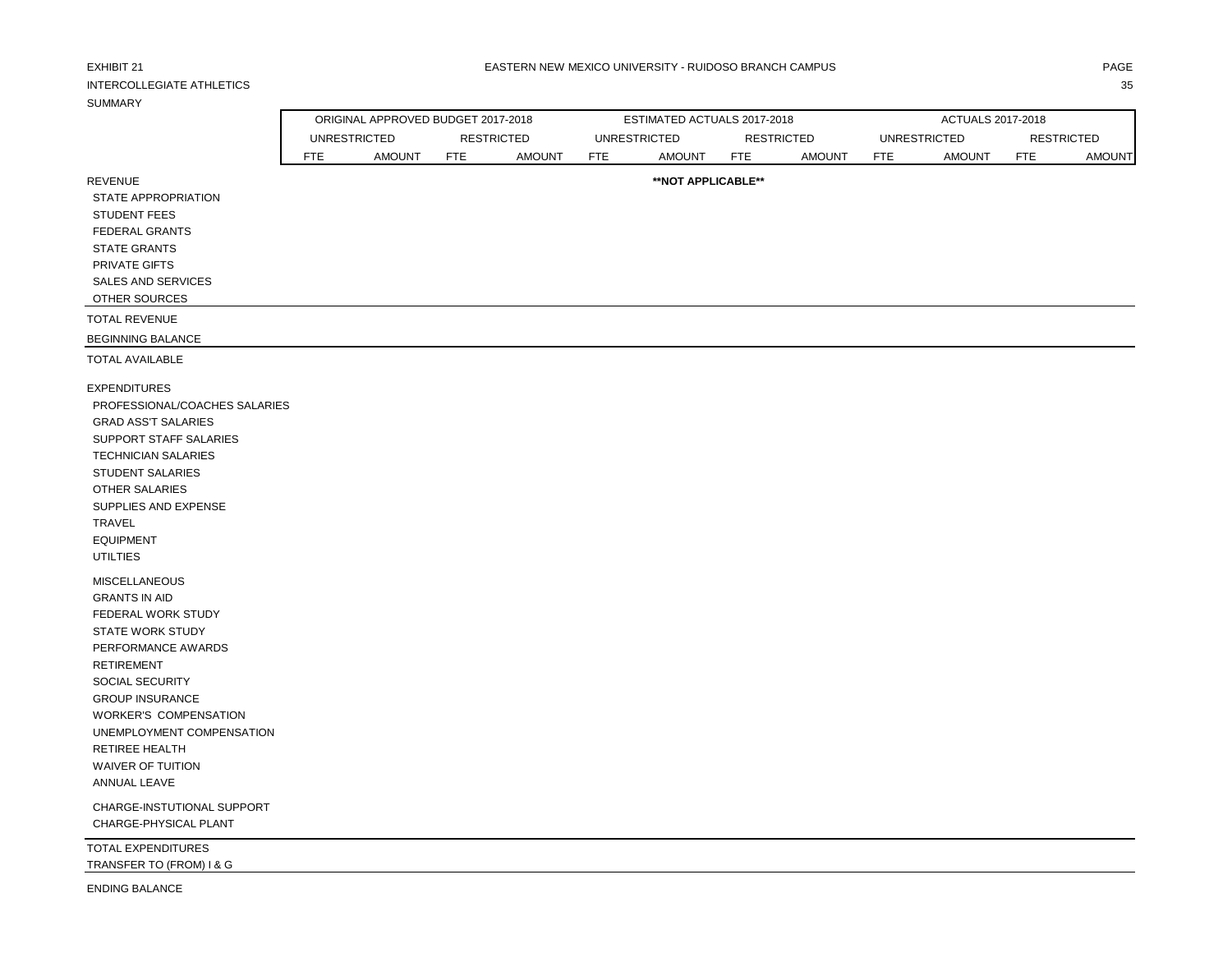EXHIBIT 21

EASTERN NEW MEXICO UNIVERSITY - RUIDOSO BRANCH CAMPUS

INTERCOLLEGIATE ATHLETICS

SUMMARY

| | ORIGINAL APPROVED BUDGET 2017-2018 | | | | ESTIMATED ACTUALS 2017-2018 | | | | ACTUALS 2017-2018 | | | |
|---|---|---|---|---|---|---|---|---|---|---|---|---|
| | UNRESTRICTED | | RESTRICTED | | UNRESTRICTED | | RESTRICTED | | UNRESTRICTED | | RESTRICTED | |
| | FTE | AMOUNT | FTE | AMOUNT | FTE | AMOUNT | FTE | AMOUNT | FTE | AMOUNT | FTE | AMOUNT |
| REVENUE | | | | | | **\*\*NOT APPLICABLE\*\*** | | | | | | |
| STATE APPROPRIATION | | | | | | | | | | | | |
| STUDENT FEES | | | | | | | | | | | | |
| FEDERAL GRANTS | | | | | | | | | | | | |
| STATE GRANTS | | | | | | | | | | | | |
| PRIVATE GIFTS | | | | | | | | | | | | |
| SALES AND SERVICES | | | | | | | | | | | | |
| OTHER SOURCES | | | | | | | | | | | | |
| TOTAL REVENUE | | | | | | | | | | | | |
| BEGINNING BALANCE | | | | | | | | | | | | |
| TOTAL AVAILABLE | | | | | | | | | | | | |
| EXPENDITURES | | | | | | | | | | | | |
| PROFESSIONAL/COACHES SALARIES | | | | | | | | | | | | |
| GRAD ASS'T SALARIES | | | | | | | | | | | | |
| SUPPORT STAFF SALARIES | | | | | | | | | | | | |
| TECHNICIAN SALARIES | | | | | | | | | | | | |
| STUDENT SALARIES | | | | | | | | | | | | |
| OTHER SALARIES | | | | | | | | | | | | |
| SUPPLIES AND EXPENSE | | | | | | | | | | | | |
| TRAVEL | | | | | | | | | | | | |
| EQUIPMENT | | | | | | | | | | | | |
| UTILTIES | | | | | | | | | | | | |
| MISCELLANEOUS | | | | | | | | | | | | |
| GRANTS IN AID | | | | | | | | | | | | |
| FEDERAL WORK STUDY | | | | | | | | | | | | |
| STATE WORK STUDY | | | | | | | | | | | | |
| PERFORMANCE AWARDS | | | | | | | | | | | | |
| RETIREMENT | | | | | | | | | | | | |
| SOCIAL SECURITY | | | | | | | | | | | | |
| GROUP INSURANCE | | | | | | | | | | | | |
| WORKER'S COMPENSATION | | | | | | | | | | | | |
| UNEMPLOYMENT COMPENSATION | | | | | | | | | | | | |
| RETIREE HEALTH | | | | | | | | | | | | |
| WAIVER OF TUITION | | | | | | | | | | | | |
| ANNUAL LEAVE | | | | | | | | | | | | |
| CHARGE-INSTUTIONAL SUPPORT | | | | | | | | | | | | |
| CHARGE-PHYSICAL PLANT | | | | | | | | | | | | |
| TOTAL EXPENDITURES | | | | | | | | | | | | |
| TRANSFER TO (FROM) I & G | | | | | | | | | | | | |
| ENDING BALANCE | | | | | | | | | | | | |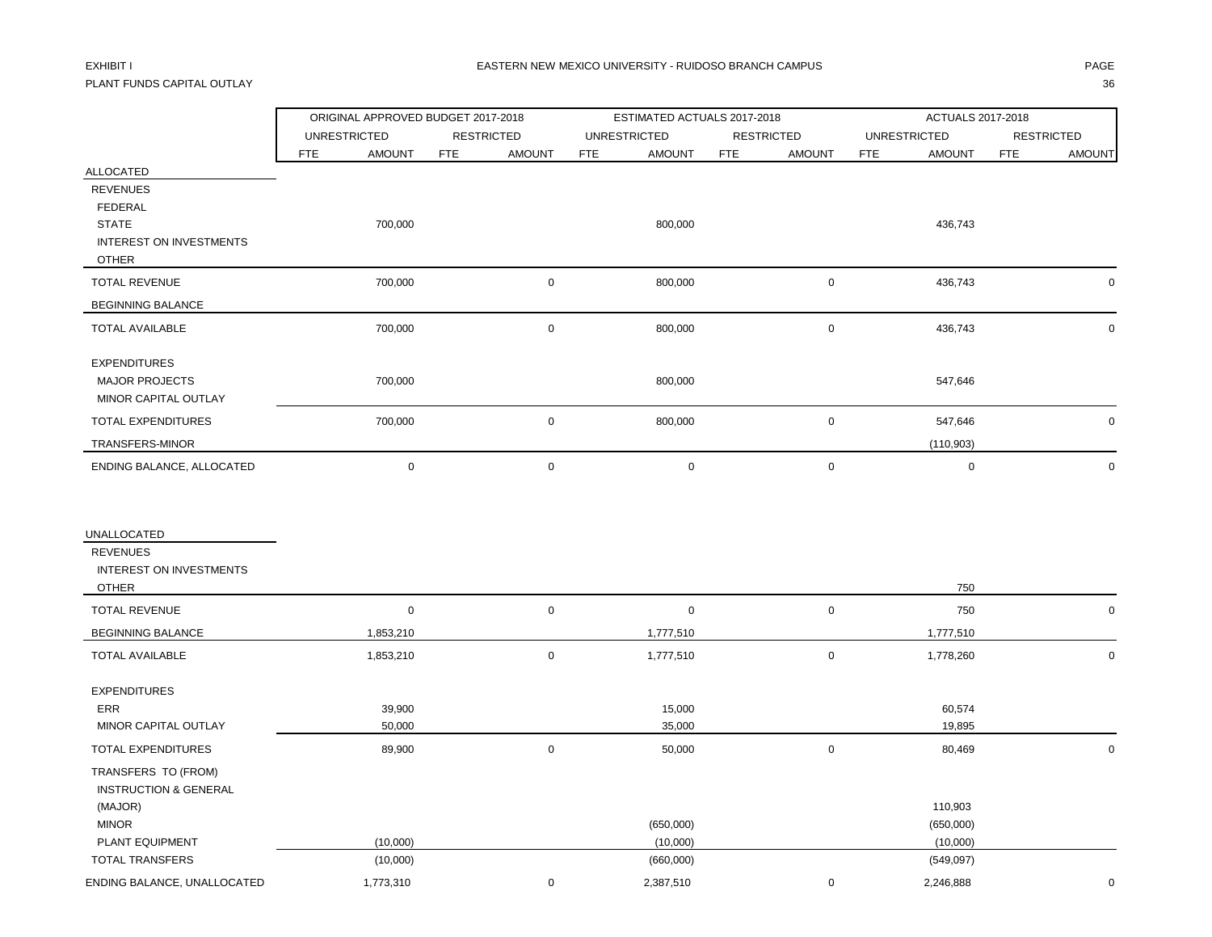EXHIBIT I

PLANT FUNDS CAPITAL OUTLAY

EASTERN NEW MEXICO UNIVERSITY - RUIDOSO BRANCH CAMPUS

| | ORIGINAL APPROVED BUDGET 2017-2018 | | | | ESTIMATED ACTUALS 2017-2018 | | | | ACTUALS 2017-2018 | | | |
|---|---|---|---|---|---|---|---|---|---|---|---|---|
| | UNRESTRICTED | | RESTRICTED | | UNRESTRICTED | | RESTRICTED | | UNRESTRICTED | | RESTRICTED | |
| | FTE | AMOUNT | FTE | AMOUNT | FTE | AMOUNT | FTE | AMOUNT | FTE | AMOUNT | FTE | AMOUNT |
| ALLOCATED | | | | | | | | | | | | |
| REVENUES | | | | | | | | | | | | |
| FEDERAL | | | | | | | | | | | | |
| STATE | | 700,000 | | | | 800,000 | | | | 436,743 | | |
| INTEREST ON INVESTMENTS | | | | | | | | | | | | |
| OTHER | | | | | | | | | | | | |
| TOTAL REVENUE | | 700,000 | | 0 | | 800,000 | | 0 | | 436,743 | | 0 |
| BEGINNING BALANCE | | | | | | | | | | | | |
| TOTAL AVAILABLE | | 700,000 | | 0 | | 800,000 | | 0 | | 436,743 | | 0 |
| EXPENDITURES | | | | | | | | | | | | |
| MAJOR PROJECTS | | 700,000 | | | | 800,000 | | | | 547,646 | | |
| MINOR CAPITAL OUTLAY | | | | | | | | | | | | |
| TOTAL EXPENDITURES | | 700,000 | | 0 | | 800,000 | | 0 | | 547,646 | | 0 |
| TRANSFERS-MINOR | | | | | | | | | | (110,903) | | |
| ENDING BALANCE, ALLOCATED | | 0 | | 0 | | 0 | | 0 | | 0 | | 0 |
| UNALLOCATED | | | | | | | | | | | | |
| REVENUES | | | | | | | | | | | | |
| INTEREST ON INVESTMENTS | | | | | | | | | | | | |
| OTHER | | | | | | | | | | 750 | | |
| TOTAL REVENUE | | 0 | | 0 | | 0 | | 0 | | 750 | | 0 |
| BEGINNING BALANCE | | 1,853,210 | | | | 1,777,510 | | | | 1,777,510 | | |
| TOTAL AVAILABLE | | 1,853,210 | | 0 | | 1,777,510 | | 0 | | 1,778,260 | | 0 |
| EXPENDITURES | | | | | | | | | | | | |
| ERR | | 39,900 | | | | 15,000 | | | | 60,574 | | |
| MINOR CAPITAL OUTLAY | | 50,000 | | | | 35,000 | | | | 19,895 | | |
| TOTAL EXPENDITURES | | 89,900 | | 0 | | 50,000 | | 0 | | 80,469 | | 0 |
| TRANSFERS TO (FROM) | | | | | | | | | | | | |
| INSTRUCTION & GENERAL | | | | | | | | | | | | |
| (MAJOR) | | | | | | | | | | 110,903 | | |
| MINOR | | | | | | (650,000) | | | | (650,000) | | |
| PLANT EQUIPMENT | | (10,000) | | | | (10,000) | | | | (10,000) | | |
| TOTAL TRANSFERS | | (10,000) | | | | (660,000) | | | | (549,097) | | |
| ENDING BALANCE, UNALLOCATED | | 1,773,310 | | 0 | | 2,387,510 | | 0 | | 2,246,888 | | 0 |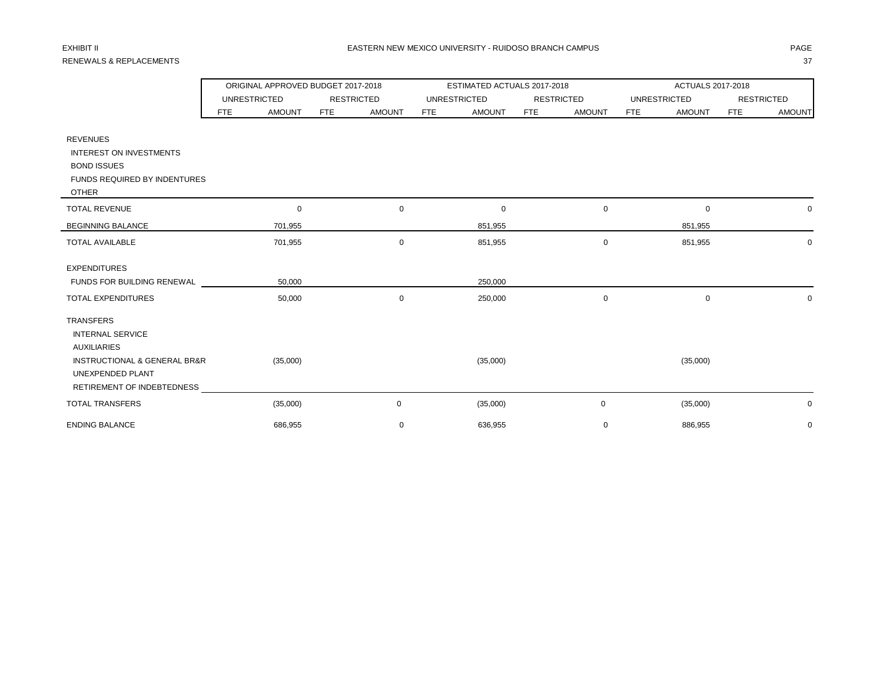EXHIBIT II

RENEWALS & REPLACEMENTS

# EASTERN NEW MEXICO UNIVERSITY - RUIDOSO BRANCH CAMPUS

| | ORIGINAL APPROVED BUDGET 2017-2018 | | | | ESTIMATED ACTUALS 2017-2018 | | | | ACTUALS 2017-2018 | | | |
|---|---|---|---|---|---|---|---|---|---|---|---|---|
| | UNRESTRICTED | | RESTRICTED | | UNRESTRICTED | | RESTRICTED | | UNRESTRICTED | | RESTRICTED | |
| | FTE | AMOUNT | FTE | AMOUNT | FTE | AMOUNT | FTE | AMOUNT | FTE | AMOUNT | FTE | AMOUNT |
| REVENUES | | | | | | | | | | | | |
| INTEREST ON INVESTMENTS | | | | | | | | | | | | |
| BOND ISSUES | | | | | | | | | | | | |
| FUNDS REQUIRED BY INDENTURES | | | | | | | | | | | | |
| OTHER | | | | | | | | | | | | |
| TOTAL REVENUE | | 0 | | 0 | | 0 | | 0 | | 0 | | 0 |
| BEGINNING BALANCE | | 701,955 | | | | 851,955 | | | | 851,955 | | |
| TOTAL AVAILABLE | | 701,955 | | 0 | | 851,955 | | 0 | | 851,955 | | 0 |
| EXPENDITURES | | | | | | | | | | | | |
| FUNDS FOR BUILDING RENEWAL | | 50,000 | | | | 250,000 | | | | | | |
| TOTAL EXPENDITURES | | 50,000 | | 0 | | 250,000 | | 0 | | 0 | | 0 |
| TRANSFERS | | | | | | | | | | | | |
| INTERNAL SERVICE | | | | | | | | | | | | |
| AUXILIARIES | | | | | | | | | | | | |
| INSTRUCTIONAL & GENERAL BR&R | | (35,000) | | | | (35,000) | | | | (35,000) | | |
| UNEXPENDED PLANT | | | | | | | | | | | | |
| RETIREMENT OF INDEBTEDNESS | | | | | | | | | | | | |
| TOTAL TRANSFERS | | (35,000) | | 0 | | (35,000) | | 0 | | (35,000) | | 0 |
| ENDING BALANCE | | 686,955 | | 0 | | 636,955 | | 0 | | 886,955 | | 0 |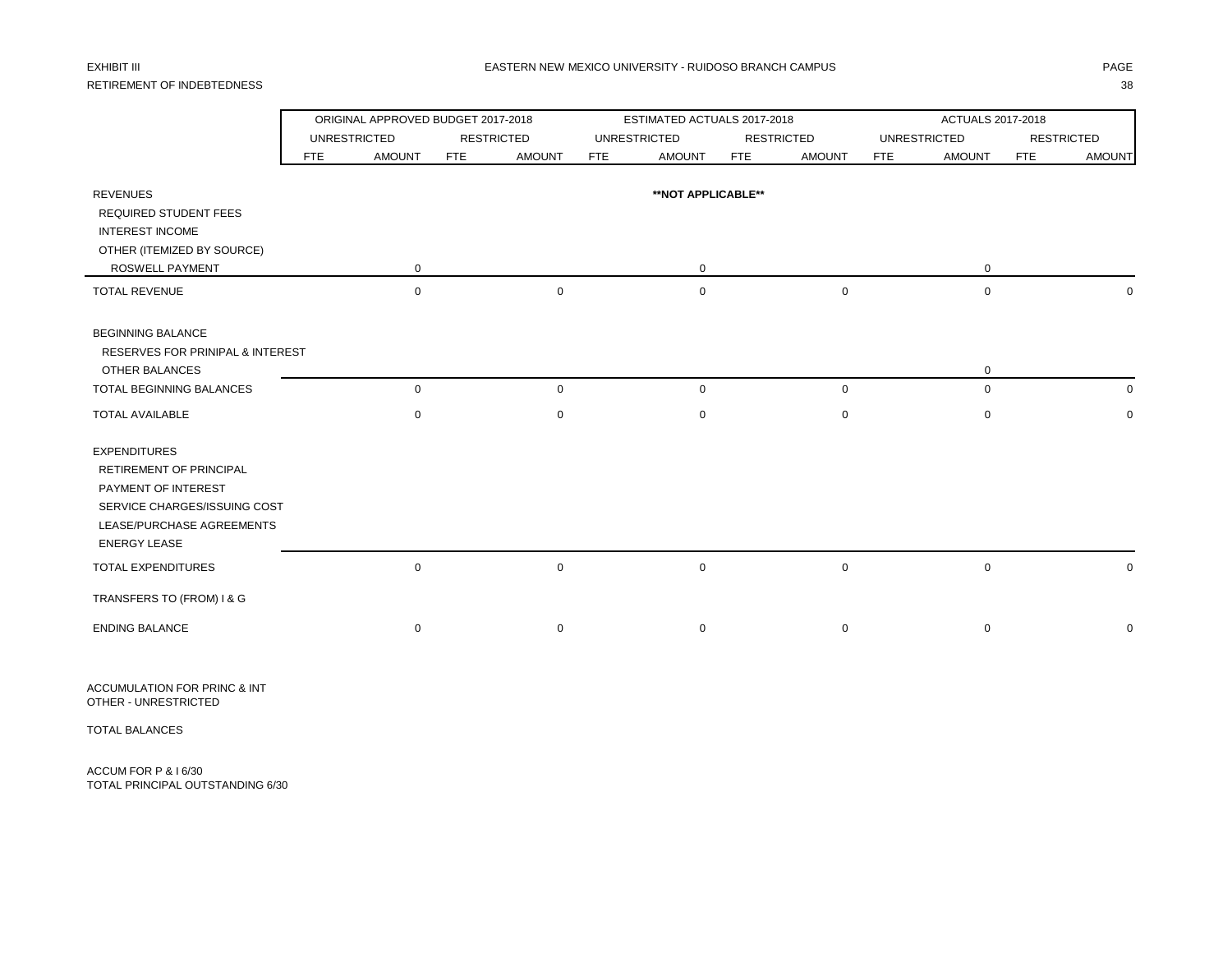EXHIBIT III

RETIREMENT OF INDEBTEDNESS

EASTERN NEW MEXICO UNIVERSITY - RUIDOSO BRANCH CAMPUS

| | ORIGINAL APPROVED BUDGET 2017-2018 | | | | ESTIMATED ACTUALS 2017-2018 | | | | ACTUALS 2017-2018 | | | |
|---|---|---|---|---|---|---|---|---|---|---|---|---|
| | UNRESTRICTED | | RESTRICTED | | UNRESTRICTED | | RESTRICTED | | UNRESTRICTED | | RESTRICTED | |
| | FTE | AMOUNT | FTE | AMOUNT | FTE | AMOUNT | FTE | AMOUNT | FTE | AMOUNT | FTE | AMOUNT |
| REVENUES | | | | | | **NOT APPLICABLE** | | | | | | |
| REQUIRED STUDENT FEES | | | | | | | | | | | | |
| INTEREST INCOME | | | | | | | | | | | | |
| OTHER (ITEMIZED BY SOURCE) | | | | | | | | | | | | |
| ROSWELL PAYMENT | | 0 | | | | 0 | | | | 0 | | |
| TOTAL REVENUE | | 0 | | 0 | | 0 | | 0 | | 0 | | 0 |
| BEGINNING BALANCE | | | | | | | | | | | | |
| RESERVES FOR PRINIPAL & INTEREST | | | | | | | | | | | | |
| OTHER BALANCES | | | | | | | | | | 0 | | |
| TOTAL BEGINNING BALANCES | | 0 | | 0 | | 0 | | 0 | | 0 | | 0 |
| TOTAL AVAILABLE | | 0 | | 0 | | 0 | | 0 | | 0 | | 0 |
| EXPENDITURES | | | | | | | | | | | | |
| RETIREMENT OF PRINCIPAL | | | | | | | | | | | | |
| PAYMENT OF INTEREST | | | | | | | | | | | | |
| SERVICE CHARGES/ISSUING COST | | | | | | | | | | | | |
| LEASE/PURCHASE AGREEMENTS | | | | | | | | | | | | |
| ENERGY LEASE | | | | | | | | | | | | |
| TOTAL EXPENDITURES | | 0 | | 0 | | 0 | | 0 | | 0 | | 0 |
| TRANSFERS TO (FROM) I & G | | | | | | | | | | | | |
| ENDING BALANCE | | 0 | | 0 | | 0 | | 0 | | 0 | | 0 |

ACCUMULATION FOR PRINC & INT
OTHER - UNRESTRICTED

TOTAL BALANCES

ACCUM FOR P & I 6/30
TOTAL PRINCIPAL OUTSTANDING 6/30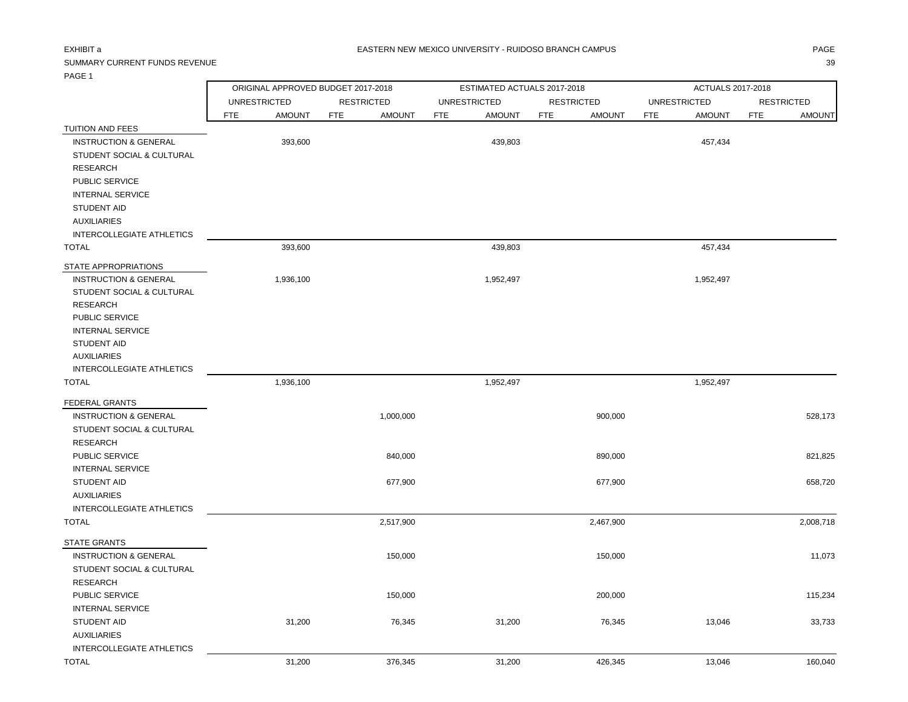EXHIBIT a

EASTERN NEW MEXICO UNIVERSITY - RUIDOSO BRANCH CAMPUS

SUMMARY CURRENT FUNDS REVENUE

PAGE 1

| | ORIGINAL APPROVED BUDGET 2017-2018 | | | | ESTIMATED ACTUALS 2017-2018 | | | | ACTUALS 2017-2018 | | | |
|---|---|---|---|---|---|---|---|---|---|---|---|---|
| | UNRESTRICTED | | RESTRICTED | | UNRESTRICTED | | RESTRICTED | | UNRESTRICTED | | RESTRICTED | |
| | FTE | AMOUNT | FTE | AMOUNT | FTE | AMOUNT | FTE | AMOUNT | FTE | AMOUNT | FTE | AMOUNT |
| **TUITION AND FEES** | | | | | | | | | | | | |
| INSTRUCTION & GENERAL | | 393,600 | | | | 439,803 | | | | 457,434 | | |
| STUDENT SOCIAL & CULTURAL | | | | | | | | | | | | |
| RESEARCH | | | | | | | | | | | | |
| PUBLIC SERVICE | | | | | | | | | | | | |
| INTERNAL SERVICE | | | | | | | | | | | | |
| STUDENT AID | | | | | | | | | | | | |
| AUXILIARIES | | | | | | | | | | | | |
| INTERCOLLEGIATE ATHLETICS | | | | | | | | | | | | |
| TOTAL | | 393,600 | | | | 439,803 | | | | 457,434 | | |
| **STATE APPROPRIATIONS** | | | | | | | | | | | | |
| INSTRUCTION & GENERAL | | 1,936,100 | | | | 1,952,497 | | | | 1,952,497 | | |
| STUDENT SOCIAL & CULTURAL | | | | | | | | | | | | |
| RESEARCH | | | | | | | | | | | | |
| PUBLIC SERVICE | | | | | | | | | | | | |
| INTERNAL SERVICE | | | | | | | | | | | | |
| STUDENT AID | | | | | | | | | | | | |
| AUXILIARIES | | | | | | | | | | | | |
| INTERCOLLEGIATE ATHLETICS | | | | | | | | | | | | |
| TOTAL | | 1,936,100 | | | | 1,952,497 | | | | 1,952,497 | | |
| **FEDERAL GRANTS** | | | | | | | | | | | | |
| INSTRUCTION & GENERAL | | | | 1,000,000 | | | | 900,000 | | | | 528,173 |
| STUDENT SOCIAL & CULTURAL | | | | | | | | | | | | |
| RESEARCH | | | | | | | | | | | | |
| PUBLIC SERVICE | | | | 840,000 | | | | 890,000 | | | | 821,825 |
| INTERNAL SERVICE | | | | | | | | | | | | |
| STUDENT AID | | | | 677,900 | | | | 677,900 | | | | 658,720 |
| AUXILIARIES | | | | | | | | | | | | |
| INTERCOLLEGIATE ATHLETICS | | | | | | | | | | | | |
| TOTAL | | | | 2,517,900 | | | | 2,467,900 | | | | 2,008,718 |
| **STATE GRANTS** | | | | | | | | | | | | |
| INSTRUCTION & GENERAL | | | | 150,000 | | | | 150,000 | | | | 11,073 |
| STUDENT SOCIAL & CULTURAL | | | | | | | | | | | | |
| RESEARCH | | | | | | | | | | | | |
| PUBLIC SERVICE | | | | 150,000 | | | | 200,000 | | | | 115,234 |
| INTERNAL SERVICE | | | | | | | | | | | | |
| STUDENT AID | | 31,200 | | 76,345 | | 31,200 | | 76,345 | | 13,046 | | 33,733 |
| AUXILIARIES | | | | | | | | | | | | |
| INTERCOLLEGIATE ATHLETICS | | | | | | | | | | | | |
| TOTAL | | 31,200 | | 376,345 | | 31,200 | | 426,345 | | 13,046 | | 160,040 |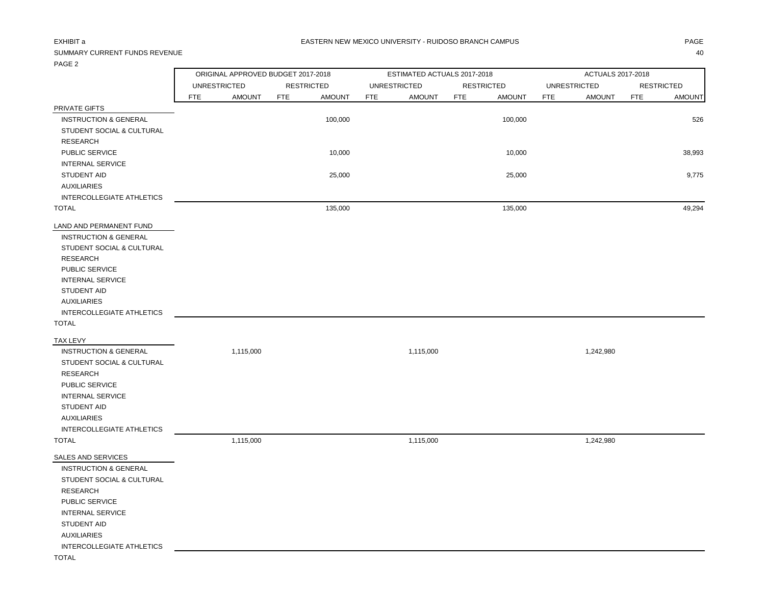EXHIBIT a

SUMMARY CURRENT FUNDS REVENUE

PAGE 2

EASTERN NEW MEXICO UNIVERSITY - RUIDOSO BRANCH CAMPUS

| | ORIGINAL APPROVED BUDGET 2017-2018 | | | | ESTIMATED ACTUALS 2017-2018 | | | | ACTUALS 2017-2018 | | | |
|---|---|---|---|---|---|---|---|---|---|---|---|---|
| | UNRESTRICTED | | RESTRICTED | | UNRESTRICTED | | RESTRICTED | | UNRESTRICTED | | RESTRICTED | |
| | FTE | AMOUNT | FTE | AMOUNT | FTE | AMOUNT | FTE | AMOUNT | FTE | AMOUNT | FTE | AMOUNT |
| PRIVATE GIFTS | | | | | | | | | | | | |
| INSTRUCTION & GENERAL | | | | 100,000 | | | | 100,000 | | | | 526 |
| STUDENT SOCIAL & CULTURAL | | | | | | | | | | | | |
| RESEARCH | | | | | | | | | | | | |
| PUBLIC SERVICE | | | | 10,000 | | | | 10,000 | | | | 38,993 |
| INTERNAL SERVICE | | | | | | | | | | | | |
| STUDENT AID | | | | 25,000 | | | | 25,000 | | | | 9,775 |
| AUXILIARIES | | | | | | | | | | | | |
| INTERCOLLEGIATE ATHLETICS | | | | | | | | | | | | |
| TOTAL | | | | 135,000 | | | | 135,000 | | | | 49,294 |
| LAND AND PERMANENT FUND | | | | | | | | | | | | |
| INSTRUCTION & GENERAL | | | | | | | | | | | | |
| STUDENT SOCIAL & CULTURAL | | | | | | | | | | | | |
| RESEARCH | | | | | | | | | | | | |
| PUBLIC SERVICE | | | | | | | | | | | | |
| INTERNAL SERVICE | | | | | | | | | | | | |
| STUDENT AID | | | | | | | | | | | | |
| AUXILIARIES | | | | | | | | | | | | |
| INTERCOLLEGIATE ATHLETICS | | | | | | | | | | | | |
| TOTAL | | | | | | | | | | | | |
| TAX LEVY | | | | | | | | | | | | |
| INSTRUCTION & GENERAL | | 1,115,000 | | | | 1,115,000 | | | | 1,242,980 | | |
| STUDENT SOCIAL & CULTURAL | | | | | | | | | | | | |
| RESEARCH | | | | | | | | | | | | |
| PUBLIC SERVICE | | | | | | | | | | | | |
| INTERNAL SERVICE | | | | | | | | | | | | |
| STUDENT AID | | | | | | | | | | | | |
| AUXILIARIES | | | | | | | | | | | | |
| INTERCOLLEGIATE ATHLETICS | | | | | | | | | | | | |
| TOTAL | | 1,115,000 | | | | 1,115,000 | | | | 1,242,980 | | |
| SALES AND SERVICES | | | | | | | | | | | | |
| INSTRUCTION & GENERAL | | | | | | | | | | | | |
| STUDENT SOCIAL & CULTURAL | | | | | | | | | | | | |
| RESEARCH | | | | | | | | | | | | |
| PUBLIC SERVICE | | | | | | | | | | | | |
| INTERNAL SERVICE | | | | | | | | | | | | |
| STUDENT AID | | | | | | | | | | | | |
| AUXILIARIES | | | | | | | | | | | | |
| INTERCOLLEGIATE ATHLETICS | | | | | | | | | | | | |
| TOTAL | | | | | | | | | | | | |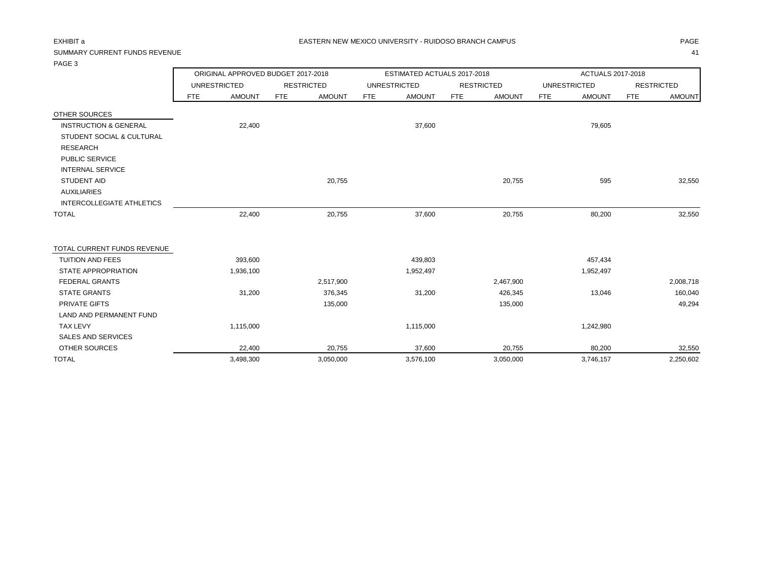EXHIBIT a

EASTERN NEW MEXICO UNIVERSITY - RUIDOSO BRANCH CAMPUS

SUMMARY CURRENT FUNDS REVENUE

PAGE 3

| | ORIGINAL APPROVED BUDGET 2017-2018 | | | | ESTIMATED ACTUALS 2017-2018 | | | | ACTUALS 2017-2018 | | | |
|---|---|---|---|---|---|---|---|---|---|---|---|---|
| | UNRESTRICTED | | RESTRICTED | | UNRESTRICTED | | RESTRICTED | | UNRESTRICTED | | RESTRICTED | |
| | FTE | AMOUNT | FTE | AMOUNT | FTE | AMOUNT | FTE | AMOUNT | FTE | AMOUNT | FTE | AMOUNT |
| OTHER SOURCES | | | | | | | | | | | | |
| INSTRUCTION & GENERAL | | 22,400 | | | | 37,600 | | | | 79,605 | | |
| STUDENT SOCIAL & CULTURAL | | | | | | | | | | | | |
| RESEARCH | | | | | | | | | | | | |
| PUBLIC SERVICE | | | | | | | | | | | | |
| INTERNAL SERVICE | | | | | | | | | | | | |
| STUDENT AID | | | | 20,755 | | | | 20,755 | | 595 | | 32,550 |
| AUXILIARIES | | | | | | | | | | | | |
| INTERCOLLEGIATE ATHLETICS | | | | | | | | | | | | |
| TOTAL | | 22,400 | | 20,755 | | 37,600 | | 20,755 | | 80,200 | | 32,550 |
| | | | | | | | | | | | | |
| TOTAL CURRENT FUNDS REVENUE | | | | | | | | | | | | |
| TUITION AND FEES | | 393,600 | | | | 439,803 | | | | 457,434 | | |
| STATE APPROPRIATION | | 1,936,100 | | | | 1,952,497 | | | | 1,952,497 | | |
| FEDERAL GRANTS | | | | 2,517,900 | | | | 2,467,900 | | | | 2,008,718 |
| STATE GRANTS | | 31,200 | | 376,345 | | 31,200 | | 426,345 | | 13,046 | | 160,040 |
| PRIVATE GIFTS | | | | 135,000 | | | | 135,000 | | | | 49,294 |
| LAND AND PERMANENT FUND | | | | | | | | | | | | |
| TAX LEVY | | 1,115,000 | | | | 1,115,000 | | | | 1,242,980 | | |
| SALES AND SERVICES | | | | | | | | | | | | |
| OTHER SOURCES | | 22,400 | | 20,755 | | 37,600 | | 20,755 | | 80,200 | | 32,550 |
| TOTAL | | 3,498,300 | | 3,050,000 | | 3,576,100 | | 3,050,000 | | 3,746,157 | | 2,250,602 |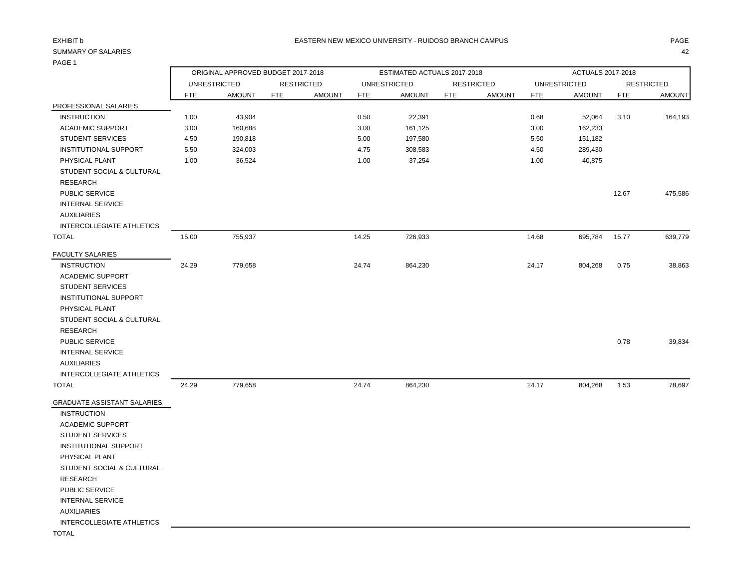EXHIBIT b

SUMMARY OF SALARIES

PAGE 1

EASTERN NEW MEXICO UNIVERSITY - RUIDOSO BRANCH CAMPUS

| | ORIGINAL APPROVED BUDGET 2017-2018 | | | | ESTIMATED ACTUALS 2017-2018 | | | | ACTUALS 2017-2018 | | | |
|---|---|---|---|---|---|---|---|---|---|---|---|---|
| | UNRESTRICTED | | RESTRICTED | | UNRESTRICTED | | RESTRICTED | | UNRESTRICTED | | RESTRICTED | |
| | FTE | AMOUNT | FTE | AMOUNT | FTE | AMOUNT | FTE | AMOUNT | FTE | AMOUNT | FTE | AMOUNT |
| PROFESSIONAL SALARIES | | | | | | | | | | | | |
| INSTRUCTION | 1.00 | 43,904 | | | 0.50 | 22,391 | | | 0.68 | 52,064 | 3.10 | 164,193 |
| ACADEMIC SUPPORT | 3.00 | 160,688 | | | 3.00 | 161,125 | | | 3.00 | 162,233 | | |
| STUDENT SERVICES | 4.50 | 190,818 | | | 5.00 | 197,580 | | | 5.50 | 151,182 | | |
| INSTITUTIONAL SUPPORT | 5.50 | 324,003 | | | 4.75 | 308,583 | | | 4.50 | 289,430 | | |
| PHYSICAL PLANT | 1.00 | 36,524 | | | 1.00 | 37,254 | | | 1.00 | 40,875 | | |
| STUDENT SOCIAL & CULTURAL | | | | | | | | | | | | |
| RESEARCH | | | | | | | | | | | | |
| PUBLIC SERVICE | | | | | | | | | | | 12.67 | 475,586 |
| INTERNAL SERVICE | | | | | | | | | | | | |
| AUXILIARIES | | | | | | | | | | | | |
| INTERCOLLEGIATE ATHLETICS | | | | | | | | | | | | |
| TOTAL | 15.00 | 755,937 | | | 14.25 | 726,933 | | | 14.68 | 695,784 | 15.77 | 639,779 |
| FACULTY SALARIES | | | | | | | | | | | | |
| INSTRUCTION | 24.29 | 779,658 | | | 24.74 | 864,230 | | | 24.17 | 804,268 | 0.75 | 38,863 |
| ACADEMIC SUPPORT | | | | | | | | | | | | |
| STUDENT SERVICES | | | | | | | | | | | | |
| INSTITUTIONAL SUPPORT | | | | | | | | | | | | |
| PHYSICAL PLANT | | | | | | | | | | | | |
| STUDENT SOCIAL & CULTURAL | | | | | | | | | | | | |
| RESEARCH | | | | | | | | | | | | |
| PUBLIC SERVICE | | | | | | | | | | | 0.78 | 39,834 |
| INTERNAL SERVICE | | | | | | | | | | | | |
| AUXILIARIES | | | | | | | | | | | | |
| INTERCOLLEGIATE ATHLETICS | | | | | | | | | | | | |
| TOTAL | 24.29 | 779,658 | | | 24.74 | 864,230 | | | 24.17 | 804,268 | 1.53 | 78,697 |
| GRADUATE ASSISTANT SALARIES | | | | | | | | | | | | |
| INSTRUCTION | | | | | | | | | | | | |
| ACADEMIC SUPPORT | | | | | | | | | | | | |
| STUDENT SERVICES | | | | | | | | | | | | |
| INSTITUTIONAL SUPPORT | | | | | | | | | | | | |
| PHYSICAL PLANT | | | | | | | | | | | | |
| STUDENT SOCIAL & CULTURAL | | | | | | | | | | | | |
| RESEARCH | | | | | | | | | | | | |
| PUBLIC SERVICE | | | | | | | | | | | | |
| INTERNAL SERVICE | | | | | | | | | | | | |
| AUXILIARIES | | | | | | | | | | | | |
| INTERCOLLEGIATE ATHLETICS | | | | | | | | | | | | |
| TOTAL | | | | | | | | | | | | |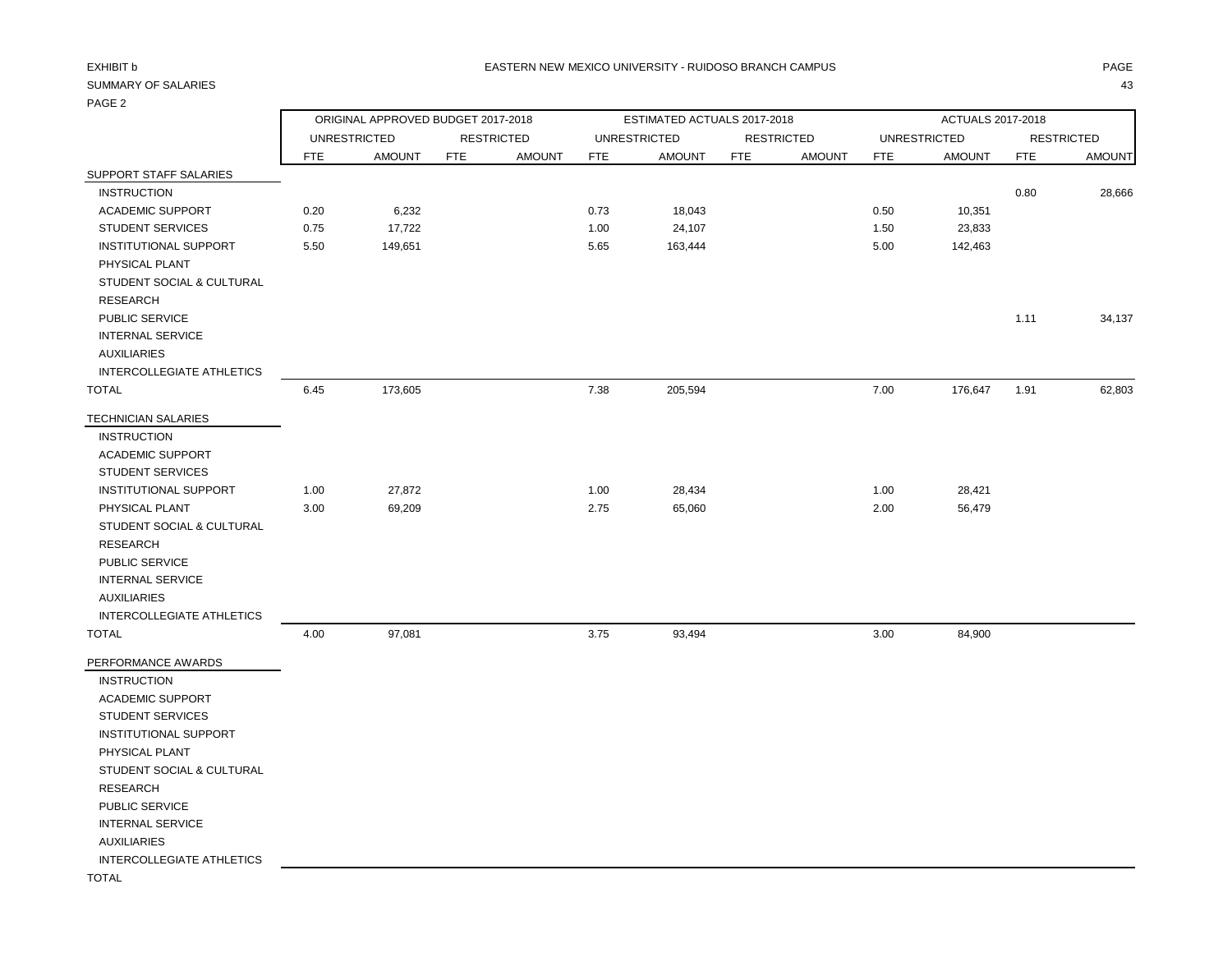EXHIBIT b

EASTERN NEW MEXICO UNIVERSITY - RUIDOSO BRANCH CAMPUS

SUMMARY OF SALARIES

PAGE 2

| | ORIGINAL APPROVED BUDGET 2017-2018 | | | | ESTIMATED ACTUALS 2017-2018 | | | | ACTUALS 2017-2018 | | | |
|---|---|---|---|---|---|---|---|---|---|---|---|---|
| | UNRESTRICTED | | RESTRICTED | | UNRESTRICTED | | RESTRICTED | | UNRESTRICTED | | RESTRICTED | |
| | FTE | AMOUNT | FTE | AMOUNT | FTE | AMOUNT | FTE | AMOUNT | FTE | AMOUNT | FTE | AMOUNT |
| SUPPORT STAFF SALARIES | | | | | | | | | | | | |
| INSTRUCTION | | | | | | | | | | | 0.80 | 28,666 |
| ACADEMIC SUPPORT | 0.20 | 6,232 | | | 0.73 | 18,043 | | | 0.50 | 10,351 | | |
| STUDENT SERVICES | 0.75 | 17,722 | | | 1.00 | 24,107 | | | 1.50 | 23,833 | | |
| INSTITUTIONAL SUPPORT | 5.50 | 149,651 | | | 5.65 | 163,444 | | | 5.00 | 142,463 | | |
| PHYSICAL PLANT | | | | | | | | | | | | |
| STUDENT SOCIAL & CULTURAL | | | | | | | | | | | | |
| RESEARCH | | | | | | | | | | | | |
| PUBLIC SERVICE | | | | | | | | | | | 1.11 | 34,137 |
| INTERNAL SERVICE | | | | | | | | | | | | |
| AUXILIARIES | | | | | | | | | | | | |
| INTERCOLLEGIATE ATHLETICS | | | | | | | | | | | | |
| TOTAL | 6.45 | 173,605 | | | 7.38 | 205,594 | | | 7.00 | 176,647 | 1.91 | 62,803 |
| TECHNICIAN SALARIES | | | | | | | | | | | | |
| INSTRUCTION | | | | | | | | | | | | |
| ACADEMIC SUPPORT | | | | | | | | | | | | |
| STUDENT SERVICES | | | | | | | | | | | | |
| INSTITUTIONAL SUPPORT | 1.00 | 27,872 | | | 1.00 | 28,434 | | | 1.00 | 28,421 | | |
| PHYSICAL PLANT | 3.00 | 69,209 | | | 2.75 | 65,060 | | | 2.00 | 56,479 | | |
| STUDENT SOCIAL & CULTURAL | | | | | | | | | | | | |
| RESEARCH | | | | | | | | | | | | |
| PUBLIC SERVICE | | | | | | | | | | | | |
| INTERNAL SERVICE | | | | | | | | | | | | |
| AUXILIARIES | | | | | | | | | | | | |
| INTERCOLLEGIATE ATHLETICS | | | | | | | | | | | | |
| TOTAL | 4.00 | 97,081 | | | 3.75 | 93,494 | | | 3.00 | 84,900 | | |
| PERFORMANCE AWARDS | | | | | | | | | | | | |
| INSTRUCTION | | | | | | | | | | | | |
| ACADEMIC SUPPORT | | | | | | | | | | | | |
| STUDENT SERVICES | | | | | | | | | | | | |
| INSTITUTIONAL SUPPORT | | | | | | | | | | | | |
| PHYSICAL PLANT | | | | | | | | | | | | |
| STUDENT SOCIAL & CULTURAL | | | | | | | | | | | | |
| RESEARCH | | | | | | | | | | | | |
| PUBLIC SERVICE | | | | | | | | | | | | |
| INTERNAL SERVICE | | | | | | | | | | | | |
| AUXILIARIES | | | | | | | | | | | | |
| INTERCOLLEGIATE ATHLETICS | | | | | | | | | | | | |
| TOTAL | | | | | | | | | | | | |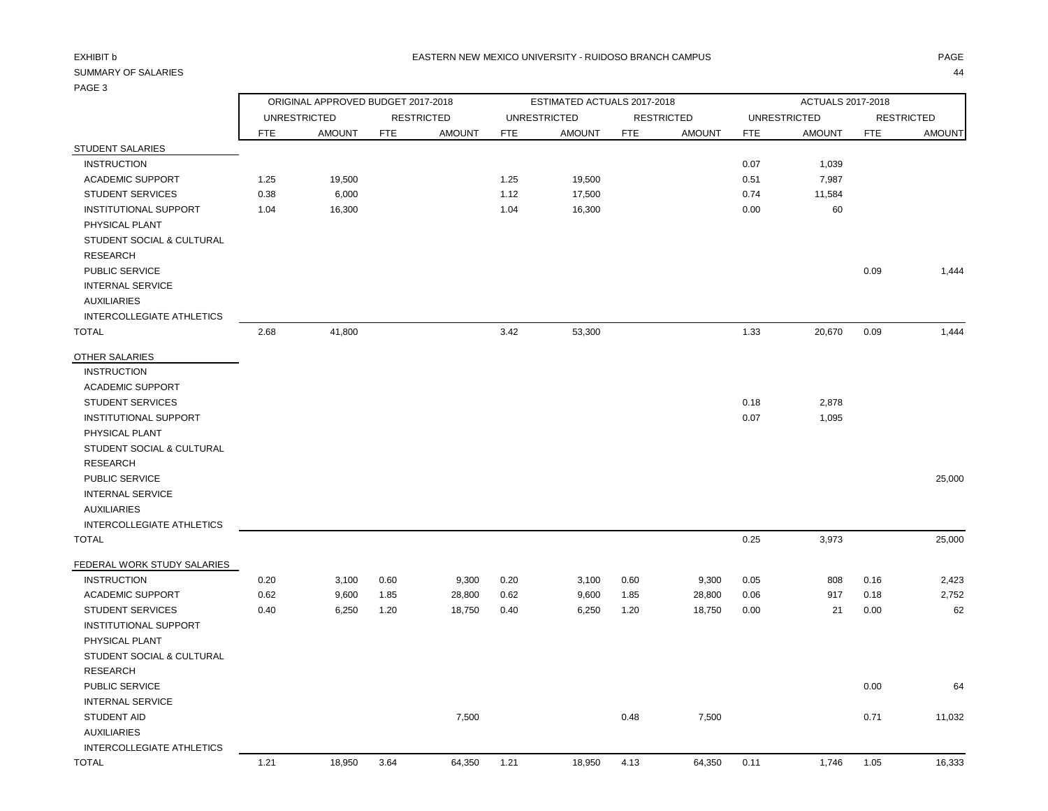EXHIBIT b

SUMMARY OF SALARIES

PAGE 3

EASTERN NEW MEXICO UNIVERSITY - RUIDOSO BRANCH CAMPUS

| | ORIGINAL APPROVED BUDGET 2017-2018 | | | | ESTIMATED ACTUALS 2017-2018 | | | | ACTUALS 2017-2018 | | | |
|---|---|---|---|---|---|---|---|---|---|---|---|---|
| | UNRESTRICTED | | RESTRICTED | | UNRESTRICTED | | RESTRICTED | | UNRESTRICTED | | RESTRICTED | |
| | FTE | AMOUNT | FTE | AMOUNT | FTE | AMOUNT | FTE | AMOUNT | FTE | AMOUNT | FTE | AMOUNT |
| STUDENT SALARIES | | | | | | | | | | | | |
| INSTRUCTION | | | | | | | | | 0.07 | 1,039 | | |
| ACADEMIC SUPPORT | 1.25 | 19,500 | | | 1.25 | 19,500 | | | 0.51 | 7,987 | | |
| STUDENT SERVICES | 0.38 | 6,000 | | | 1.12 | 17,500 | | | 0.74 | 11,584 | | |
| INSTITUTIONAL SUPPORT | 1.04 | 16,300 | | | 1.04 | 16,300 | | | 0.00 | 60 | | |
| PHYSICAL PLANT | | | | | | | | | | | | |
| STUDENT SOCIAL & CULTURAL | | | | | | | | | | | | |
| RESEARCH | | | | | | | | | | | | |
| PUBLIC SERVICE | | | | | | | | | | | 0.09 | 1,444 |
| INTERNAL SERVICE | | | | | | | | | | | | |
| AUXILIARIES | | | | | | | | | | | | |
| INTERCOLLEGIATE ATHLETICS | | | | | | | | | | | | |
| TOTAL | 2.68 | 41,800 | | | 3.42 | 53,300 | | | 1.33 | 20,670 | 0.09 | 1,444 |
| OTHER SALARIES | | | | | | | | | | | | |
| INSTRUCTION | | | | | | | | | | | | |
| ACADEMIC SUPPORT | | | | | | | | | | | | |
| STUDENT SERVICES | | | | | | | | | 0.18 | 2,878 | | |
| INSTITUTIONAL SUPPORT | | | | | | | | | 0.07 | 1,095 | | |
| PHYSICAL PLANT | | | | | | | | | | | | |
| STUDENT SOCIAL & CULTURAL | | | | | | | | | | | | |
| RESEARCH | | | | | | | | | | | | |
| PUBLIC SERVICE | | | | | | | | | | | | 25,000 |
| INTERNAL SERVICE | | | | | | | | | | | | |
| AUXILIARIES | | | | | | | | | | | | |
| INTERCOLLEGIATE ATHLETICS | | | | | | | | | | | | |
| TOTAL | | | | | | | | | 0.25 | 3,973 | | 25,000 |
| FEDERAL WORK STUDY SALARIES | | | | | | | | | | | | |
| INSTRUCTION | 0.20 | 3,100 | 0.60 | 9,300 | 0.20 | 3,100 | 0.60 | 9,300 | 0.05 | 808 | 0.16 | 2,423 |
| ACADEMIC SUPPORT | 0.62 | 9,600 | 1.85 | 28,800 | 0.62 | 9,600 | 1.85 | 28,800 | 0.06 | 917 | 0.18 | 2,752 |
| STUDENT SERVICES | 0.40 | 6,250 | 1.20 | 18,750 | 0.40 | 6,250 | 1.20 | 18,750 | 0.00 | 21 | 0.00 | 62 |
| INSTITUTIONAL SUPPORT | | | | | | | | | | | | |
| PHYSICAL PLANT | | | | | | | | | | | | |
| STUDENT SOCIAL & CULTURAL | | | | | | | | | | | | |
| RESEARCH | | | | | | | | | | | | |
| PUBLIC SERVICE | | | | | | | | | | | 0.00 | 64 |
| INTERNAL SERVICE | | | | | | | | | | | | |
| STUDENT AID | | | | 7,500 | | | 0.48 | 7,500 | | | 0.71 | 11,032 |
| AUXILIARIES | | | | | | | | | | | | |
| INTERCOLLEGIATE ATHLETICS | | | | | | | | | | | | |
| TOTAL | 1.21 | 18,950 | 3.64 | 64,350 | 1.21 | 18,950 | 4.13 | 64,350 | 0.11 | 1,746 | 1.05 | 16,333 |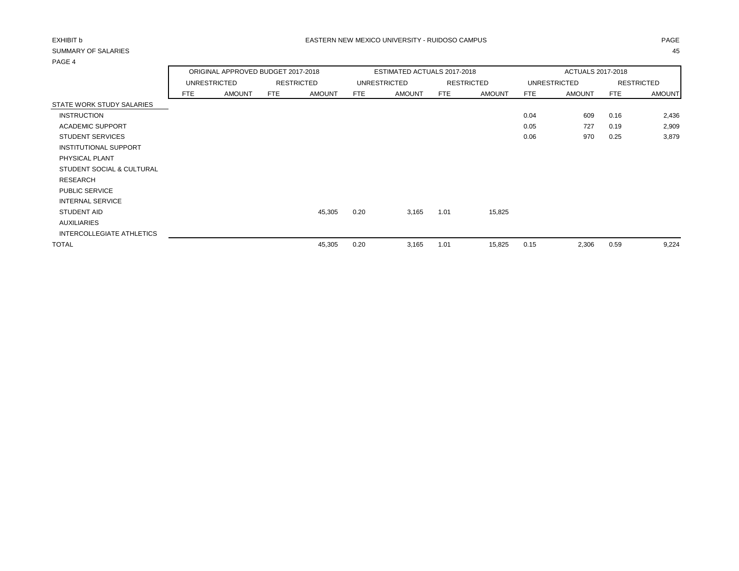EXHIBIT b

EASTERN NEW MEXICO UNIVERSITY - RUIDOSO CAMPUS

SUMMARY OF SALARIES

PAGE 4

| | ORIGINAL APPROVED BUDGET 2017-2018 | | | | ESTIMATED ACTUALS 2017-2018 | | | | ACTUALS 2017-2018 | | | |
|---|---|---|---|---|---|---|---|---|---|---|---|---|
| | UNRESTRICTED | | RESTRICTED | | UNRESTRICTED | | RESTRICTED | | UNRESTRICTED | | RESTRICTED | |
| | FTE | AMOUNT | FTE | AMOUNT | FTE | AMOUNT | FTE | AMOUNT | FTE | AMOUNT | FTE | AMOUNT |
| STATE WORK STUDY SALARIES | | | | | | | | | | | | |
| INSTRUCTION | | | | | | | | | 0.04 | 609 | 0.16 | 2,436 |
| ACADEMIC SUPPORT | | | | | | | | | 0.05 | 727 | 0.19 | 2,909 |
| STUDENT SERVICES | | | | | | | | | 0.06 | 970 | 0.25 | 3,879 |
| INSTITUTIONAL SUPPORT | | | | | | | | | | | | |
| PHYSICAL PLANT | | | | | | | | | | | | |
| STUDENT SOCIAL & CULTURAL | | | | | | | | | | | | |
| RESEARCH | | | | | | | | | | | | |
| PUBLIC SERVICE | | | | | | | | | | | | |
| INTERNAL SERVICE | | | | | | | | | | | | |
| STUDENT AID | | | | 45,305 | 0.20 | 3,165 | 1.01 | 15,825 | | | | |
| AUXILIARIES | | | | | | | | | | | | |
| INTERCOLLEGIATE ATHLETICS | | | | | | | | | | | | |
| TOTAL | | | | 45,305 | 0.20 | 3,165 | 1.01 | 15,825 | 0.15 | 2,306 | 0.59 | 9,224 |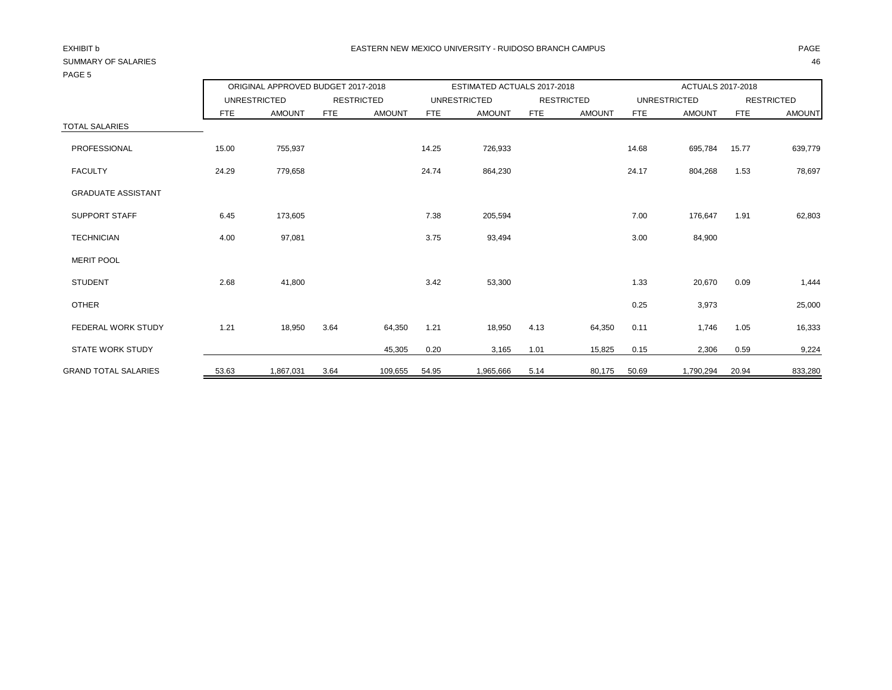EXHIBIT b

SUMMARY OF SALARIES

PAGE 5

EASTERN NEW MEXICO UNIVERSITY - RUIDOSO BRANCH CAMPUS

| | ORIGINAL APPROVED BUDGET 2017-2018 | | | | ESTIMATED ACTUALS 2017-2018 | | | | ACTUALS 2017-2018 | | | |
|---|---|---|---|---|---|---|---|---|---|---|---|---|
| | UNRESTRICTED | | RESTRICTED | | UNRESTRICTED | | RESTRICTED | | UNRESTRICTED | | RESTRICTED | |
| | FTE | AMOUNT | FTE | AMOUNT | FTE | AMOUNT | FTE | AMOUNT | FTE | AMOUNT | FTE | AMOUNT |
| TOTAL SALARIES | | | | | | | | | | | | |
| PROFESSIONAL | 15.00 | 755,937 | | | 14.25 | 726,933 | | | 14.68 | 695,784 | 15.77 | 639,779 |
| FACULTY | 24.29 | 779,658 | | | 24.74 | 864,230 | | | 24.17 | 804,268 | 1.53 | 78,697 |
| GRADUATE ASSISTANT | | | | | | | | | | | | |
| SUPPORT STAFF | 6.45 | 173,605 | | | 7.38 | 205,594 | | | 7.00 | 176,647 | 1.91 | 62,803 |
| TECHNICIAN | 4.00 | 97,081 | | | 3.75 | 93,494 | | | 3.00 | 84,900 | | |
| MERIT POOL | | | | | | | | | | | | |
| STUDENT | 2.68 | 41,800 | | | 3.42 | 53,300 | | | 1.33 | 20,670 | 0.09 | 1,444 |
| OTHER | | | | | | | | | 0.25 | 3,973 | | 25,000 |
| FEDERAL WORK STUDY | 1.21 | 18,950 | 3.64 | 64,350 | 1.21 | 18,950 | 4.13 | 64,350 | 0.11 | 1,746 | 1.05 | 16,333 |
| STATE WORK STUDY | | | | 45,305 | 0.20 | 3,165 | 1.01 | 15,825 | 0.15 | 2,306 | 0.59 | 9,224 |
| GRAND TOTAL SALARIES | 53.63 | 1,867,031 | 3.64 | 109,655 | 54.95 | 1,965,666 | 5.14 | 80,175 | 50.69 | 1,790,294 | 20.94 | 833,280 |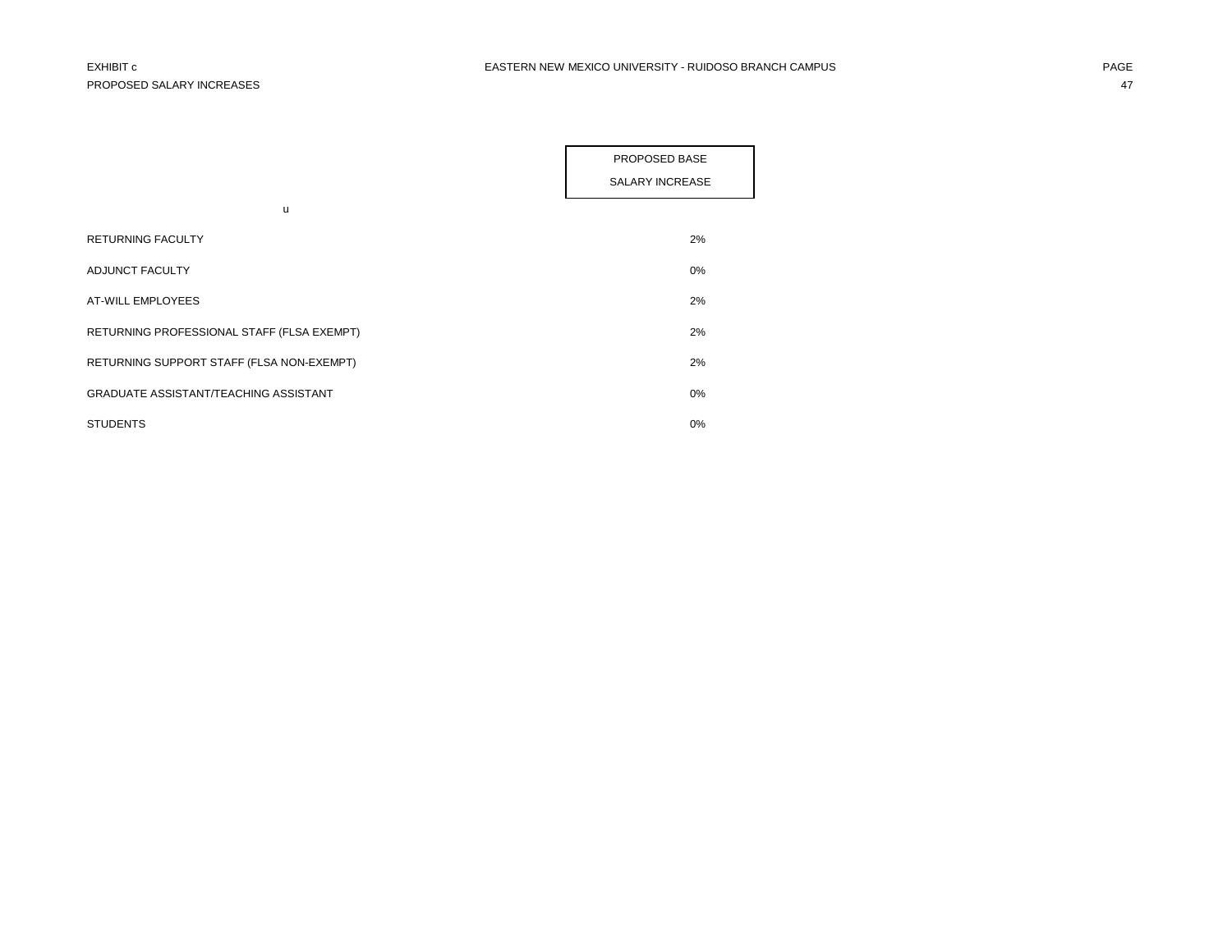EXHIBIT c

PROPOSED SALARY INCREASES

EASTERN NEW MEXICO UNIVERSITY - RUIDOSO BRANCH CAMPUS

| u | PROPOSED BASE SALARY INCREASE |
|---|---|
| RETURNING FACULTY | 2% |
| ADJUNCT FACULTY | 0% |
| AT-WILL EMPLOYEES | 2% |
| RETURNING PROFESSIONAL STAFF (FLSA EXEMPT) | 2% |
| RETURNING SUPPORT STAFF (FLSA NON-EXEMPT) | 2% |
| GRADUATE ASSISTANT/TEACHING ASSISTANT | 0% |
| STUDENTS | 0% |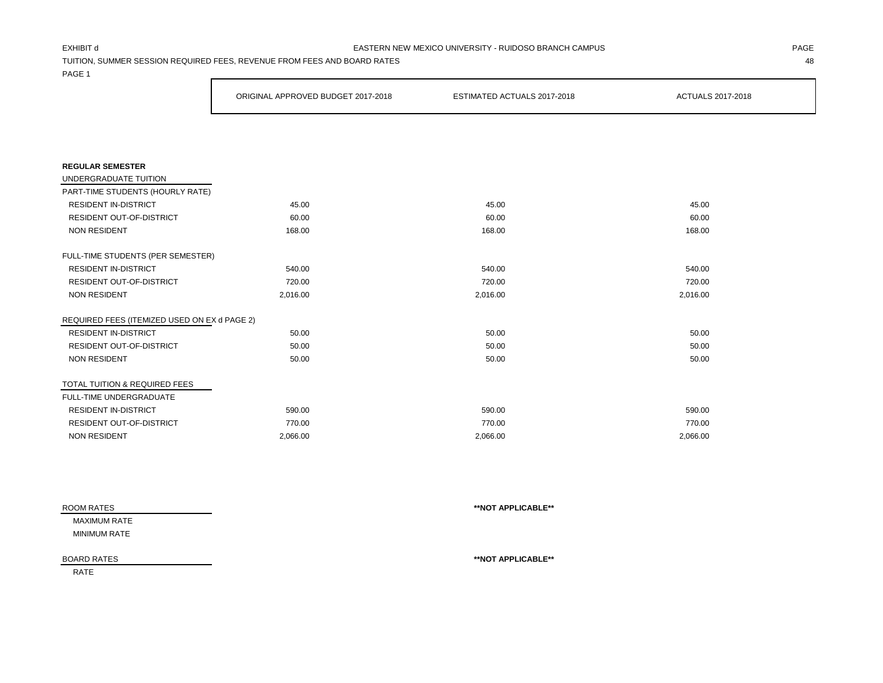EXHIBIT d

EASTERN NEW MEXICO UNIVERSITY - RUIDOSO BRANCH CAMPUS

TUITION, SUMMER SESSION REQUIRED FEES, REVENUE FROM FEES AND BOARD RATES

PAGE 1

| | ORIGINAL APPROVED BUDGET 2017-2018 | ESTIMATED ACTUALS 2017-2018 | ACTUALS 2017-2018 |
|---|---|---|---|
| **REGULAR SEMESTER** | | | |
| UNDERGRADUATE TUITION | | | |
| PART-TIME STUDENTS (HOURLY RATE) | | | |
| RESIDENT IN-DISTRICT | 45.00 | 45.00 | 45.00 |
| RESIDENT OUT-OF-DISTRICT | 60.00 | 60.00 | 60.00 |
| NON RESIDENT | 168.00 | 168.00 | 168.00 |
| FULL-TIME STUDENTS (PER SEMESTER) | | | |
| RESIDENT IN-DISTRICT | 540.00 | 540.00 | 540.00 |
| RESIDENT OUT-OF-DISTRICT | 720.00 | 720.00 | 720.00 |
| NON RESIDENT | 2,016.00 | 2,016.00 | 2,016.00 |
| REQUIRED FEES (ITEMIZED USED ON EX d PAGE 2) | | | |
| RESIDENT IN-DISTRICT | 50.00 | 50.00 | 50.00 |
| RESIDENT OUT-OF-DISTRICT | 50.00 | 50.00 | 50.00 |
| NON RESIDENT | 50.00 | 50.00 | 50.00 |
| TOTAL TUITION & REQUIRED FEES | | | |
| FULL-TIME UNDERGRADUATE | | | |
| RESIDENT IN-DISTRICT | 590.00 | 590.00 | 590.00 |
| RESIDENT OUT-OF-DISTRICT | 770.00 | 770.00 | 770.00 |
| NON RESIDENT | 2,066.00 | 2,066.00 | 2,066.00 |

ROOM RATES — **\*\*NOT APPLICABLE\*\***

MAXIMUM RATE

MINIMUM RATE

BOARD RATES — **\*\*NOT APPLICABLE\*\***

RATE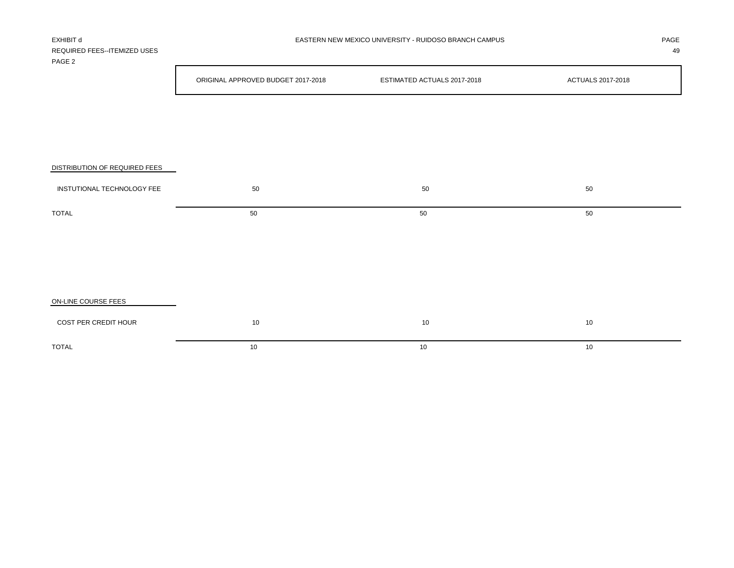EXHIBIT d

REQUIRED FEES--ITEMIZED USES

PAGE 2

EASTERN NEW MEXICO UNIVERSITY - RUIDOSO BRANCH CAMPUS

| | ORIGINAL APPROVED BUDGET 2017-2018 | ESTIMATED ACTUALS 2017-2018 | ACTUALS 2017-2018 |
|---|---|---|---|
| **DISTRIBUTION OF REQUIRED FEES** | | | |
| INSTUTIONAL TECHNOLOGY FEE | 50 | 50 | 50 |
| TOTAL | 50 | 50 | 50 |
| **ON-LINE COURSE FEES** | | | |
| COST PER CREDIT HOUR | 10 | 10 | 10 |
| TOTAL | 10 | 10 | 10 |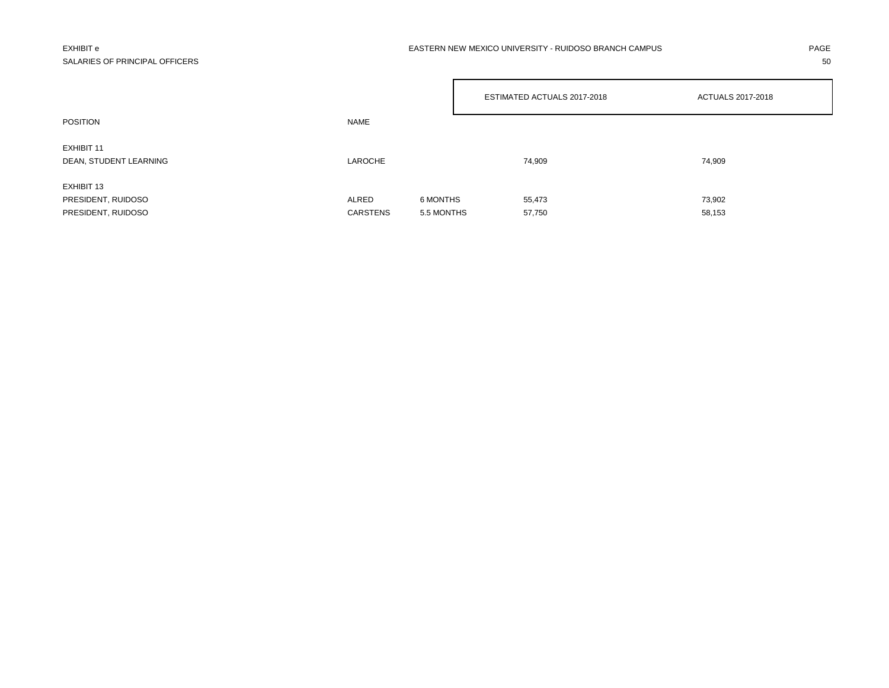EXHIBIT e

SALARIES OF PRINCIPAL OFFICERS

EASTERN NEW MEXICO UNIVERSITY - RUIDOSO BRANCH CAMPUS

| POSITION | NAME | | ESTIMATED ACTUALS 2017-2018 | ACTUALS 2017-2018 |
|---|---|---|---|---|
| EXHIBIT 11 | | | | |
| DEAN, STUDENT LEARNING | LAROCHE | | 74,909 | 74,909 |
| EXHIBIT 13 | | | | |
| PRESIDENT, RUIDOSO | ALRED | 6 MONTHS | 55,473 | 73,902 |
| PRESIDENT, RUIDOSO | CARSTENS | 5.5 MONTHS | 57,750 | 58,153 |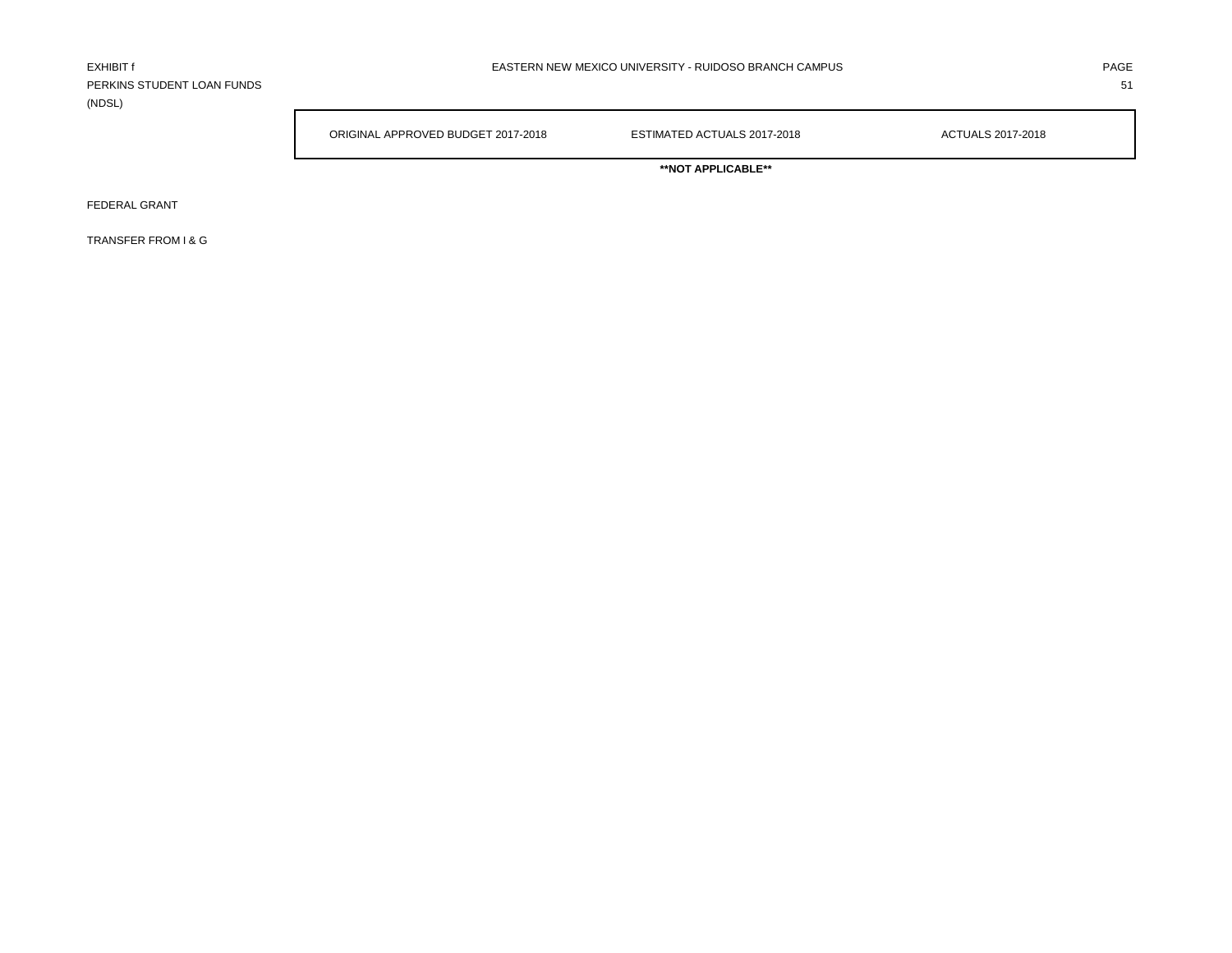EXHIBIT f

PERKINS STUDENT LOAN FUNDS (NDSL)

EASTERN NEW MEXICO UNIVERSITY - RUIDOSO BRANCH CAMPUS

| | ORIGINAL APPROVED BUDGET 2017-2018 | ESTIMATED ACTUALS 2017-2018 | ACTUALS 2017-2018 |
|---|---|---|---|
| | | **\*\*NOT APPLICABLE\*\*** | |
| FEDERAL GRANT | | | |
| TRANSFER FROM I & G | | | |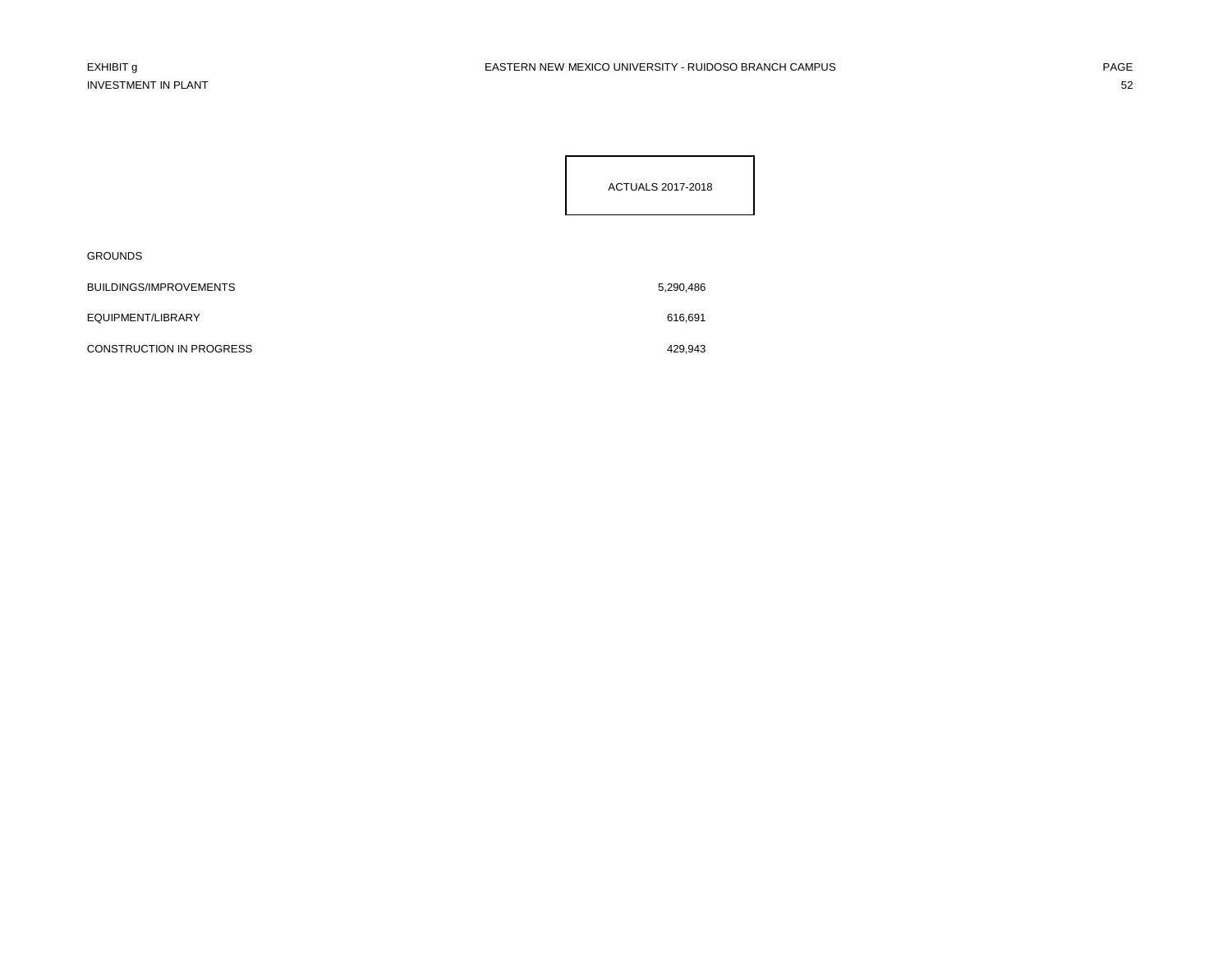EXHIBIT g

INVESTMENT IN PLANT

EASTERN NEW MEXICO UNIVERSITY - RUIDOSO BRANCH CAMPUS

| | ACTUALS 2017-2018 |
|---|---|
| GROUNDS | |
| BUILDINGS/IMPROVEMENTS | 5,290,486 |
| EQUIPMENT/LIBRARY | 616,691 |
| CONSTRUCTION IN PROGRESS | 429,943 |